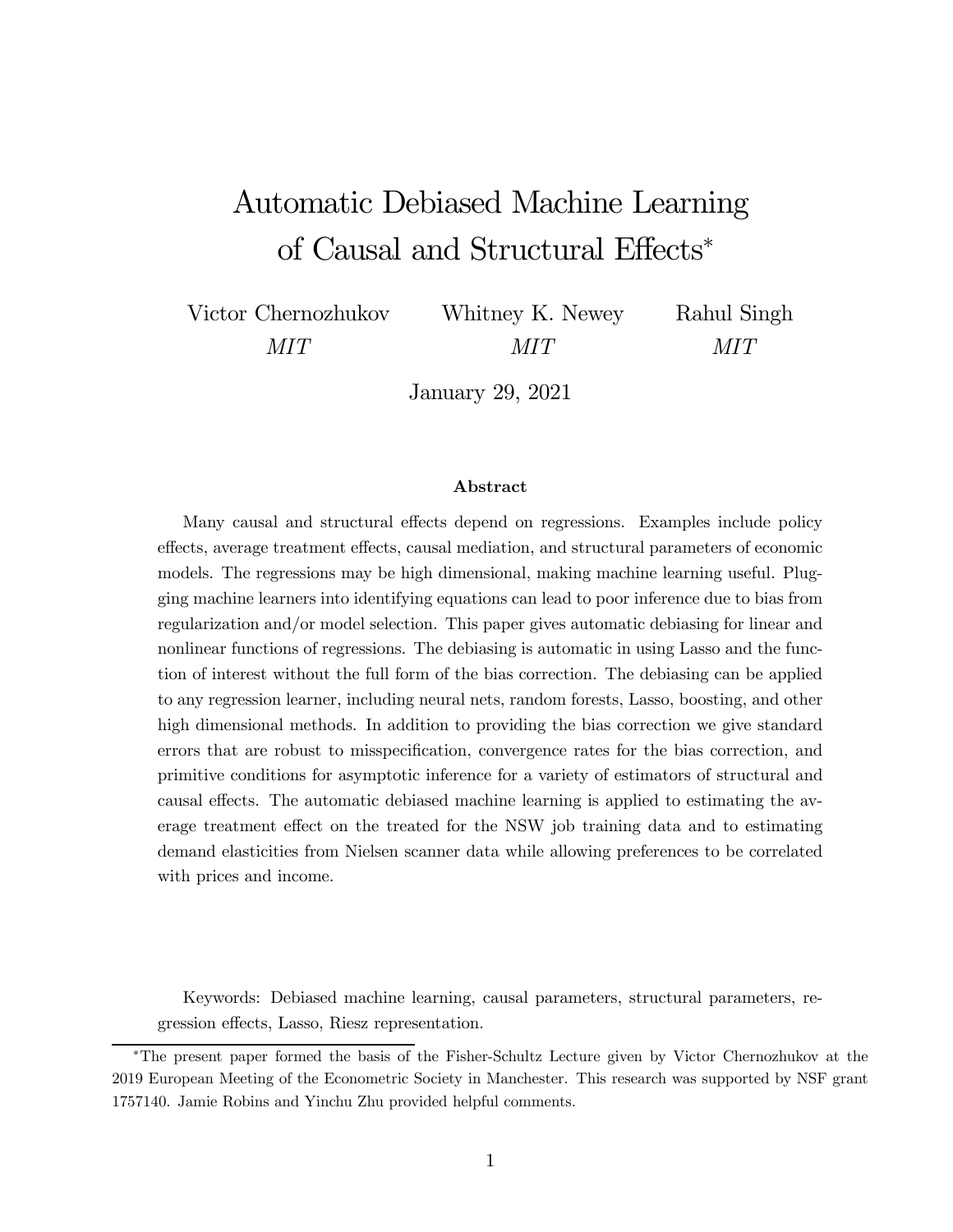# Automatic Debiased Machine Learning of Causal and Structural Effects[*]

Victor Chernozhukov — *MIT*

Whitney K. Newey — *MIT*

Rahul Singh — *MIT*

January 29, 2021

### Abstract

Many causal and structural effects depend on regressions. Examples include policy effects, average treatment effects, causal mediation, and structural parameters of economic models. The regressions may be high dimensional, making machine learning useful. Plugging machine learners into identifying equations can lead to poor inference due to bias from regularization and/or model selection. This paper gives automatic debiasing for linear and nonlinear functions of regressions. The debiasing is automatic in using Lasso and the function of interest without the full form of the bias correction. The debiasing can be applied to any regression learner, including neural nets, random forests, Lasso, boosting, and other high dimensional methods. In addition to providing the bias correction we give standard errors that are robust to misspecification, convergence rates for the bias correction, and primitive conditions for asymptotic inference for a variety of estimators of structural and causal effects. The automatic debiased machine learning is applied to estimating the average treatment effect on the treated for the NSW job training data and to estimating demand elasticities from Nielsen scanner data while allowing preferences to be correlated with prices and income.

Keywords: Debiased machine learning, causal parameters, structural parameters, regression effects, Lasso, Riesz representation.

[*]The present paper formed the basis of the Fisher-Schultz Lecture given by Victor Chernozhukov at the 2019 European Meeting of the Econometric Society in Manchester. This research was supported by NSF grant 1757140. Jamie Robins and Yinchu Zhu provided helpful comments.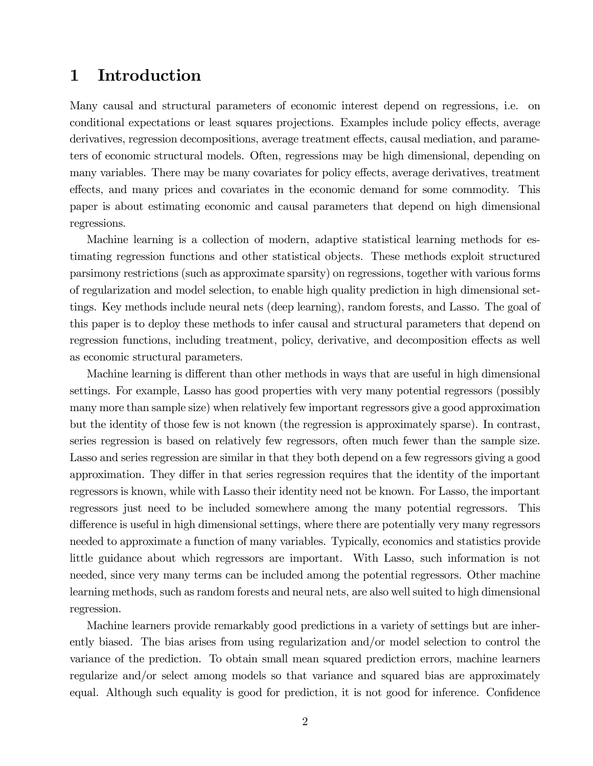# 1 Introduction

Many causal and structural parameters of economic interest depend on regressions, i.e. on conditional expectations or least squares projections. Examples include policy effects, average derivatives, regression decompositions, average treatment effects, causal mediation, and parameters of economic structural models. Often, regressions may be high dimensional, depending on many variables. There may be many covariates for policy effects, average derivatives, treatment effects, and many prices and covariates in the economic demand for some commodity. This paper is about estimating economic and causal parameters that depend on high dimensional regressions.

Machine learning is a collection of modern, adaptive statistical learning methods for estimating regression functions and other statistical objects. These methods exploit structured parsimony restrictions (such as approximate sparsity) on regressions, together with various forms of regularization and model selection, to enable high quality prediction in high dimensional settings. Key methods include neural nets (deep learning), random forests, and Lasso. The goal of this paper is to deploy these methods to infer causal and structural parameters that depend on regression functions, including treatment, policy, derivative, and decomposition effects as well as economic structural parameters.

Machine learning is different than other methods in ways that are useful in high dimensional settings. For example, Lasso has good properties with very many potential regressors (possibly many more than sample size) when relatively few important regressors give a good approximation but the identity of those few is not known (the regression is approximately sparse). In contrast, series regression is based on relatively few regressors, often much fewer than the sample size. Lasso and series regression are similar in that they both depend on a few regressors giving a good approximation. They differ in that series regression requires that the identity of the important regressors is known, while with Lasso their identity need not be known. For Lasso, the important regressors just need to be included somewhere among the many potential regressors. This difference is useful in high dimensional settings, where there are potentially very many regressors needed to approximate a function of many variables. Typically, economics and statistics provide little guidance about which regressors are important. With Lasso, such information is not needed, since very many terms can be included among the potential regressors. Other machine learning methods, such as random forests and neural nets, are also well suited to high dimensional regression.

Machine learners provide remarkably good predictions in a variety of settings but are inherently biased. The bias arises from using regularization and/or model selection to control the variance of the prediction. To obtain small mean squared prediction errors, machine learners regularize and/or select among models so that variance and squared bias are approximately equal. Although such equality is good for prediction, it is not good for inference. Confidence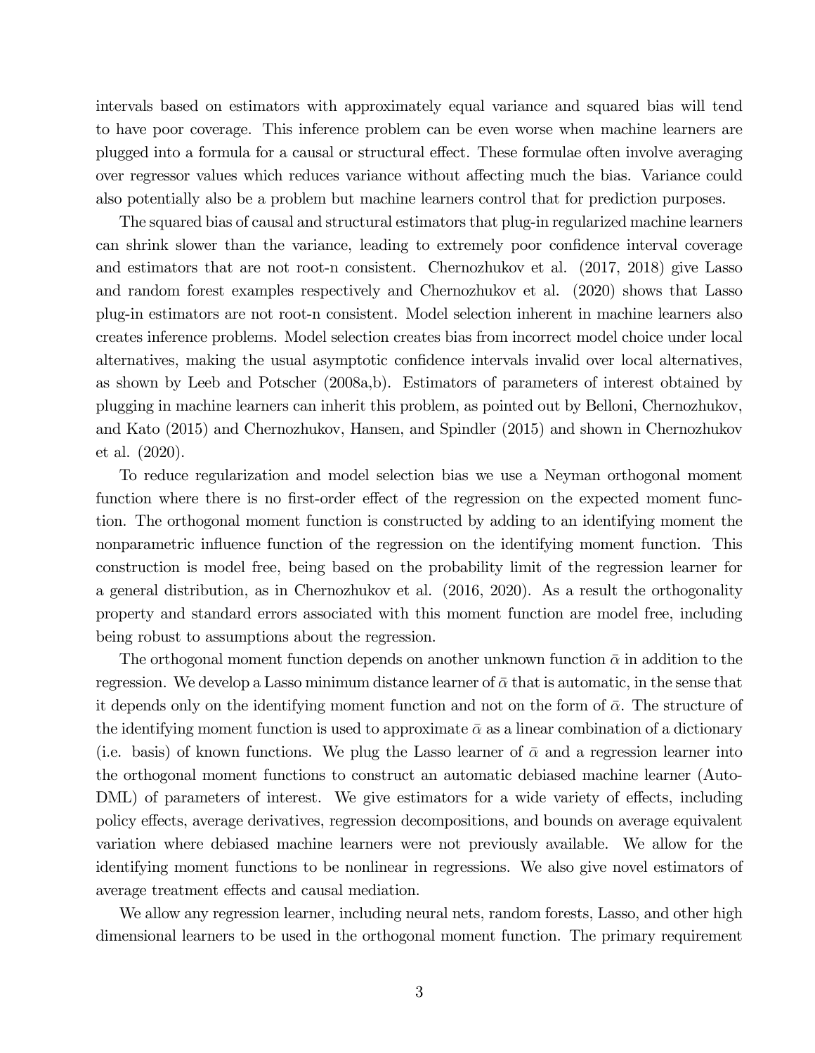intervals based on estimators with approximately equal variance and squared bias will tend to have poor coverage. This inference problem can be even worse when machine learners are plugged into a formula for a causal or structural effect. These formulae often involve averaging over regressor values which reduces variance without affecting much the bias. Variance could also potentially also be a problem but machine learners control that for prediction purposes.

The squared bias of causal and structural estimators that plug-in regularized machine learners can shrink slower than the variance, leading to extremely poor confidence interval coverage and estimators that are not root-n consistent. Chernozhukov et al. (2017, 2018) give Lasso and random forest examples respectively and Chernozhukov et al. (2020) shows that Lasso plug-in estimators are not root-n consistent. Model selection inherent in machine learners also creates inference problems. Model selection creates bias from incorrect model choice under local alternatives, making the usual asymptotic confidence intervals invalid over local alternatives, as shown by Leeb and Potscher (2008a,b). Estimators of parameters of interest obtained by plugging in machine learners can inherit this problem, as pointed out by Belloni, Chernozhukov, and Kato (2015) and Chernozhukov, Hansen, and Spindler (2015) and shown in Chernozhukov et al. (2020).

To reduce regularization and model selection bias we use a Neyman orthogonal moment function where there is no first-order effect of the regression on the expected moment function. The orthogonal moment function is constructed by adding to an identifying moment the nonparametric influence function of the regression on the identifying moment function. This construction is model free, being based on the probability limit of the regression learner for a general distribution, as in Chernozhukov et al. (2016, 2020). As a result the orthogonality property and standard errors associated with this moment function are model free, including being robust to assumptions about the regression.

The orthogonal moment function depends on another unknown function $\bar{\alpha}$ in addition to the regression. We develop a Lasso minimum distance learner of $\bar{\alpha}$ that is automatic, in the sense that it depends only on the identifying moment function and not on the form of $\bar{\alpha}$. The structure of the identifying moment function is used to approximate $\bar{\alpha}$ as a linear combination of a dictionary (i.e. basis) of known functions. We plug the Lasso learner of $\bar{\alpha}$ and a regression learner into the orthogonal moment functions to construct an automatic debiased machine learner (Auto-DML) of parameters of interest. We give estimators for a wide variety of effects, including policy effects, average derivatives, regression decompositions, and bounds on average equivalent variation where debiased machine learners were not previously available. We allow for the identifying moment functions to be nonlinear in regressions. We also give novel estimators of average treatment effects and causal mediation.

We allow any regression learner, including neural nets, random forests, Lasso, and other high dimensional learners to be used in the orthogonal moment function. The primary requirement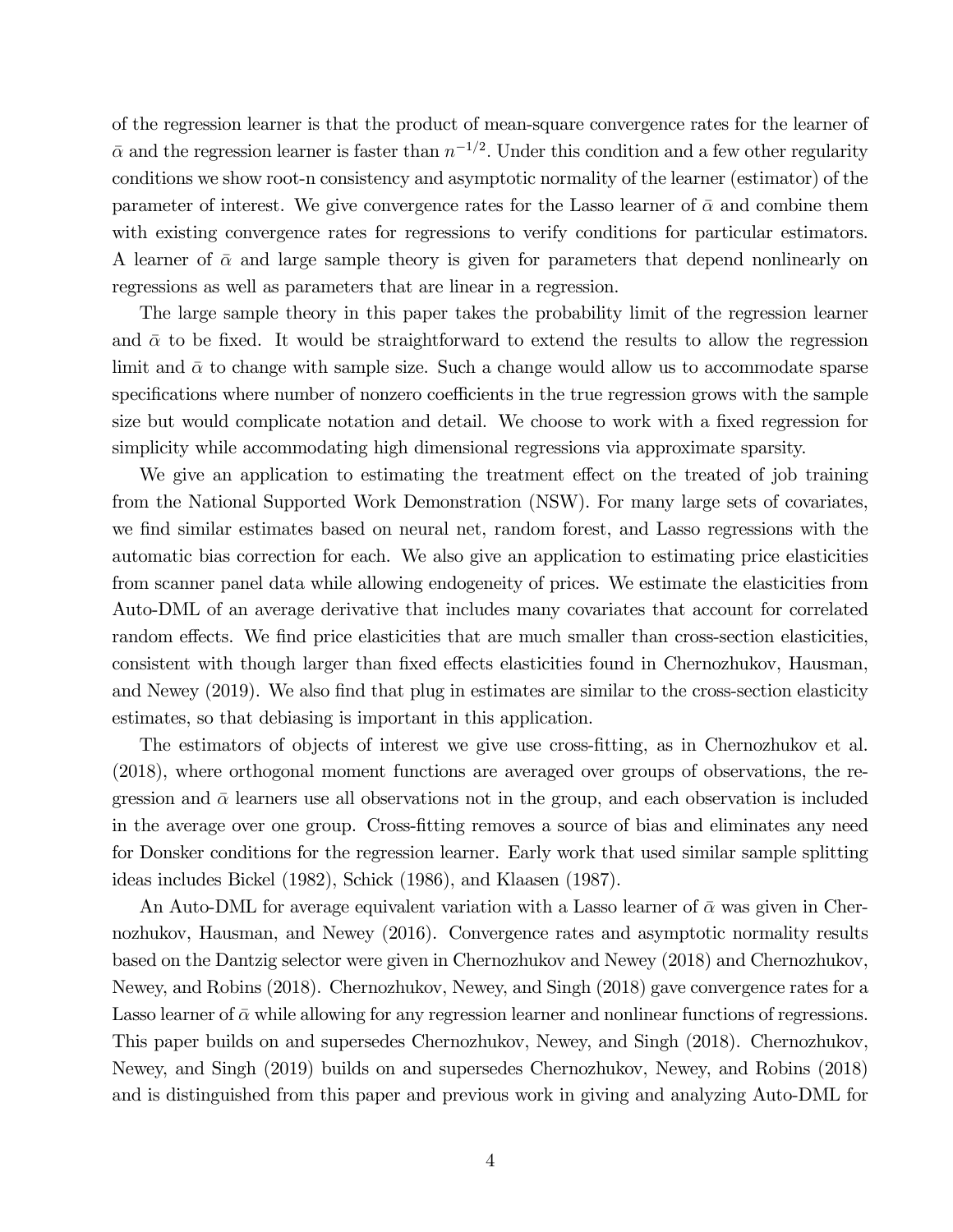of the regression learner is that the product of mean-square convergence rates for the learner of $\bar{\alpha}$ and the regression learner is faster than $n^{-1/2}$. Under this condition and a few other regularity conditions we show root-n consistency and asymptotic normality of the learner (estimator) of the parameter of interest. We give convergence rates for the Lasso learner of $\bar{\alpha}$ and combine them with existing convergence rates for regressions to verify conditions for particular estimators. A learner of $\bar{\alpha}$ and large sample theory is given for parameters that depend nonlinearly on regressions as well as parameters that are linear in a regression.

The large sample theory in this paper takes the probability limit of the regression learner and $\bar{\alpha}$ to be fixed. It would be straightforward to extend the results to allow the regression limit and $\bar{\alpha}$ to change with sample size. Such a change would allow us to accommodate sparse specifications where number of nonzero coefficients in the true regression grows with the sample size but would complicate notation and detail. We choose to work with a fixed regression for simplicity while accommodating high dimensional regressions via approximate sparsity.

We give an application to estimating the treatment effect on the treated of job training from the National Supported Work Demonstration (NSW). For many large sets of covariates, we find similar estimates based on neural net, random forest, and Lasso regressions with the automatic bias correction for each. We also give an application to estimating price elasticities from scanner panel data while allowing endogeneity of prices. We estimate the elasticities from Auto-DML of an average derivative that includes many covariates that account for correlated random effects. We find price elasticities that are much smaller than cross-section elasticities, consistent with though larger than fixed effects elasticities found in Chernozhukov, Hausman, and Newey (2019). We also find that plug in estimates are similar to the cross-section elasticity estimates, so that debiasing is important in this application.

The estimators of objects of interest we give use cross-fitting, as in Chernozhukov et al. (2018), where orthogonal moment functions are averaged over groups of observations, the regression and $\bar{\alpha}$ learners use all observations not in the group, and each observation is included in the average over one group. Cross-fitting removes a source of bias and eliminates any need for Donsker conditions for the regression learner. Early work that used similar sample splitting ideas includes Bickel (1982), Schick (1986), and Klaasen (1987).

An Auto-DML for average equivalent variation with a Lasso learner of $\bar{\alpha}$ was given in Chernozhukov, Hausman, and Newey (2016). Convergence rates and asymptotic normality results based on the Dantzig selector were given in Chernozhukov and Newey (2018) and Chernozhukov, Newey, and Robins (2018). Chernozhukov, Newey, and Singh (2018) gave convergence rates for a Lasso learner of $\bar{\alpha}$ while allowing for any regression learner and nonlinear functions of regressions. This paper builds on and supersedes Chernozhukov, Newey, and Singh (2018). Chernozhukov, Newey, and Singh (2019) builds on and supersedes Chernozhukov, Newey, and Robins (2018) and is distinguished from this paper and previous work in giving and analyzing Auto-DML for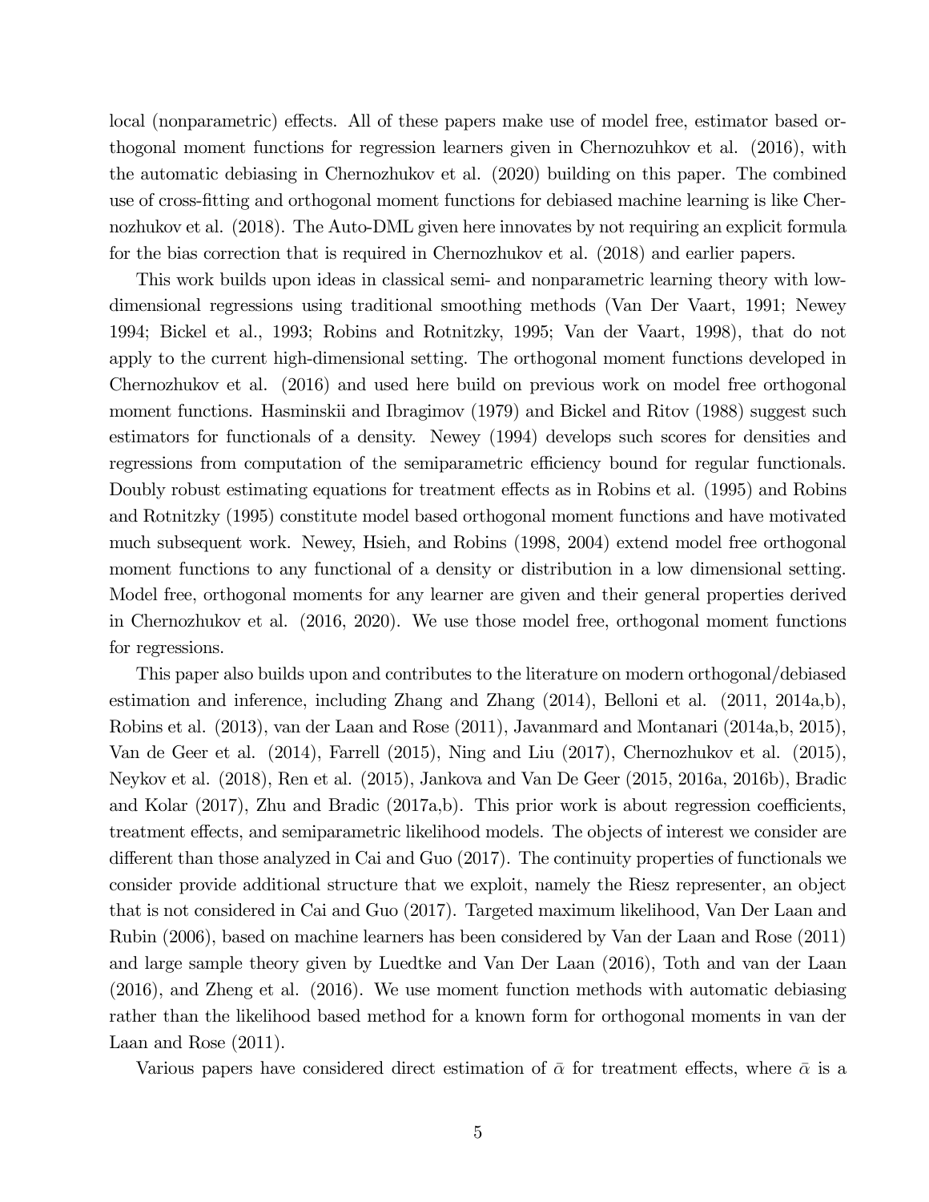local (nonparametric) effects. All of these papers make use of model free, estimator based orthogonal moment functions for regression learners given in Chernozuhkov et al. (2016), with the automatic debiasing in Chernozhukov et al. (2020) building on this paper. The combined use of cross-fitting and orthogonal moment functions for debiased machine learning is like Chernozhukov et al. (2018). The Auto-DML given here innovates by not requiring an explicit formula for the bias correction that is required in Chernozhukov et al. (2018) and earlier papers.

This work builds upon ideas in classical semi- and nonparametric learning theory with low-dimensional regressions using traditional smoothing methods (Van Der Vaart, 1991; Newey 1994; Bickel et al., 1993; Robins and Rotnitzky, 1995; Van der Vaart, 1998), that do not apply to the current high-dimensional setting. The orthogonal moment functions developed in Chernozhukov et al. (2016) and used here build on previous work on model free orthogonal moment functions. Hasminskii and Ibragimov (1979) and Bickel and Ritov (1988) suggest such estimators for functionals of a density. Newey (1994) develops such scores for densities and regressions from computation of the semiparametric efficiency bound for regular functionals. Doubly robust estimating equations for treatment effects as in Robins et al. (1995) and Robins and Rotnitzky (1995) constitute model based orthogonal moment functions and have motivated much subsequent work. Newey, Hsieh, and Robins (1998, 2004) extend model free orthogonal moment functions to any functional of a density or distribution in a low dimensional setting. Model free, orthogonal moments for any learner are given and their general properties derived in Chernozhukov et al. (2016, 2020). We use those model free, orthogonal moment functions for regressions.

This paper also builds upon and contributes to the literature on modern orthogonal/debiased estimation and inference, including Zhang and Zhang (2014), Belloni et al. (2011, 2014a,b), Robins et al. (2013), van der Laan and Rose (2011), Javanmard and Montanari (2014a,b, 2015), Van de Geer et al. (2014), Farrell (2015), Ning and Liu (2017), Chernozhukov et al. (2015), Neykov et al. (2018), Ren et al. (2015), Jankova and Van De Geer (2015, 2016a, 2016b), Bradic and Kolar (2017), Zhu and Bradic (2017a,b). This prior work is about regression coefficients, treatment effects, and semiparametric likelihood models. The objects of interest we consider are different than those analyzed in Cai and Guo (2017). The continuity properties of functionals we consider provide additional structure that we exploit, namely the Riesz representer, an object that is not considered in Cai and Guo (2017). Targeted maximum likelihood, Van Der Laan and Rubin (2006), based on machine learners has been considered by Van der Laan and Rose (2011) and large sample theory given by Luedtke and Van Der Laan (2016), Toth and van der Laan (2016), and Zheng et al. (2016). We use moment function methods with automatic debiasing rather than the likelihood based method for a known form for orthogonal moments in van der Laan and Rose (2011).

Various papers have considered direct estimation of $\bar{\alpha}$ for treatment effects, where $\bar{\alpha}$ is a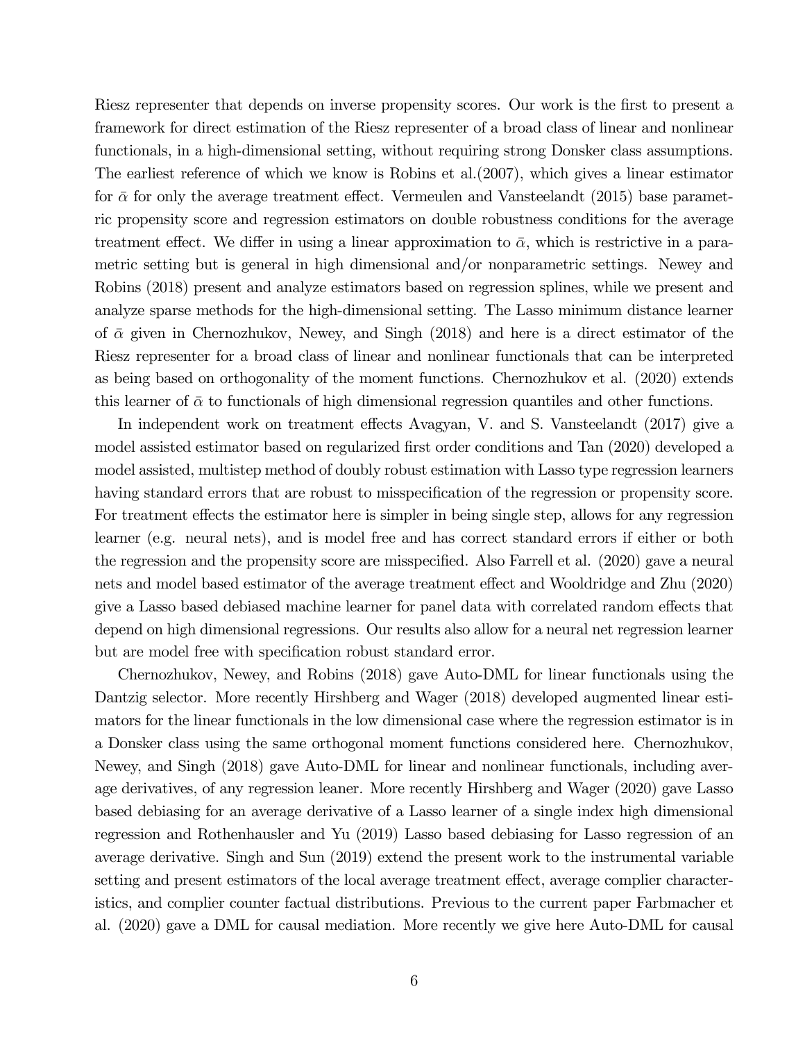Riesz representer that depends on inverse propensity scores. Our work is the first to present a framework for direct estimation of the Riesz representer of a broad class of linear and nonlinear functionals, in a high-dimensional setting, without requiring strong Donsker class assumptions. The earliest reference of which we know is Robins et al.(2007), which gives a linear estimator for $\bar{\alpha}$ for only the average treatment effect. Vermeulen and Vansteelandt (2015) base parametric propensity score and regression estimators on double robustness conditions for the average treatment effect. We differ in using a linear approximation to $\bar{\alpha}$, which is restrictive in a parametric setting but is general in high dimensional and/or nonparametric settings. Newey and Robins (2018) present and analyze estimators based on regression splines, while we present and analyze sparse methods for the high-dimensional setting. The Lasso minimum distance learner of $\bar{\alpha}$ given in Chernozhukov, Newey, and Singh (2018) and here is a direct estimator of the Riesz representer for a broad class of linear and nonlinear functionals that can be interpreted as being based on orthogonality of the moment functions. Chernozhukov et al. (2020) extends this learner of $\bar{\alpha}$ to functionals of high dimensional regression quantiles and other functions.

In independent work on treatment effects Avagyan, V. and S. Vansteelandt (2017) give a model assisted estimator based on regularized first order conditions and Tan (2020) developed a model assisted, multistep method of doubly robust estimation with Lasso type regression learners having standard errors that are robust to misspecification of the regression or propensity score. For treatment effects the estimator here is simpler in being single step, allows for any regression learner (e.g. neural nets), and is model free and has correct standard errors if either or both the regression and the propensity score are misspecified. Also Farrell et al. (2020) gave a neural nets and model based estimator of the average treatment effect and Wooldridge and Zhu (2020) give a Lasso based debiased machine learner for panel data with correlated random effects that depend on high dimensional regressions. Our results also allow for a neural net regression learner but are model free with specification robust standard error.

Chernozhukov, Newey, and Robins (2018) gave Auto-DML for linear functionals using the Dantzig selector. More recently Hirshberg and Wager (2018) developed augmented linear estimators for the linear functionals in the low dimensional case where the regression estimator is in a Donsker class using the same orthogonal moment functions considered here. Chernozhukov, Newey, and Singh (2018) gave Auto-DML for linear and nonlinear functionals, including average derivatives, of any regression leaner. More recently Hirshberg and Wager (2020) gave Lasso based debiasing for an average derivative of a Lasso learner of a single index high dimensional regression and Rothenhausler and Yu (2019) Lasso based debiasing for Lasso regression of an average derivative. Singh and Sun (2019) extend the present work to the instrumental variable setting and present estimators of the local average treatment effect, average complier characteristics, and complier counter factual distributions. Previous to the current paper Farbmacher et al. (2020) gave a DML for causal mediation. More recently we give here Auto-DML for causal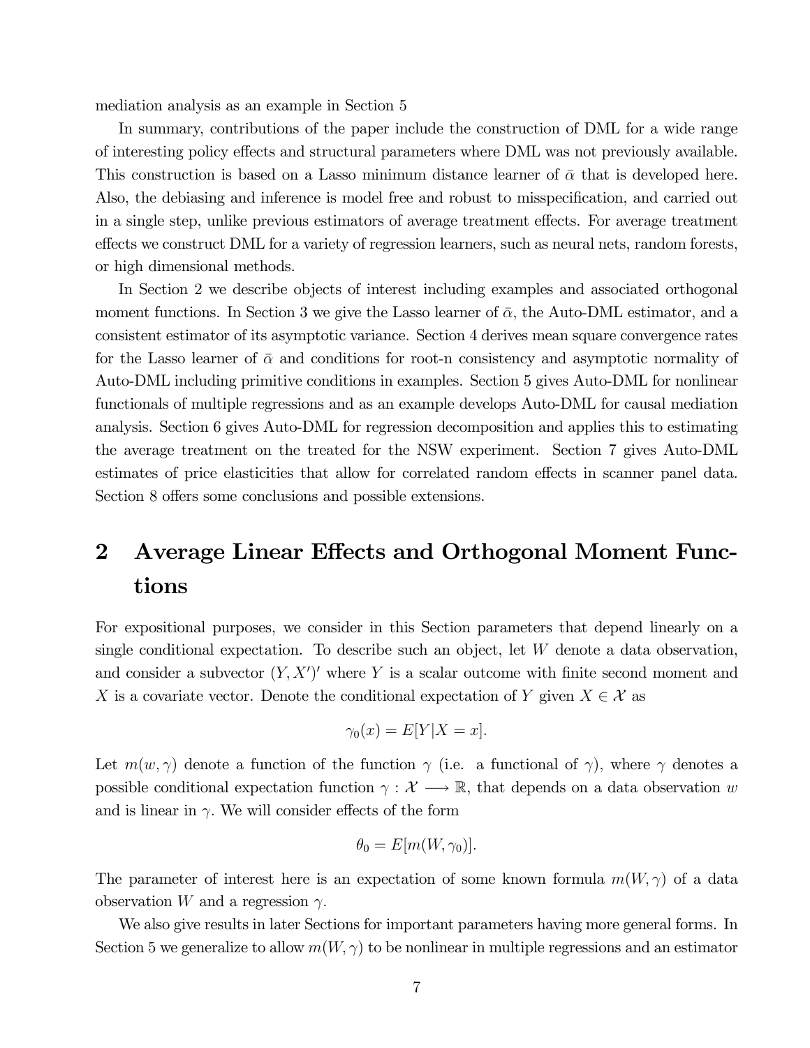mediation analysis as an example in Section 5

In summary, contributions of the paper include the construction of DML for a wide range of interesting policy effects and structural parameters where DML was not previously available. This construction is based on a Lasso minimum distance learner of $\bar{\alpha}$ that is developed here. Also, the debiasing and inference is model free and robust to misspecification, and carried out in a single step, unlike previous estimators of average treatment effects. For average treatment effects we construct DML for a variety of regression learners, such as neural nets, random forests, or high dimensional methods.

In Section 2 we describe objects of interest including examples and associated orthogonal moment functions. In Section 3 we give the Lasso learner of $\bar{\alpha}$, the Auto-DML estimator, and a consistent estimator of its asymptotic variance. Section 4 derives mean square convergence rates for the Lasso learner of $\bar{\alpha}$ and conditions for root-n consistency and asymptotic normality of Auto-DML including primitive conditions in examples. Section 5 gives Auto-DML for nonlinear functionals of multiple regressions and as an example develops Auto-DML for causal mediation analysis. Section 6 gives Auto-DML for regression decomposition and applies this to estimating the average treatment on the treated for the NSW experiment. Section 7 gives Auto-DML estimates of price elasticities that allow for correlated random effects in scanner panel data. Section 8 offers some conclusions and possible extensions.

# 2 Average Linear Effects and Orthogonal Moment Functions

For expositional purposes, we consider in this Section parameters that depend linearly on a single conditional expectation. To describe such an object, let $W$ denote a data observation, and consider a subvector $(Y, X')'$ where $Y$ is a scalar outcome with finite second moment and $X$ is a covariate vector. Denote the conditional expectation of $Y$ given $X \in \mathcal{X}$ as

$$\gamma_0(x) = E[Y|X = x].$$

Let $m(w, \gamma)$ denote a function of the function $\gamma$ (i.e. a functional of $\gamma$), where $\gamma$ denotes a possible conditional expectation function $\gamma : \mathcal{X} \longrightarrow \mathbb{R}$, that depends on a data observation $w$ and is linear in $\gamma$. We will consider effects of the form

$$\theta_0 = E[m(W, \gamma_0)].$$

The parameter of interest here is an expectation of some known formula $m(W, \gamma)$ of a data observation $W$ and a regression $\gamma$.

We also give results in later Sections for important parameters having more general forms. In Section 5 we generalize to allow $m(W, \gamma)$ to be nonlinear in multiple regressions and an estimator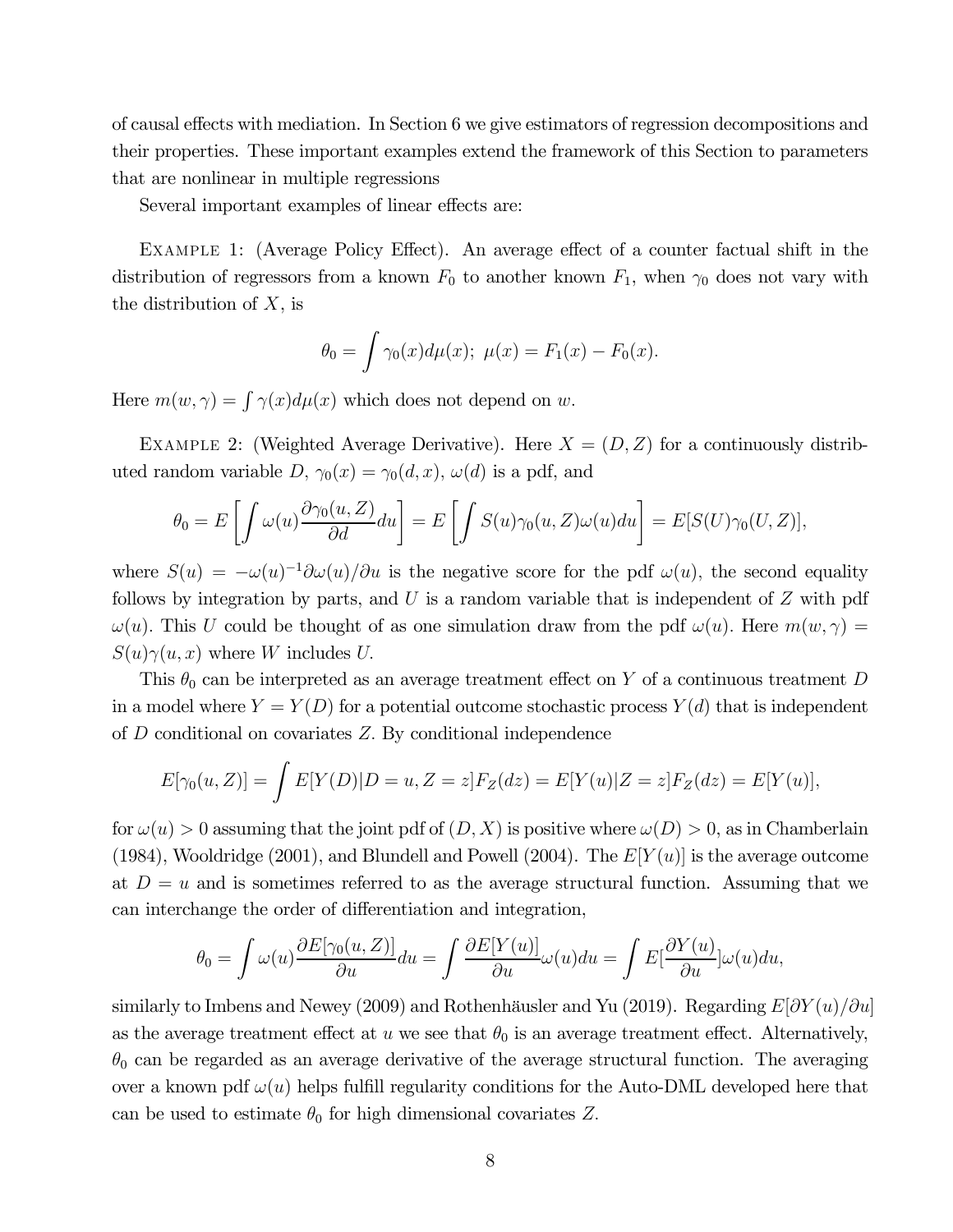of causal effects with mediation. In Section 6 we give estimators of regression decompositions and their properties. These important examples extend the framework of this Section to parameters that are nonlinear in multiple regressions

Several important examples of linear effects are:

EXAMPLE 1: (Average Policy Effect). An average effect of a counter factual shift in the distribution of regressors from a known $F_0$ to another known $F_1$, when $\gamma_0$ does not vary with the distribution of $X$, is

$$\theta_0 = \int \gamma_0(x) d\mu(x); \; \mu(x) = F_1(x) - F_0(x).$$

Here $m(w, \gamma) = \int \gamma(x) d\mu(x)$ which does not depend on $w$.

EXAMPLE 2: (Weighted Average Derivative). Here $X = (D, Z)$ for a continuously distributed random variable $D$, $\gamma_0(x) = \gamma_0(d, x)$, $\omega(d)$ is a pdf, and

$$\theta_0 = E\left[\int \omega(u) \frac{\partial \gamma_0(u, Z)}{\partial d} du\right] = E\left[\int S(u)\gamma_0(u, Z)\omega(u) du\right] = E[S(U)\gamma_0(U, Z)],$$

where $S(u) = -\omega(u)^{-1}\partial\omega(u)/\partial u$ is the negative score for the pdf $\omega(u)$, the second equality follows by integration by parts, and $U$ is a random variable that is independent of $Z$ with pdf $\omega(u)$. This $U$ could be thought of as one simulation draw from the pdf $\omega(u)$. Here $m(w, \gamma) = S(u)\gamma(u, x)$ where $W$ includes $U$.

This $\theta_0$ can be interpreted as an average treatment effect on $Y$ of a continuous treatment $D$ in a model where $Y = Y(D)$ for a potential outcome stochastic process $Y(d)$ that is independent of $D$ conditional on covariates $Z$. By conditional independence

$$E[\gamma_0(u, Z)] = \int E[Y(D)|D = u, Z = z] F_Z(dz) = E[Y(u)|Z = z] F_Z(dz) = E[Y(u)],$$

for $\omega(u) > 0$ assuming that the joint pdf of $(D, X)$ is positive where $\omega(D) > 0$, as in Chamberlain (1984), Wooldridge (2001), and Blundell and Powell (2004). The $E[Y(u)]$ is the average outcome at $D = u$ and is sometimes referred to as the average structural function. Assuming that we can interchange the order of differentiation and integration,

$$\theta_0 = \int \omega(u) \frac{\partial E[\gamma_0(u, Z)]}{\partial u} du = \int \frac{\partial E[Y(u)]}{\partial u} \omega(u) du = \int E[\frac{\partial Y(u)}{\partial u}] \omega(u) du,$$

similarly to Imbens and Newey (2009) and Rothenhäusler and Yu (2019). Regarding $E[\partial Y(u)/\partial u]$ as the average treatment effect at $u$ we see that $\theta_0$ is an average treatment effect. Alternatively, $\theta_0$ can be regarded as an average derivative of the average structural function. The averaging over a known pdf $\omega(u)$ helps fulfill regularity conditions for the Auto-DML developed here that can be used to estimate $\theta_0$ for high dimensional covariates $Z$.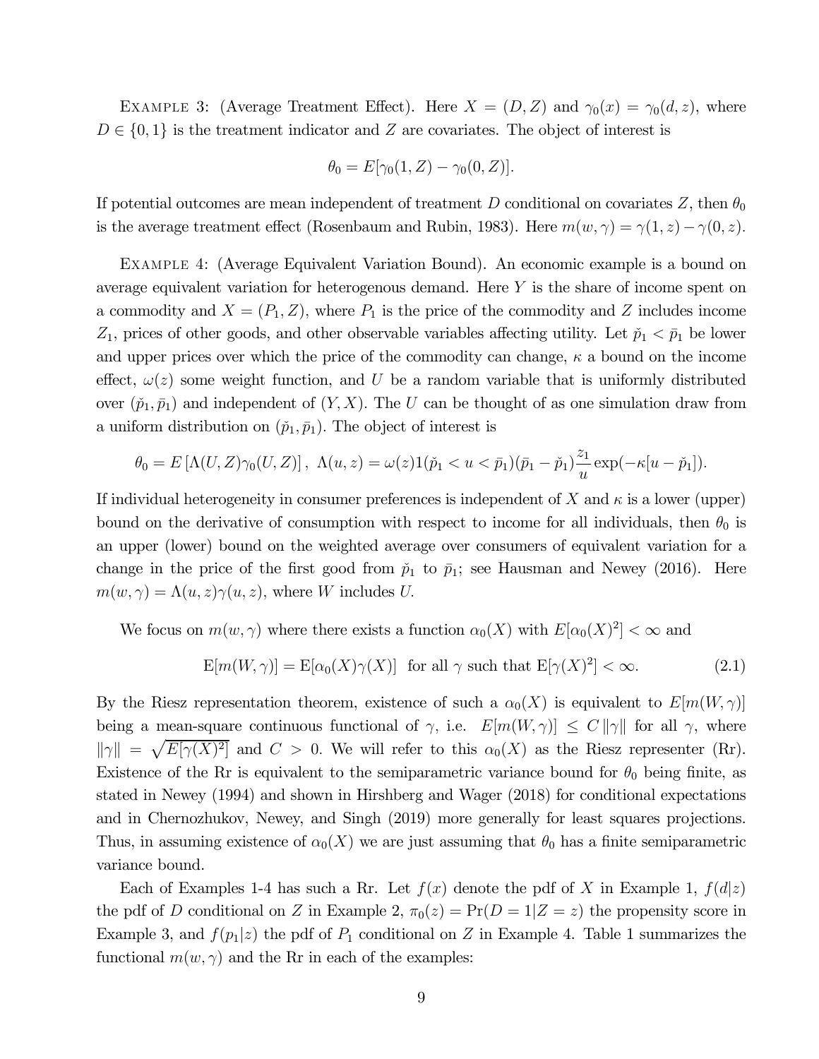EXAMPLE 3: (Average Treatment Effect). Here $X = (D, Z)$ and $\gamma_0(x) = \gamma_0(d, z)$, where $D \in \{0, 1\}$ is the treatment indicator and $Z$ are covariates. The object of interest is

$$\theta_0 = E[\gamma_0(1, Z) - \gamma_0(0, Z)].$$

If potential outcomes are mean independent of treatment $D$ conditional on covariates $Z$, then $\theta_0$ is the average treatment effect (Rosenbaum and Rubin, 1983). Here $m(w, \gamma) = \gamma(1, z) - \gamma(0, z)$.

EXAMPLE 4: (Average Equivalent Variation Bound). An economic example is a bound on average equivalent variation for heterogenous demand. Here $Y$ is the share of income spent on a commodity and $X = (P_1, Z)$, where $P_1$ is the price of the commodity and $Z$ includes income $Z_1$, prices of other goods, and other observable variables affecting utility. Let $\check{p}_1 < \bar{p}_1$ be lower and upper prices over which the price of the commodity can change, $\kappa$ a bound on the income effect, $\omega(z)$ some weight function, and $U$ be a random variable that is uniformly distributed over $(\check{p}_1, \bar{p}_1)$ and independent of $(Y, X)$. The $U$ can be thought of as one simulation draw from a uniform distribution on $(\check{p}_1, \bar{p}_1)$. The object of interest is

$$\theta_0 = E\left[\Lambda(U, Z)\gamma_0(U, Z)\right], \ \Lambda(u, z) = \omega(z)1(\check{p}_1 < u < \bar{p}_1)(\bar{p}_1 - \check{p}_1)\frac{z_1}{u}\exp(-\kappa[u - \check{p}_1]).$$

If individual heterogeneity in consumer preferences is independent of $X$ and $\kappa$ is a lower (upper) bound on the derivative of consumption with respect to income for all individuals, then $\theta_0$ is an upper (lower) bound on the weighted average over consumers of equivalent variation for a change in the price of the first good from $\check{p}_1$ to $\bar{p}_1$; see Hausman and Newey (2016). Here $m(w, \gamma) = \Lambda(u, z)\gamma(u, z)$, where $W$ includes $U$.

We focus on $m(w, \gamma)$ where there exists a function $\alpha_0(X)$ with $E[\alpha_0(X)^2] < \infty$ and

$$\mathrm{E}[m(W, \gamma)] = \mathrm{E}[\alpha_0(X)\gamma(X)] \ \text{ for all } \gamma \text{ such that } \mathrm{E}[\gamma(X)^2] < \infty. \tag{2.1}$$

By the Riesz representation theorem, existence of such a $\alpha_0(X)$ is equivalent to $E[m(W, \gamma)]$ being a mean-square continuous functional of $\gamma$, i.e. $E[m(W, \gamma)] \leq C\|\gamma\|$ for all $\gamma$, where $\|\gamma\| = \sqrt{E[\gamma(X)^2]}$ and $C > 0$. We will refer to this $\alpha_0(X)$ as the Riesz representer (Rr). Existence of the Rr is equivalent to the semiparametric variance bound for $\theta_0$ being finite, as stated in Newey (1994) and shown in Hirshberg and Wager (2018) for conditional expectations and in Chernozhukov, Newey, and Singh (2019) more generally for least squares projections. Thus, in assuming existence of $\alpha_0(X)$ we are just assuming that $\theta_0$ has a finite semiparametric variance bound.

Each of Examples 1-4 has such a Rr. Let $f(x)$ denote the pdf of $X$ in Example 1, $f(d|z)$ the pdf of $D$ conditional on $Z$ in Example 2, $\pi_0(z) = \Pr(D = 1|Z = z)$ the propensity score in Example 3, and $f(p_1|z)$ the pdf of $P_1$ conditional on $Z$ in Example 4. Table 1 summarizes the functional $m(w, \gamma)$ and the Rr in each of the examples: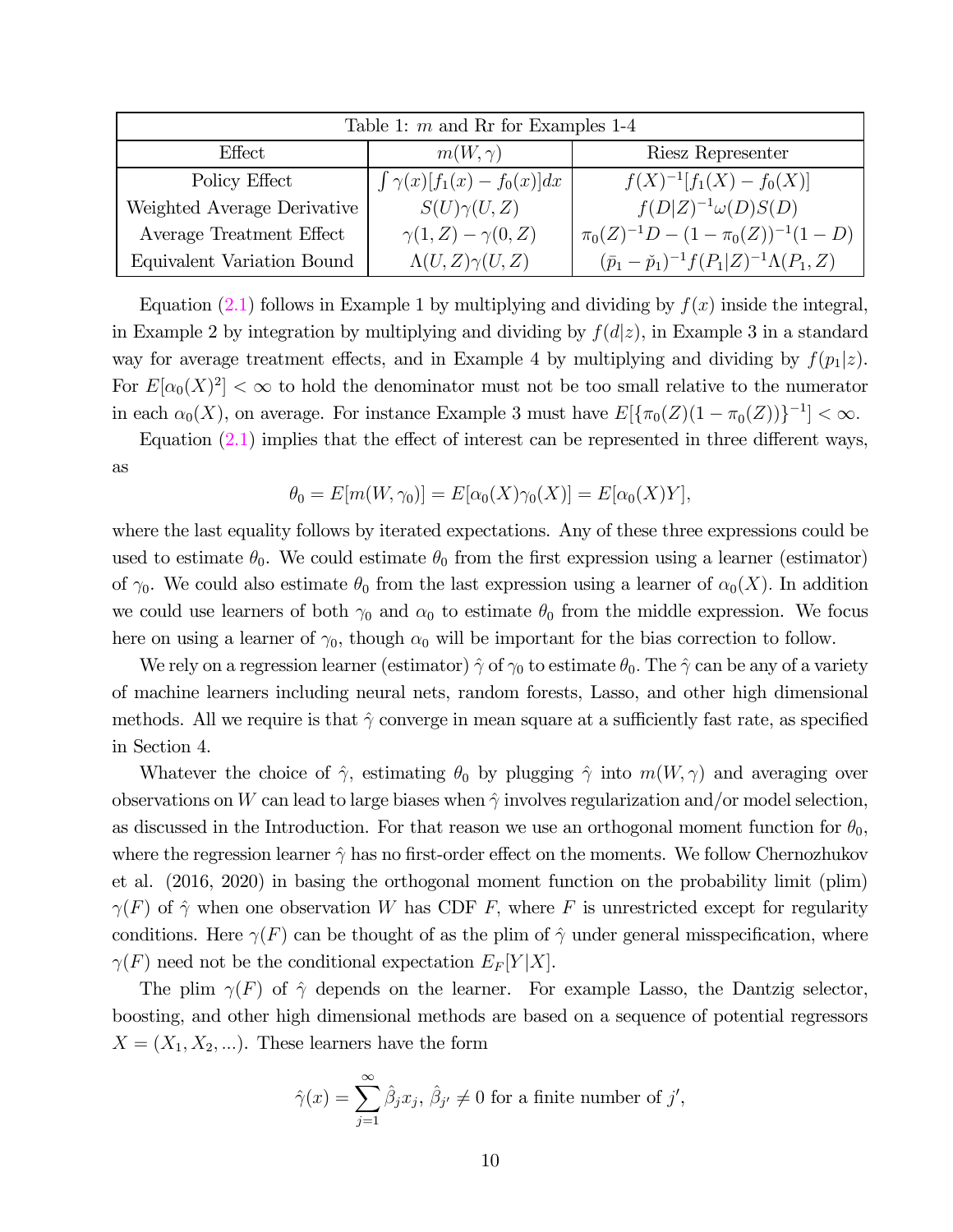| Table 1: $m$ and Rr for Examples 1-4 | | |
|---|---|---|
| Effect | $m(W,\gamma)$ | Riesz Representer |
| Policy Effect | $\int \gamma(x)[f_1(x)-f_0(x)]dx$ | $f(X)^{-1}[f_1(X)-f_0(X)]$ |
| Weighted Average Derivative | $S(U)\gamma(U,Z)$ | $f(D\|Z)^{-1}\omega(D)S(D)$ |
| Average Treatment Effect | $\gamma(1,Z)-\gamma(0,Z)$ | $\pi_0(Z)^{-1}D-(1-\pi_0(Z))^{-1}(1-D)$ |
| Equivalent Variation Bound | $\Lambda(U,Z)\gamma(U,Z)$ | $(\bar{p}_1-\check{p}_1)^{-1}f(P_1\|Z)^{-1}\Lambda(P_1,Z)$ |

Equation (2.1) follows in Example 1 by multiplying and dividing by $f(x)$ inside the integral, in Example 2 by integration by multiplying and dividing by $f(d|z)$, in Example 3 in a standard way for average treatment effects, and in Example 4 by multiplying and dividing by $f(p_1|z)$. For $E[\alpha_0(X)^2]<\infty$ to hold the denominator must not be too small relative to the numerator in each $\alpha_0(X)$, on average. For instance Example 3 must have $E[\{\pi_0(Z)(1-\pi_0(Z))\}^{-1}]<\infty$.

Equation (2.1) implies that the effect of interest can be represented in three different ways, as

$$\theta_0 = E[m(W,\gamma_0)] = E[\alpha_0(X)\gamma_0(X)] = E[\alpha_0(X)Y],$$

where the last equality follows by iterated expectations. Any of these three expressions could be used to estimate $\theta_0$. We could estimate $\theta_0$ from the first expression using a learner (estimator) of $\gamma_0$. We could also estimate $\theta_0$ from the last expression using a learner of $\alpha_0(X)$. In addition we could use learners of both $\gamma_0$ and $\alpha_0$ to estimate $\theta_0$ from the middle expression. We focus here on using a learner of $\gamma_0$, though $\alpha_0$ will be important for the bias correction to follow.

We rely on a regression learner (estimator) $\hat{\gamma}$ of $\gamma_0$ to estimate $\theta_0$. The $\hat{\gamma}$ can be any of a variety of machine learners including neural nets, random forests, Lasso, and other high dimensional methods. All we require is that $\hat{\gamma}$ converge in mean square at a sufficiently fast rate, as specified in Section 4.

Whatever the choice of $\hat{\gamma}$, estimating $\theta_0$ by plugging $\hat{\gamma}$ into $m(W,\gamma)$ and averaging over observations on $W$ can lead to large biases when $\hat{\gamma}$ involves regularization and/or model selection, as discussed in the Introduction. For that reason we use an orthogonal moment function for $\theta_0$, where the regression learner $\hat{\gamma}$ has no first-order effect on the moments. We follow Chernozhukov et al. (2016, 2020) in basing the orthogonal moment function on the probability limit (plim) $\gamma(F)$ of $\hat{\gamma}$ when one observation $W$ has CDF $F$, where $F$ is unrestricted except for regularity conditions. Here $\gamma(F)$ can be thought of as the plim of $\hat{\gamma}$ under general misspecification, where $\gamma(F)$ need not be the conditional expectation $E_F[Y|X]$.

The plim $\gamma(F)$ of $\hat{\gamma}$ depends on the learner. For example Lasso, the Dantzig selector, boosting, and other high dimensional methods are based on a sequence of potential regressors $X=(X_1,X_2,...)$. These learners have the form

$$\hat{\gamma}(x)=\sum_{j=1}^{\infty}\hat{\beta}_j x_j,\ \hat{\beta}_{j'}\neq 0 \text{ for a finite number of } j',$$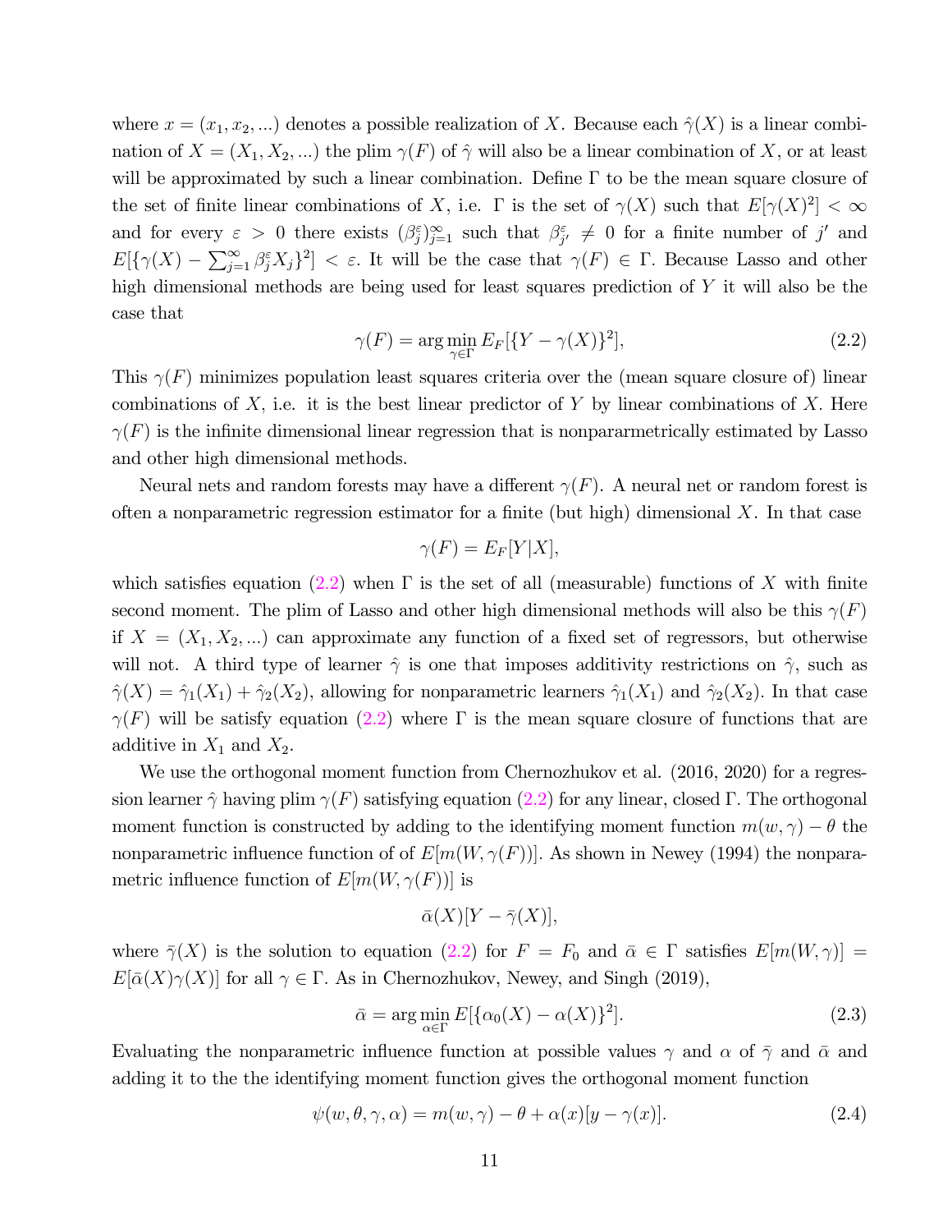where $x = (x_1, x_2, ...)$ denotes a possible realization of $X$. Because each $\hat{\gamma}(X)$ is a linear combination of $X = (X_1, X_2, ...)$ the plim $\gamma(F)$ of $\hat{\gamma}$ will also be a linear combination of $X$, or at least will be approximated by such a linear combination. Define $\Gamma$ to be the mean square closure of the set of finite linear combinations of $X$, i.e. $\Gamma$ is the set of $\gamma(X)$ such that $E[\gamma(X)^2] < \infty$ and for every $\varepsilon > 0$ there exists $(\beta_j^\varepsilon)_{j=1}^\infty$ such that $\beta_{j'}^\varepsilon \neq 0$ for a finite number of $j'$ and $E[\{\gamma(X) - \sum_{j=1}^\infty \beta_j^\varepsilon X_j\}^2] < \varepsilon$. It will be the case that $\gamma(F) \in \Gamma$. Because Lasso and other high dimensional methods are being used for least squares prediction of $Y$ it will also be the case that

$$\gamma(F) = \arg\min_{\gamma \in \Gamma} E_F[\{Y - \gamma(X)\}^2], \tag{2.2}$$

This $\gamma(F)$ minimizes population least squares criteria over the (mean square closure of) linear combinations of $X$, i.e. it is the best linear predictor of $Y$ by linear combinations of $X$. Here $\gamma(F)$ is the infinite dimensional linear regression that is nonpararmetrically estimated by Lasso and other high dimensional methods.

Neural nets and random forests may have a different $\gamma(F)$. A neural net or random forest is often a nonparametric regression estimator for a finite (but high) dimensional $X$. In that case

$$\gamma(F) = E_F[Y|X],$$

which satisfies equation (2.2) when $\Gamma$ is the set of all (measurable) functions of $X$ with finite second moment. The plim of Lasso and other high dimensional methods will also be this $\gamma(F)$ if $X = (X_1, X_2, ...)$ can approximate any function of a fixed set of regressors, but otherwise will not. A third type of learner $\hat{\gamma}$ is one that imposes additivity restrictions on $\hat{\gamma}$, such as $\hat{\gamma}(X) = \hat{\gamma}_1(X_1) + \hat{\gamma}_2(X_2)$, allowing for nonparametric learners $\hat{\gamma}_1(X_1)$ and $\hat{\gamma}_2(X_2)$. In that case $\gamma(F)$ will be satisfy equation (2.2) where $\Gamma$ is the mean square closure of functions that are additive in $X_1$ and $X_2$.

We use the orthogonal moment function from Chernozhukov et al. (2016, 2020) for a regression learner $\hat{\gamma}$ having plim $\gamma(F)$ satisfying equation (2.2) for any linear, closed $\Gamma$. The orthogonal moment function is constructed by adding to the identifying moment function $m(w, \gamma) - \theta$ the nonparametric influence function of of $E[m(W, \gamma(F))]$. As shown in Newey (1994) the nonparametric influence function of $E[m(W, \gamma(F))]$ is

$$\bar{\alpha}(X)[Y - \bar{\gamma}(X)],$$

where $\bar{\gamma}(X)$ is the solution to equation (2.2) for $F = F_0$ and $\bar{\alpha} \in \Gamma$ satisfies $E[m(W, \gamma)] = E[\bar{\alpha}(X)\gamma(X)]$ for all $\gamma \in \Gamma$. As in Chernozhukov, Newey, and Singh (2019),

$$\bar{\alpha} = \arg\min_{\alpha \in \Gamma} E[\{\alpha_0(X) - \alpha(X)\}^2]. \tag{2.3}$$

Evaluating the nonparametric influence function at possible values $\gamma$ and $\alpha$ of $\bar{\gamma}$ and $\bar{\alpha}$ and adding it to the the identifying moment function gives the orthogonal moment function

$$\psi(w, \theta, \gamma, \alpha) = m(w, \gamma) - \theta + \alpha(x)[y - \gamma(x)]. \tag{2.4}$$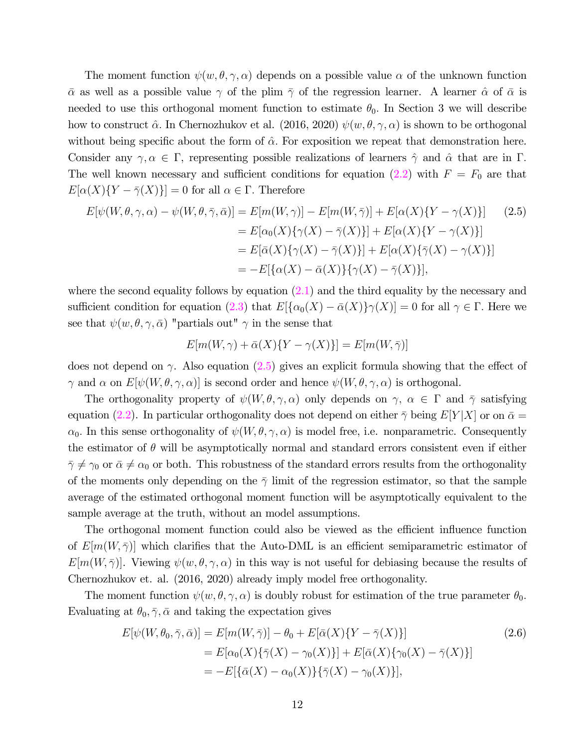The moment function $\psi(w, \theta, \gamma, \alpha)$ depends on a possible value $\alpha$ of the unknown function $\bar{\alpha}$ as well as a possible value $\gamma$ of the plim $\bar{\gamma}$ of the regression learner. A learner $\hat{\alpha}$ of $\bar{\alpha}$ is needed to use this orthogonal moment function to estimate $\theta_0$. In Section 3 we will describe how to construct $\hat{\alpha}$. In Chernozhukov et al. (2016, 2020) $\psi(w, \theta, \gamma, \alpha)$ is shown to be orthogonal without being specific about the form of $\hat{\alpha}$. For exposition we repeat that demonstration here. Consider any $\gamma, \alpha \in \Gamma$, representing possible realizations of learners $\hat{\gamma}$ and $\hat{\alpha}$ that are in $\Gamma$. The well known necessary and sufficient conditions for equation (2.2) with $F = F_0$ are that $E[\alpha(X)\{Y - \bar{\gamma}(X)\}] = 0$ for all $\alpha \in \Gamma$. Therefore

$$
\begin{aligned}
E[\psi(W, \theta, \gamma, \alpha) - \psi(W, \theta, \bar{\gamma}, \bar{\alpha})] &= E[m(W, \gamma)] - E[m(W, \bar{\gamma})] + E[\alpha(X)\{Y - \gamma(X)\}] \qquad (2.5) \\
&= E[\alpha_0(X)\{\gamma(X) - \bar{\gamma}(X)\}] + E[\alpha(X)\{Y - \gamma(X)\}] \\
&= E[\bar{\alpha}(X)\{\gamma(X) - \bar{\gamma}(X)\}] + E[\alpha(X)\{\bar{\gamma}(X) - \gamma(X)\}] \\
&= -E[\{\alpha(X) - \bar{\alpha}(X)\}\{\gamma(X) - \bar{\gamma}(X)\}],
\end{aligned}
$$

where the second equality follows by equation (2.1) and the third equality by the necessary and sufficient condition for equation (2.3) that $E[\{\alpha_0(X) - \bar{\alpha}(X)\}\gamma(X)] = 0$ for all $\gamma \in \Gamma$. Here we see that $\psi(w, \theta, \gamma, \bar{\alpha})$ "partials out" $\gamma$ in the sense that

$$
E[m(W, \gamma) + \bar{\alpha}(X)\{Y - \gamma(X)\}] = E[m(W, \bar{\gamma})]
$$

does not depend on $\gamma$. Also equation (2.5) gives an explicit formula showing that the effect of $\gamma$ and $\alpha$ on $E[\psi(W, \theta, \gamma, \alpha)]$ is second order and hence $\psi(W, \theta, \gamma, \alpha)$ is orthogonal.

The orthogonality property of $\psi(W, \theta, \gamma, \alpha)$ only depends on $\gamma$, $\alpha \in \Gamma$ and $\bar{\gamma}$ satisfying equation (2.2). In particular orthogonality does not depend on either $\bar{\gamma}$ being $E[Y|X]$ or on $\bar{\alpha} = \alpha_0$. In this sense orthogonality of $\psi(W, \theta, \gamma, \alpha)$ is model free, i.e. nonparametric. Consequently the estimator of $\theta$ will be asymptotically normal and standard errors consistent even if either $\bar{\gamma} \neq \gamma_0$ or $\bar{\alpha} \neq \alpha_0$ or both. This robustness of the standard errors results from the orthogonality of the moments only depending on the $\bar{\gamma}$ limit of the regression estimator, so that the sample average of the estimated orthogonal moment function will be asymptotically equivalent to the sample average at the truth, without an model assumptions.

The orthogonal moment function could also be viewed as the efficient influence function of $E[m(W, \bar{\gamma})]$ which clarifies that the Auto-DML is an efficient semiparametric estimator of $E[m(W, \bar{\gamma})]$. Viewing $\psi(w, \theta, \gamma, \alpha)$ in this way is not useful for debiasing because the results of Chernozhukov et. al. (2016, 2020) already imply model free orthogonality.

The moment function $\psi(w, \theta, \gamma, \alpha)$ is doubly robust for estimation of the true parameter $\theta_0$. Evaluating at $\theta_0, \bar{\gamma}, \bar{\alpha}$ and taking the expectation gives

$$
\begin{aligned}
E[\psi(W, \theta_0, \bar{\gamma}, \bar{\alpha})] &= E[m(W, \bar{\gamma})] - \theta_0 + E[\bar{\alpha}(X)\{Y - \bar{\gamma}(X)\}] \qquad (2.6) \\
&= E[\alpha_0(X)\{\bar{\gamma}(X) - \gamma_0(X)\}] + E[\bar{\alpha}(X)\{\gamma_0(X) - \bar{\gamma}(X)\}] \\
&= -E[\{\bar{\alpha}(X) - \alpha_0(X)\}\{\bar{\gamma}(X) - \gamma_0(X)\}],
\end{aligned}
$$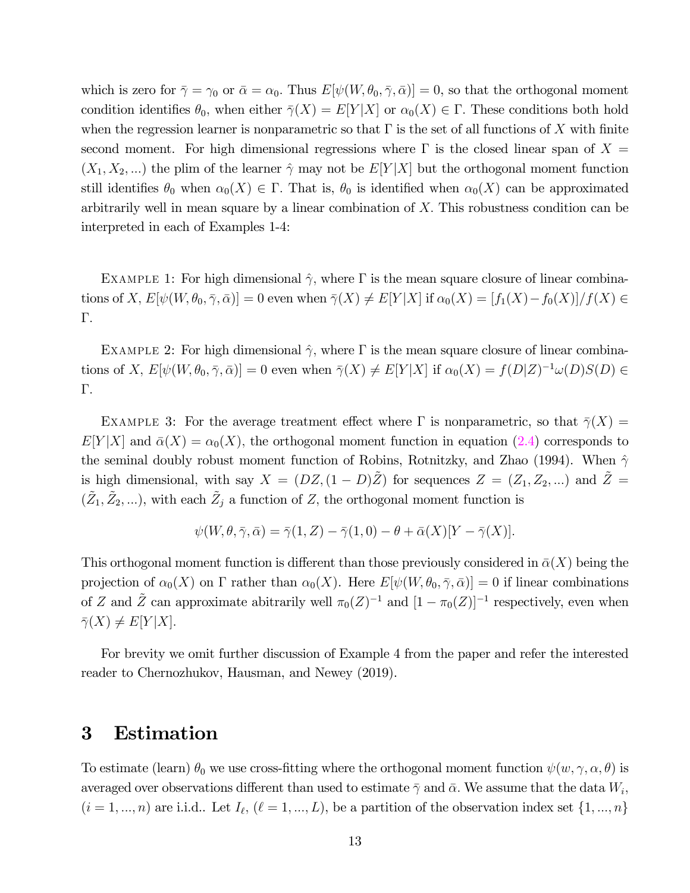which is zero for $\bar{\gamma} = \gamma_0$ or $\bar{\alpha} = \alpha_0$. Thus $E[\psi(W, \theta_0, \bar{\gamma}, \bar{\alpha})] = 0$, so that the orthogonal moment condition identifies $\theta_0$, when either $\bar{\gamma}(X) = E[Y|X]$ or $\alpha_0(X) \in \Gamma$. These conditions both hold when the regression learner is nonparametric so that $\Gamma$ is the set of all functions of $X$ with finite second moment. For high dimensional regressions where $\Gamma$ is the closed linear span of $X = (X_1, X_2, ...)$ the plim of the learner $\hat{\gamma}$ may not be $E[Y|X]$ but the orthogonal moment function still identifies $\theta_0$ when $\alpha_0(X) \in \Gamma$. That is, $\theta_0$ is identified when $\alpha_0(X)$ can be approximated arbitrarily well in mean square by a linear combination of $X$. This robustness condition can be interpreted in each of Examples 1-4:

Example 1: For high dimensional $\hat{\gamma}$, where $\Gamma$ is the mean square closure of linear combinations of $X$, $E[\psi(W, \theta_0, \bar{\gamma}, \bar{\alpha})] = 0$ even when $\bar{\gamma}(X) \neq E[Y|X]$ if $\alpha_0(X) = [f_1(X) - f_0(X)]/f(X) \in \Gamma$.

Example 2: For high dimensional $\hat{\gamma}$, where $\Gamma$ is the mean square closure of linear combinations of $X$, $E[\psi(W, \theta_0, \bar{\gamma}, \bar{\alpha})] = 0$ even when $\bar{\gamma}(X) \neq E[Y|X]$ if $\alpha_0(X) = f(D|Z)^{-1}\omega(D)S(D) \in \Gamma$.

Example 3: For the average treatment effect where $\Gamma$ is nonparametric, so that $\bar{\gamma}(X) = E[Y|X]$ and $\bar{\alpha}(X) = \alpha_0(X)$, the orthogonal moment function in equation (2.4) corresponds to the seminal doubly robust moment function of Robins, Rotnitzky, and Zhao (1994). When $\hat{\gamma}$ is high dimensional, with say $X = (DZ, (1-D)\tilde{Z})$ for sequences $Z = (Z_1, Z_2, ...)$ and $\tilde{Z} = (\tilde{Z}_1, \tilde{Z}_2, ...)$, with each $\tilde{Z}_j$ a function of $Z$, the orthogonal moment function is

$$\psi(W, \theta, \bar{\gamma}, \bar{\alpha}) = \bar{\gamma}(1, Z) - \bar{\gamma}(1, 0) - \theta + \bar{\alpha}(X)[Y - \bar{\gamma}(X)].$$

This orthogonal moment function is different than those previously considered in $\bar{\alpha}(X)$ being the projection of $\alpha_0(X)$ on $\Gamma$ rather than $\alpha_0(X)$. Here $E[\psi(W, \theta_0, \bar{\gamma}, \bar{\alpha})] = 0$ if linear combinations of $Z$ and $\tilde{Z}$ can approximate abitrarily well $\pi_0(Z)^{-1}$ and $[1 - \pi_0(Z)]^{-1}$ respectively, even when $\bar{\gamma}(X) \neq E[Y|X]$.

For brevity we omit further discussion of Example 4 from the paper and refer the interested reader to Chernozhukov, Hausman, and Newey (2019).

# 3 Estimation

To estimate (learn) $\theta_0$ we use cross-fitting where the orthogonal moment function $\psi(w, \gamma, \alpha, \theta)$ is averaged over observations different than used to estimate $\bar{\gamma}$ and $\bar{\alpha}$. We assume that the data $W_i$, $(i = 1, ..., n)$ are i.i.d.. Let $I_\ell$, $(\ell = 1, ..., L)$, be a partition of the observation index set $\{1, ..., n\}$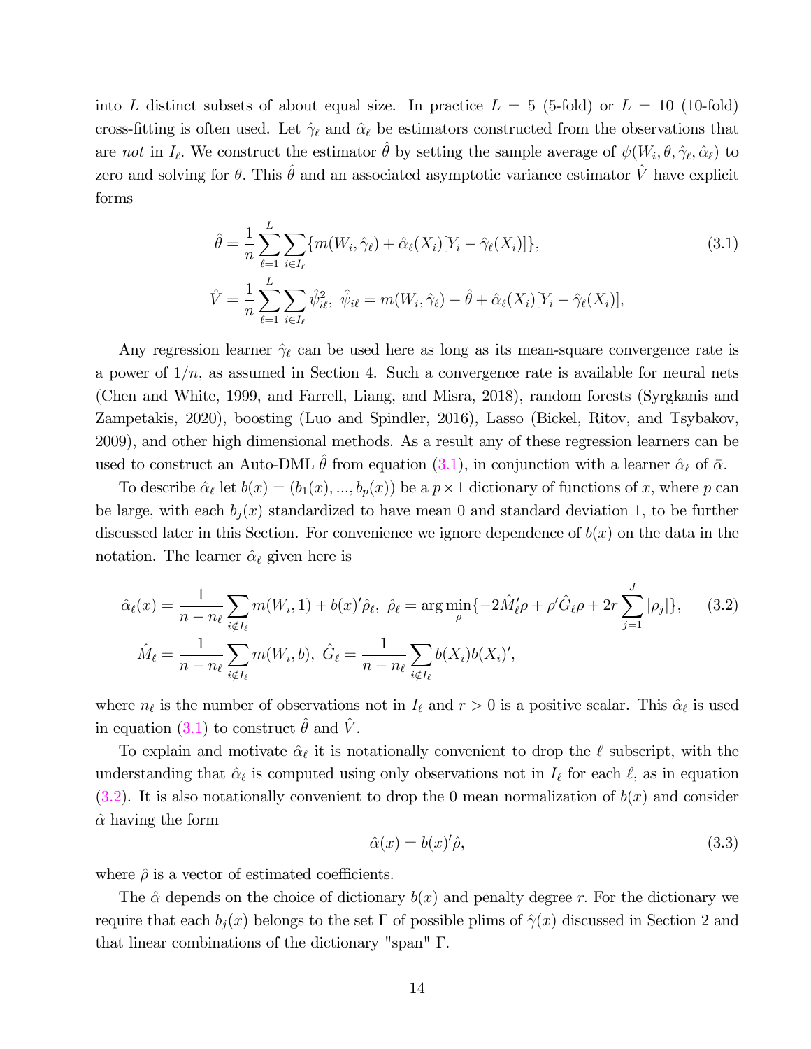into $L$ distinct subsets of about equal size. In practice $L = 5$ (5-fold) or $L = 10$ (10-fold) cross-fitting is often used. Let $\hat{\gamma}_\ell$ and $\hat{\alpha}_\ell$ be estimators constructed from the observations that are *not* in $I_\ell$. We construct the estimator $\hat{\theta}$ by setting the sample average of $\psi(W_i, \theta, \hat{\gamma}_\ell, \hat{\alpha}_\ell)$ to zero and solving for $\theta$. This $\hat{\theta}$ and an associated asymptotic variance estimator $\hat{V}$ have explicit forms

$$\hat{\theta} = \frac{1}{n}\sum_{\ell=1}^{L}\sum_{i\in I_\ell}\{m(W_i,\hat{\gamma}_\ell) + \hat{\alpha}_\ell(X_i)[Y_i - \hat{\gamma}_\ell(X_i)]\}, \tag{3.1}$$

$$\hat{V} = \frac{1}{n}\sum_{\ell=1}^{L}\sum_{i\in I_\ell}\hat{\psi}_{i\ell}^2,\ \hat{\psi}_{i\ell} = m(W_i,\hat{\gamma}_\ell) - \hat{\theta} + \hat{\alpha}_\ell(X_i)[Y_i - \hat{\gamma}_\ell(X_i)],$$

Any regression learner $\hat{\gamma}_\ell$ can be used here as long as its mean-square convergence rate is a power of $1/n$, as assumed in Section 4. Such a convergence rate is available for neural nets (Chen and White, 1999, and Farrell, Liang, and Misra, 2018), random forests (Syrgkanis and Zampetakis, 2020), boosting (Luo and Spindler, 2016), Lasso (Bickel, Ritov, and Tsybakov, 2009), and other high dimensional methods. As a result any of these regression learners can be used to construct an Auto-DML $\hat{\theta}$ from equation (3.1), in conjunction with a learner $\hat{\alpha}_\ell$ of $\bar{\alpha}$.

To describe $\hat{\alpha}_\ell$ let $b(x) = (b_1(x), ..., b_p(x))$ be a $p \times 1$ dictionary of functions of $x$, where $p$ can be large, with each $b_j(x)$ standardized to have mean 0 and standard deviation 1, to be further discussed later in this Section. For convenience we ignore dependence of $b(x)$ on the data in the notation. The learner $\hat{\alpha}_\ell$ given here is

$$\hat{\alpha}_\ell(x) = \frac{1}{n-n_\ell}\sum_{i\notin I_\ell} m(W_i, 1) + b(x)'\hat{\rho}_\ell,\ \hat{\rho}_\ell = \arg\min_\rho\{-2\hat{M}_\ell'\rho + \rho'\hat{G}_\ell\rho + 2r\sum_{j=1}^{J}|\rho_j|\}, \tag{3.2}$$

$$\hat{M}_\ell = \frac{1}{n-n_\ell}\sum_{i\notin I_\ell} m(W_i, b),\ \hat{G}_\ell = \frac{1}{n-n_\ell}\sum_{i\notin I_\ell} b(X_i)b(X_i)',$$

where $n_\ell$ is the number of observations not in $I_\ell$ and $r > 0$ is a positive scalar. This $\hat{\alpha}_\ell$ is used in equation (3.1) to construct $\hat{\theta}$ and $\hat{V}$.

To explain and motivate $\hat{\alpha}_\ell$ it is notationally convenient to drop the $\ell$ subscript, with the understanding that $\hat{\alpha}_\ell$ is computed using only observations not in $I_\ell$ for each $\ell$, as in equation (3.2). It is also notationally convenient to drop the 0 mean normalization of $b(x)$ and consider $\hat{\alpha}$ having the form

$$\hat{\alpha}(x) = b(x)'\hat{\rho}, \tag{3.3}$$

where $\hat{\rho}$ is a vector of estimated coefficients.

The $\hat{\alpha}$ depends on the choice of dictionary $b(x)$ and penalty degree $r$. For the dictionary we require that each $b_j(x)$ belongs to the set $\Gamma$ of possible plims of $\hat{\gamma}(x)$ discussed in Section 2 and that linear combinations of the dictionary "span" $\Gamma$.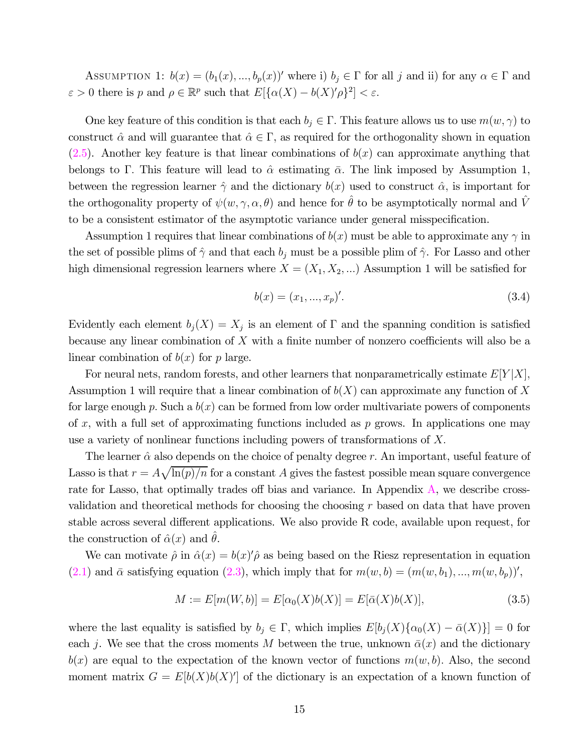Assumption 1: $b(x) = (b_1(x), ..., b_p(x))'$ where i) $b_j \in \Gamma$ for all $j$ and ii) for any $\alpha \in \Gamma$ and $\varepsilon > 0$ there is $p$ and $\rho \in \mathbb{R}^p$ such that $E[\{\alpha(X) - b(X)'\rho\}^2] < \varepsilon$.

One key feature of this condition is that each $b_j \in \Gamma$. This feature allows us to use $m(w, \gamma)$ to construct $\hat{\alpha}$ and will guarantee that $\hat{\alpha} \in \Gamma$, as required for the orthogonality shown in equation (2.5). Another key feature is that linear combinations of $b(x)$ can approximate anything that belongs to $\Gamma$. This feature will lead to $\hat{\alpha}$ estimating $\bar{\alpha}$. The link imposed by Assumption 1, between the regression learner $\hat{\gamma}$ and the dictionary $b(x)$ used to construct $\hat{\alpha}$, is important for the orthogonality property of $\psi(w, \gamma, \alpha, \theta)$ and hence for $\hat{\theta}$ to be asymptotically normal and $\hat{V}$ to be a consistent estimator of the asymptotic variance under general misspecification.

Assumption 1 requires that linear combinations of $b(x)$ must be able to approximate any $\gamma$ in the set of possible plims of $\hat{\gamma}$ and that each $b_j$ must be a possible plim of $\hat{\gamma}$. For Lasso and other high dimensional regression learners where $X = (X_1, X_2, ...)$ Assumption 1 will be satisfied for

$$b(x) = (x_1, ..., x_p)'. \tag{3.4}$$

Evidently each element $b_j(X) = X_j$ is an element of $\Gamma$ and the spanning condition is satisfied because any linear combination of $X$ with a finite number of nonzero coefficients will also be a linear combination of $b(x)$ for $p$ large.

For neural nets, random forests, and other learners that nonparametrically estimate $E[Y|X]$, Assumption 1 will require that a linear combination of $b(X)$ can approximate any function of $X$ for large enough $p$. Such a $b(x)$ can be formed from low order multivariate powers of components of $x$, with a full set of approximating functions included as $p$ grows. In applications one may use a variety of nonlinear functions including powers of transformations of $X$.

The learner $\hat{\alpha}$ also depends on the choice of penalty degree $r$. An important, useful feature of Lasso is that $r = A\sqrt{\ln(p)/n}$ for a constant $A$ gives the fastest possible mean square convergence rate for Lasso, that optimally trades off bias and variance. In Appendix A, we describe cross-validation and theoretical methods for choosing the choosing $r$ based on data that have proven stable across several different applications. We also provide R code, available upon request, for the construction of $\hat{\alpha}(x)$ and $\hat{\theta}$.

We can motivate $\hat{\rho}$ in $\hat{\alpha}(x) = b(x)'\hat{\rho}$ as being based on the Riesz representation in equation (2.1) and $\bar{\alpha}$ satisfying equation (2.3), which imply that for $m(w, b) = (m(w, b_1), ..., m(w, b_p))'$,

$$M := E[m(W, b)] = E[\alpha_0(X)b(X)] = E[\bar{\alpha}(X)b(X)], \tag{3.5}$$

where the last equality is satisfied by $b_j \in \Gamma$, which implies $E[b_j(X)\{\alpha_0(X) - \bar{\alpha}(X)\}] = 0$ for each $j$. We see that the cross moments $M$ between the true, unknown $\bar{\alpha}(x)$ and the dictionary $b(x)$ are equal to the expectation of the known vector of functions $m(w, b)$. Also, the second moment matrix $G = E[b(X)b(X)']$ of the dictionary is an expectation of a known function of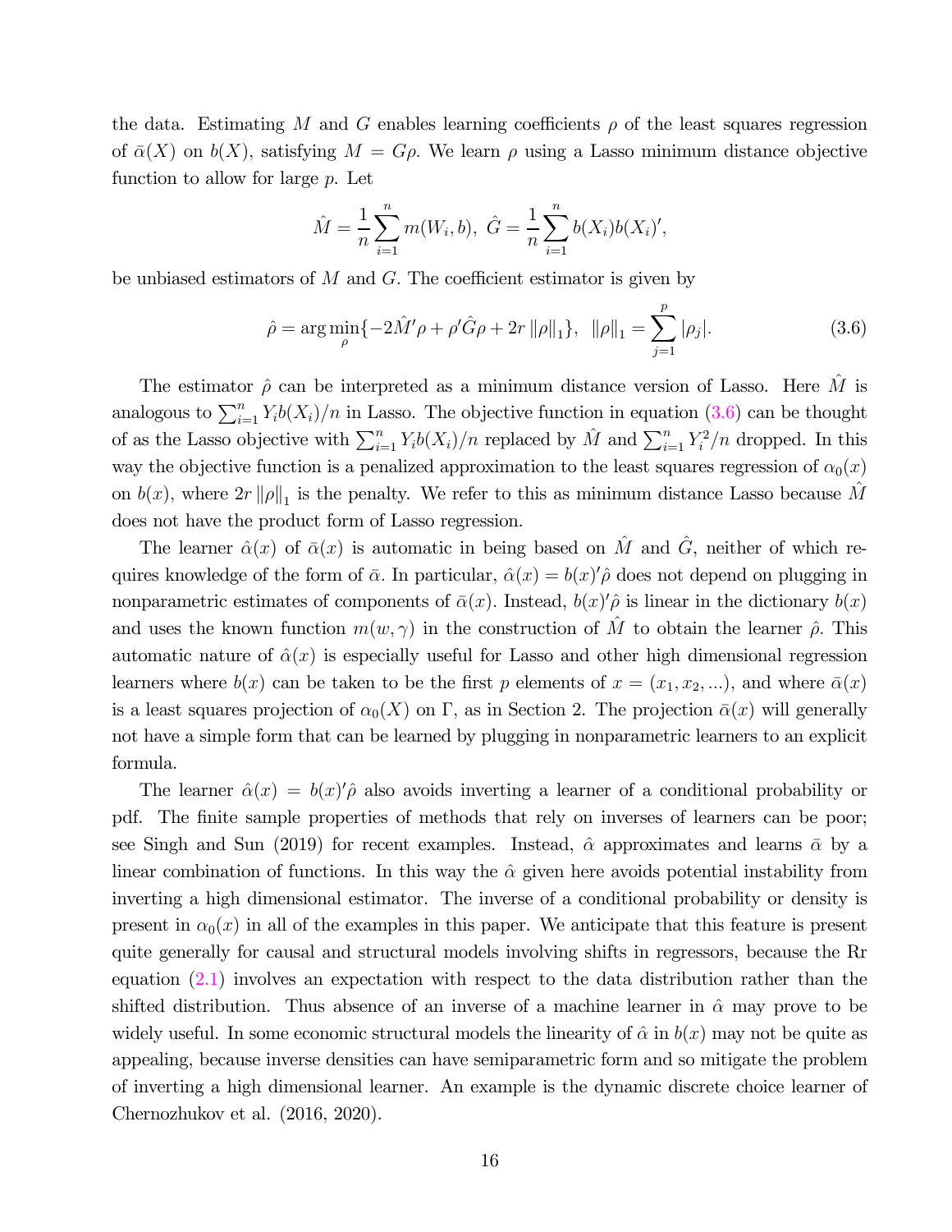the data. Estimating $M$ and $G$ enables learning coefficients $\rho$ of the least squares regression of $\bar{\alpha}(X)$ on $b(X)$, satisfying $M = G\rho$. We learn $\rho$ using a Lasso minimum distance objective function to allow for large $p$. Let

$$\hat{M} = \frac{1}{n}\sum_{i=1}^{n} m(W_i, b),\ \hat{G} = \frac{1}{n}\sum_{i=1}^{n} b(X_i)b(X_i)',$$

be unbiased estimators of $M$ and $G$. The coefficient estimator is given by

$$\hat{\rho} = \arg\min_{\rho}\{-2\hat{M}'\rho + \rho'\hat{G}\rho + 2r\left\|\rho\right\|_1\},\ \ \left\|\rho\right\|_1 = \sum_{j=1}^{p}|\rho_j|. \tag{3.6}$$

The estimator $\hat{\rho}$ can be interpreted as a minimum distance version of Lasso. Here $\hat{M}$ is analogous to $\sum_{i=1}^{n} Y_i b(X_i)/n$ in Lasso. The objective function in equation (3.6) can be thought of as the Lasso objective with $\sum_{i=1}^{n} Y_i b(X_i)/n$ replaced by $\hat{M}$ and $\sum_{i=1}^{n} Y_i^2/n$ dropped. In this way the objective function is a penalized approximation to the least squares regression of $\alpha_0(x)$ on $b(x)$, where $2r\left\|\rho\right\|_1$ is the penalty. We refer to this as minimum distance Lasso because $\hat{M}$ does not have the product form of Lasso regression.

The learner $\hat{\alpha}(x)$ of $\bar{\alpha}(x)$ is automatic in being based on $\hat{M}$ and $\hat{G}$, neither of which requires knowledge of the form of $\bar{\alpha}$. In particular, $\hat{\alpha}(x) = b(x)'\hat{\rho}$ does not depend on plugging in nonparametric estimates of components of $\bar{\alpha}(x)$. Instead, $b(x)'\hat{\rho}$ is linear in the dictionary $b(x)$ and uses the known function $m(w, \gamma)$ in the construction of $\hat{M}$ to obtain the learner $\hat{\rho}$. This automatic nature of $\hat{\alpha}(x)$ is especially useful for Lasso and other high dimensional regression learners where $b(x)$ can be taken to be the first $p$ elements of $x = (x_1, x_2, ...)$, and where $\bar{\alpha}(x)$ is a least squares projection of $\alpha_0(X)$ on $\Gamma$, as in Section 2. The projection $\bar{\alpha}(x)$ will generally not have a simple form that can be learned by plugging in nonparametric learners to an explicit formula.

The learner $\hat{\alpha}(x) = b(x)'\hat{\rho}$ also avoids inverting a learner of a conditional probability or pdf. The finite sample properties of methods that rely on inverses of learners can be poor; see Singh and Sun (2019) for recent examples. Instead, $\hat{\alpha}$ approximates and learns $\bar{\alpha}$ by a linear combination of functions. In this way the $\hat{\alpha}$ given here avoids potential instability from inverting a high dimensional estimator. The inverse of a conditional probability or density is present in $\alpha_0(x)$ in all of the examples in this paper. We anticipate that this feature is present quite generally for causal and structural models involving shifts in regressors, because the Rr equation (2.1) involves an expectation with respect to the data distribution rather than the shifted distribution. Thus absence of an inverse of a machine learner in $\hat{\alpha}$ may prove to be widely useful. In some economic structural models the linearity of $\hat{\alpha}$ in $b(x)$ may not be quite as appealing, because inverse densities can have semiparametric form and so mitigate the problem of inverting a high dimensional learner. An example is the dynamic discrete choice learner of Chernozhukov et al. (2016, 2020).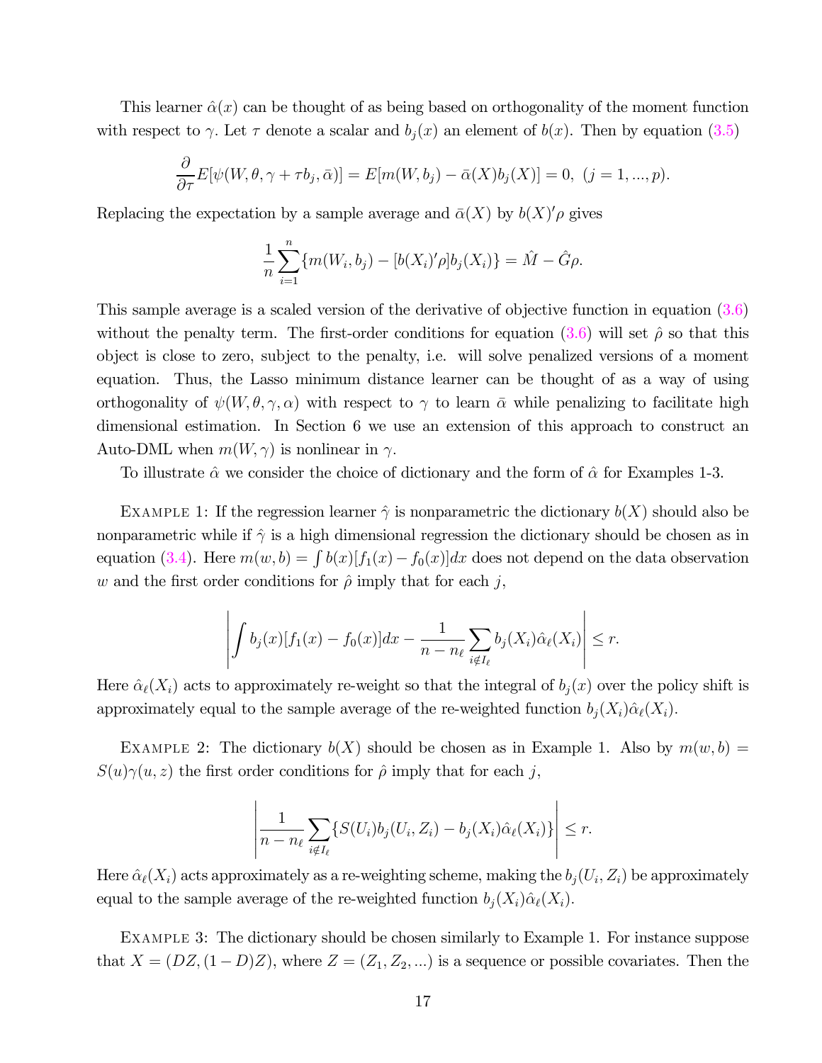This learner $\hat{\alpha}(x)$ can be thought of as being based on orthogonality of the moment function with respect to $\gamma$. Let $\tau$ denote a scalar and $b_j(x)$ an element of $b(x)$. Then by equation (3.5)

$$\frac{\partial}{\partial \tau} E[\psi(W, \theta, \gamma + \tau b_j, \bar{\alpha})] = E[m(W, b_j) - \bar{\alpha}(X) b_j(X)] = 0, \ (j = 1, ..., p).$$

Replacing the expectation by a sample average and $\bar{\alpha}(X)$ by $b(X)'\rho$ gives

$$\frac{1}{n} \sum_{i=1}^{n} \{m(W_i, b_j) - [b(X_i)'\rho] b_j(X_i)\} = \hat{M} - \hat{G}\rho.$$

This sample average is a scaled version of the derivative of objective function in equation (3.6) without the penalty term. The first-order conditions for equation (3.6) will set $\hat{\rho}$ so that this object is close to zero, subject to the penalty, i.e. will solve penalized versions of a moment equation. Thus, the Lasso minimum distance learner can be thought of as a way of using orthogonality of $\psi(W, \theta, \gamma, \alpha)$ with respect to $\gamma$ to learn $\bar{\alpha}$ while penalizing to facilitate high dimensional estimation. In Section 6 we use an extension of this approach to construct an Auto-DML when $m(W, \gamma)$ is nonlinear in $\gamma$.

To illustrate $\hat{\alpha}$ we consider the choice of dictionary and the form of $\hat{\alpha}$ for Examples 1-3.

Example 1: If the regression learner $\hat{\gamma}$ is nonparametric the dictionary $b(X)$ should also be nonparametric while if $\hat{\gamma}$ is a high dimensional regression the dictionary should be chosen as in equation (3.4). Here $m(w, b) = \int b(x)[f_1(x) - f_0(x)]dx$ does not depend on the data observation $w$ and the first order conditions for $\hat{\rho}$ imply that for each $j$,

$$\left| \int b_j(x)[f_1(x) - f_0(x)]dx - \frac{1}{n - n_\ell} \sum_{i \notin I_\ell} b_j(X_i) \hat{\alpha}_\ell(X_i) \right| \leq r.$$

Here $\hat{\alpha}_\ell(X_i)$ acts to approximately re-weight so that the integral of $b_j(x)$ over the policy shift is approximately equal to the sample average of the re-weighted function $b_j(X_i)\hat{\alpha}_\ell(X_i)$.

Example 2: The dictionary $b(X)$ should be chosen as in Example 1. Also by $m(w, b) = S(u)\gamma(u, z)$ the first order conditions for $\hat{\rho}$ imply that for each $j$,

$$\left| \frac{1}{n - n_\ell} \sum_{i \notin I_\ell} \{S(U_i) b_j(U_i, Z_i) - b_j(X_i)\hat{\alpha}_\ell(X_i)\} \right| \leq r.$$

Here $\hat{\alpha}_\ell(X_i)$ acts approximately as a re-weighting scheme, making the $b_j(U_i, Z_i)$ be approximately equal to the sample average of the re-weighted function $b_j(X_i)\hat{\alpha}_\ell(X_i)$.

Example 3: The dictionary should be chosen similarly to Example 1. For instance suppose that $X = (DZ, (1 - D)Z)$, where $Z = (Z_1, Z_2, ...)$ is a sequence or possible covariates. Then the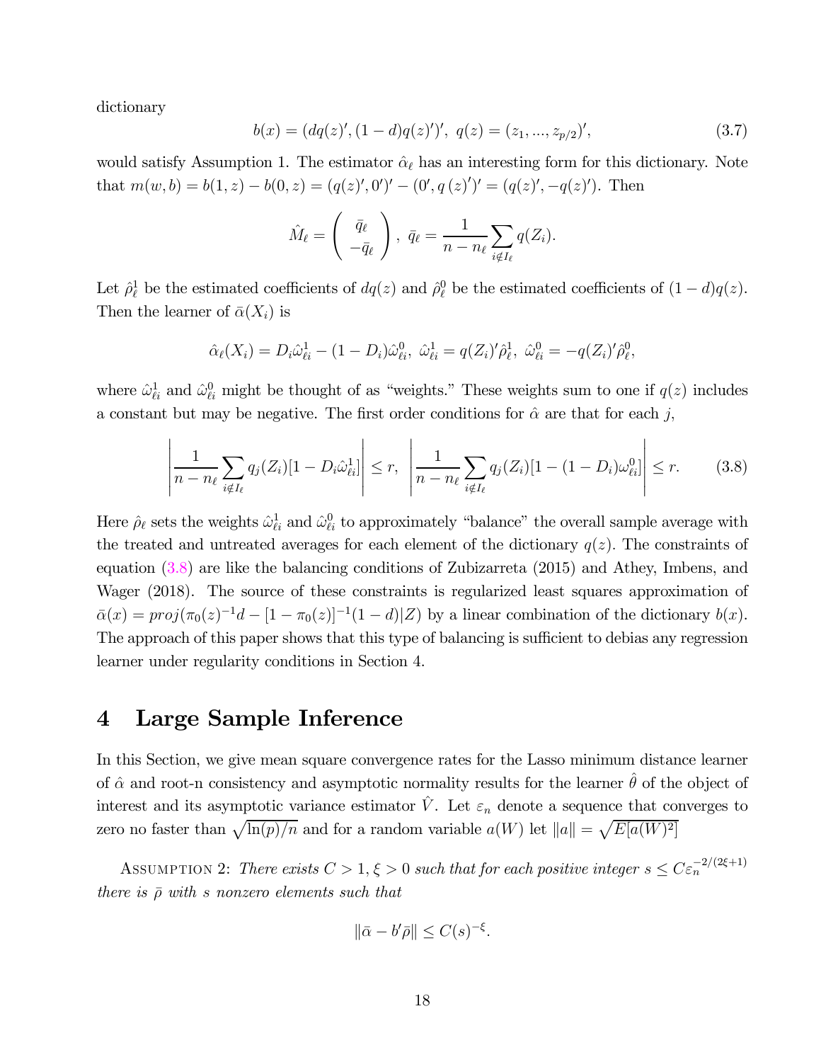dictionary

$$b(x) = (dq(z)', (1-d)q(z)')', \ q(z) = (z_1, ..., z_{p/2})', \tag{3.7}$$

would satisfy Assumption 1. The estimator $\hat{\alpha}_\ell$ has an interesting form for this dictionary. Note that $m(w, b) = b(1, z) - b(0, z) = (q(z)', 0')' - (0', q(z)')' = (q(z)', -q(z)')$. Then

$$\hat{M}_\ell = \begin{pmatrix} \bar{q}_\ell \\ -\bar{q}_\ell \end{pmatrix}, \ \bar{q}_\ell = \frac{1}{n - n_\ell} \sum_{i \notin I_\ell} q(Z_i).$$

Let $\hat{\rho}_\ell^1$ be the estimated coefficients of $dq(z)$ and $\hat{\rho}_\ell^0$ be the estimated coefficients of $(1-d)q(z)$. Then the learner of $\bar{\alpha}(X_i)$ is

$$\hat{\alpha}_\ell(X_i) = D_i \hat{\omega}_{\ell i}^1 - (1 - D_i)\hat{\omega}_{\ell i}^0, \ \hat{\omega}_{\ell i}^1 = q(Z_i)'\hat{\rho}_\ell^1, \ \hat{\omega}_{\ell i}^0 = -q(Z_i)'\hat{\rho}_\ell^0,$$

where $\hat{\omega}_{\ell i}^1$ and $\hat{\omega}_{\ell i}^0$ might be thought of as "weights." These weights sum to one if $q(z)$ includes a constant but may be negative. The first order conditions for $\hat{\alpha}$ are that for each $j$,

$$\left| \frac{1}{n - n_\ell} \sum_{i \notin I_\ell} q_j(Z_i)[1 - D_i \hat{\omega}_{\ell i}^1] \right| \leq r, \ \left| \frac{1}{n - n_\ell} \sum_{i \notin I_\ell} q_j(Z_i)[1 - (1 - D_i)\omega_{\ell i}^0] \right| \leq r. \tag{3.8}$$

Here $\hat{\rho}_\ell$ sets the weights $\hat{\omega}_{\ell i}^1$ and $\hat{\omega}_{\ell i}^0$ to approximately "balance" the overall sample average with the treated and untreated averages for each element of the dictionary $q(z)$. The constraints of equation (3.8) are like the balancing conditions of Zubizarreta (2015) and Athey, Imbens, and Wager (2018). The source of these constraints is regularized least squares approximation of $\bar{\alpha}(x) = proj(\pi_0(z)^{-1}d - [1 - \pi_0(z)]^{-1}(1-d)|Z)$ by a linear combination of the dictionary $b(x)$. The approach of this paper shows that this type of balancing is sufficient to debias any regression learner under regularity conditions in Section 4.

# 4 Large Sample Inference

In this Section, we give mean square convergence rates for the Lasso minimum distance learner of $\hat{\alpha}$ and root-n consistency and asymptotic normality results for the learner $\hat{\theta}$ of the object of interest and its asymptotic variance estimator $\hat{V}$. Let $\varepsilon_n$ denote a sequence that converges to zero no faster than $\sqrt{\ln(p)/n}$ and for a random variable $a(W)$ let $\|a\| = \sqrt{E[a(W)^2]}$

Assumption 2: *There exists $C > 1, \xi > 0$ such that for each positive integer $s \leq C\varepsilon_n^{-2/(2\xi+1)}$ there is $\bar{\rho}$ with $s$ nonzero elements such that*

$$\|\bar{\alpha} - b'\bar{\rho}\| \leq C(s)^{-\xi}.$$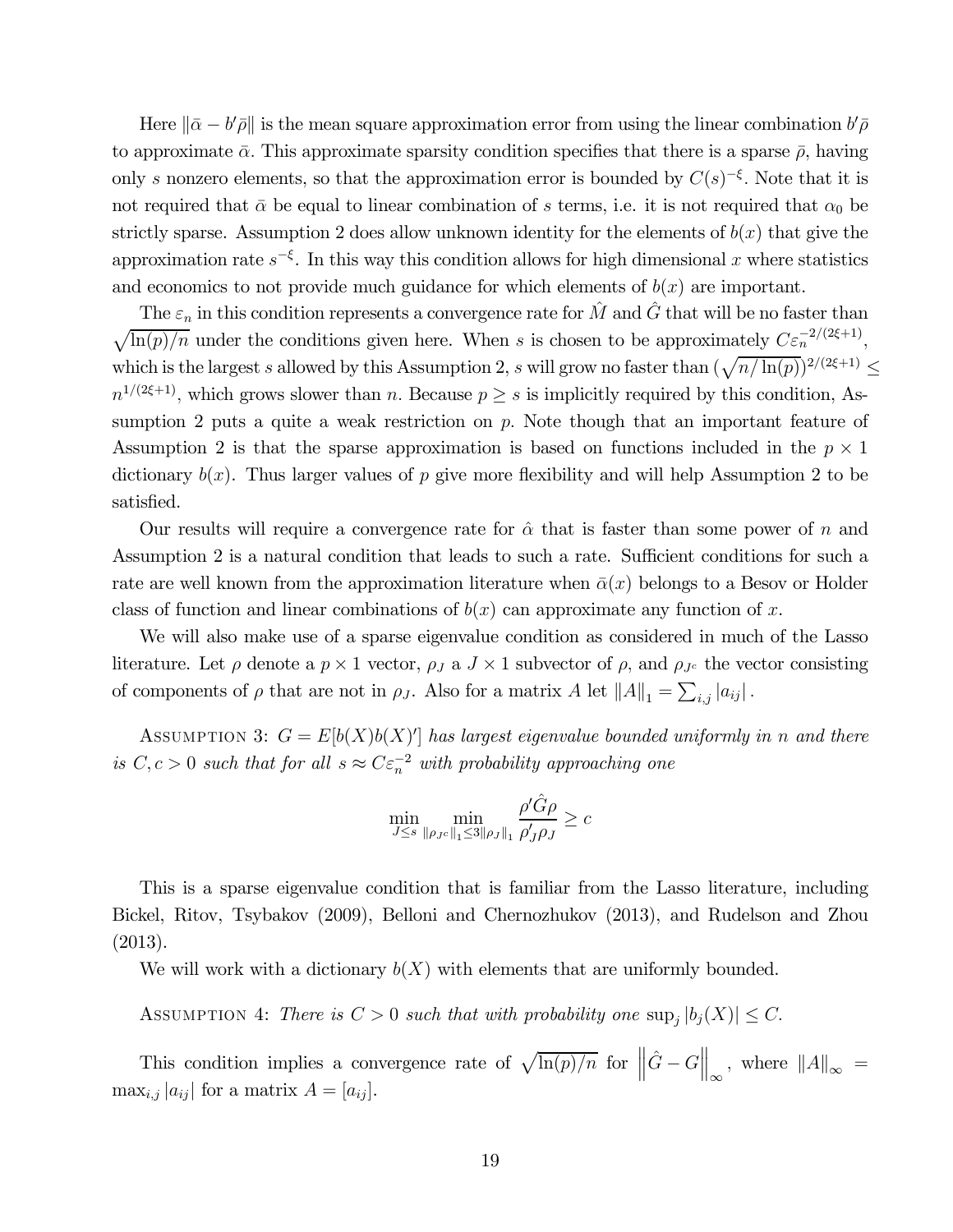Here $\|\bar{\alpha} - b'\bar{\rho}\|$ is the mean square approximation error from using the linear combination $b'\bar{\rho}$ to approximate $\bar{\alpha}$. This approximate sparsity condition specifies that there is a sparse $\bar{\rho}$, having only $s$ nonzero elements, so that the approximation error is bounded by $C(s)^{-\xi}$. Note that it is not required that $\bar{\alpha}$ be equal to linear combination of $s$ terms, i.e. it is not required that $\alpha_0$ be strictly sparse. Assumption 2 does allow unknown identity for the elements of $b(x)$ that give the approximation rate $s^{-\xi}$. In this way this condition allows for high dimensional $x$ where statistics and economics to not provide much guidance for which elements of $b(x)$ are important.

The $\varepsilon_n$ in this condition represents a convergence rate for $\hat{M}$ and $\hat{G}$ that will be no faster than $\sqrt{\ln(p)/n}$ under the conditions given here. When $s$ is chosen to be approximately $C\varepsilon_n^{-2/(2\xi+1)}$, which is the largest $s$ allowed by this Assumption 2, $s$ will grow no faster than $(\sqrt{n/\ln(p)})^{2/(2\xi+1)} \leq n^{1/(2\xi+1)}$, which grows slower than $n$. Because $p \geq s$ is implicitly required by this condition, Assumption 2 puts a quite a weak restriction on $p$. Note though that an important feature of Assumption 2 is that the sparse approximation is based on functions included in the $p \times 1$ dictionary $b(x)$. Thus larger values of $p$ give more flexibility and will help Assumption 2 to be satisfied.

Our results will require a convergence rate for $\hat{\alpha}$ that is faster than some power of $n$ and Assumption 2 is a natural condition that leads to such a rate. Sufficient conditions for such a rate are well known from the approximation literature when $\bar{\alpha}(x)$ belongs to a Besov or Holder class of function and linear combinations of $b(x)$ can approximate any function of $x$.

We will also make use of a sparse eigenvalue condition as considered in much of the Lasso literature. Let $\rho$ denote a $p \times 1$ vector, $\rho_J$ a $J \times 1$ subvector of $\rho$, and $\rho_{J^c}$ the vector consisting of components of $\rho$ that are not in $\rho_J$. Also for a matrix $A$ let $\|A\|_1 = \sum_{i,j} |a_{ij}|$.

Assumption 3: *$G = E[b(X)b(X)']$ has largest eigenvalue bounded uniformly in $n$ and there is $C, c > 0$ such that for all $s \approx C\varepsilon_n^{-2}$ with probability approaching one*

$$\min_{J \leq s} \min_{\|\rho_{J^c}\|_1 \leq 3\|\rho_J\|_1} \frac{\rho'\hat{G}\rho}{\rho_J'\rho_J} \geq c$$

This is a sparse eigenvalue condition that is familiar from the Lasso literature, including Bickel, Ritov, Tsybakov (2009), Belloni and Chernozhukov (2013), and Rudelson and Zhou (2013).

We will work with a dictionary $b(X)$ with elements that are uniformly bounded.

Assumption 4: *There is $C > 0$ such that with probability one $\sup_j |b_j(X)| \leq C$.*

This condition implies a convergence rate of $\sqrt{\ln(p)/n}$ for $\left\|\hat{G} - G\right\|_\infty$, where $\|A\|_\infty = \max_{i,j} |a_{ij}|$ for a matrix $A = [a_{ij}]$.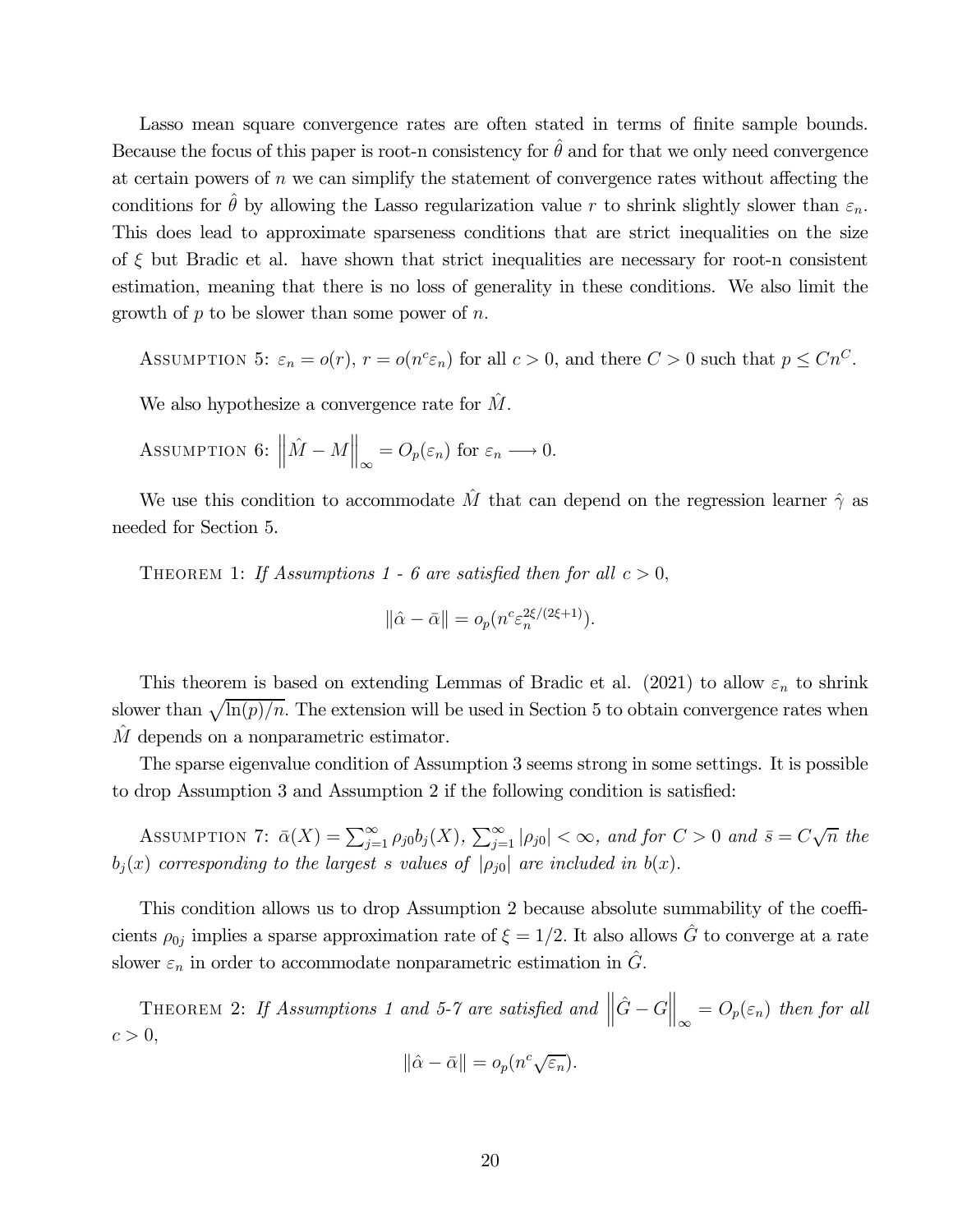Lasso mean square convergence rates are often stated in terms of finite sample bounds. Because the focus of this paper is root-n consistency for $\hat{\theta}$ and for that we only need convergence at certain powers of $n$ we can simplify the statement of convergence rates without affecting the conditions for $\hat{\theta}$ by allowing the Lasso regularization value $r$ to shrink slightly slower than $\varepsilon_n$. This does lead to approximate sparseness conditions that are strict inequalities on the size of $\xi$ but Bradic et al. have shown that strict inequalities are necessary for root-n consistent estimation, meaning that there is no loss of generality in these conditions. We also limit the growth of $p$ to be slower than some power of $n$.

Assumption 5: $\varepsilon_n = o(r)$, $r = o(n^c \varepsilon_n)$ for all $c > 0$, and there $C > 0$ such that $p \leq Cn^C$.

We also hypothesize a convergence rate for $\hat{M}$.

Assumption 6: $\left\|\hat{M} - M\right\|_\infty = O_p(\varepsilon_n)$ for $\varepsilon_n \longrightarrow 0$.

We use this condition to accommodate $\hat{M}$ that can depend on the regression learner $\hat{\gamma}$ as needed for Section 5.

Theorem 1: *If Assumptions 1 - 6 are satisfied then for all* $c > 0$,

$$\|\hat{\alpha} - \bar{\alpha}\| = o_p(n^c \varepsilon_n^{2\xi/(2\xi+1)}).$$

This theorem is based on extending Lemmas of Bradic et al. (2021) to allow $\varepsilon_n$ to shrink slower than $\sqrt{\ln(p)/n}$. The extension will be used in Section 5 to obtain convergence rates when $\hat{M}$ depends on a nonparametric estimator.

The sparse eigenvalue condition of Assumption 3 seems strong in some settings. It is possible to drop Assumption 3 and Assumption 2 if the following condition is satisfied:

Assumption 7: $\bar{\alpha}(X) = \sum_{j=1}^{\infty} \rho_{j0} b_j(X)$, $\sum_{j=1}^{\infty} |\rho_{j0}| < \infty$, *and for* $C > 0$ *and* $\bar{s} = C\sqrt{n}$ *the* $b_j(x)$ *corresponding to the largest* $s$ *values of* $|\rho_{j0}|$ *are included in* $b(x)$.

This condition allows us to drop Assumption 2 because absolute summability of the coefficients $\rho_{0j}$ implies a sparse approximation rate of $\xi = 1/2$. It also allows $\hat{G}$ to converge at a rate slower $\varepsilon_n$ in order to accommodate nonparametric estimation in $\hat{G}$.

Theorem 2: *If Assumptions 1 and 5-7 are satisfied and* $\left\|\hat{G} - G\right\|_\infty = O_p(\varepsilon_n)$ *then for all* $c > 0$,

$$\|\hat{\alpha} - \bar{\alpha}\| = o_p(n^c \sqrt{\varepsilon_n}).$$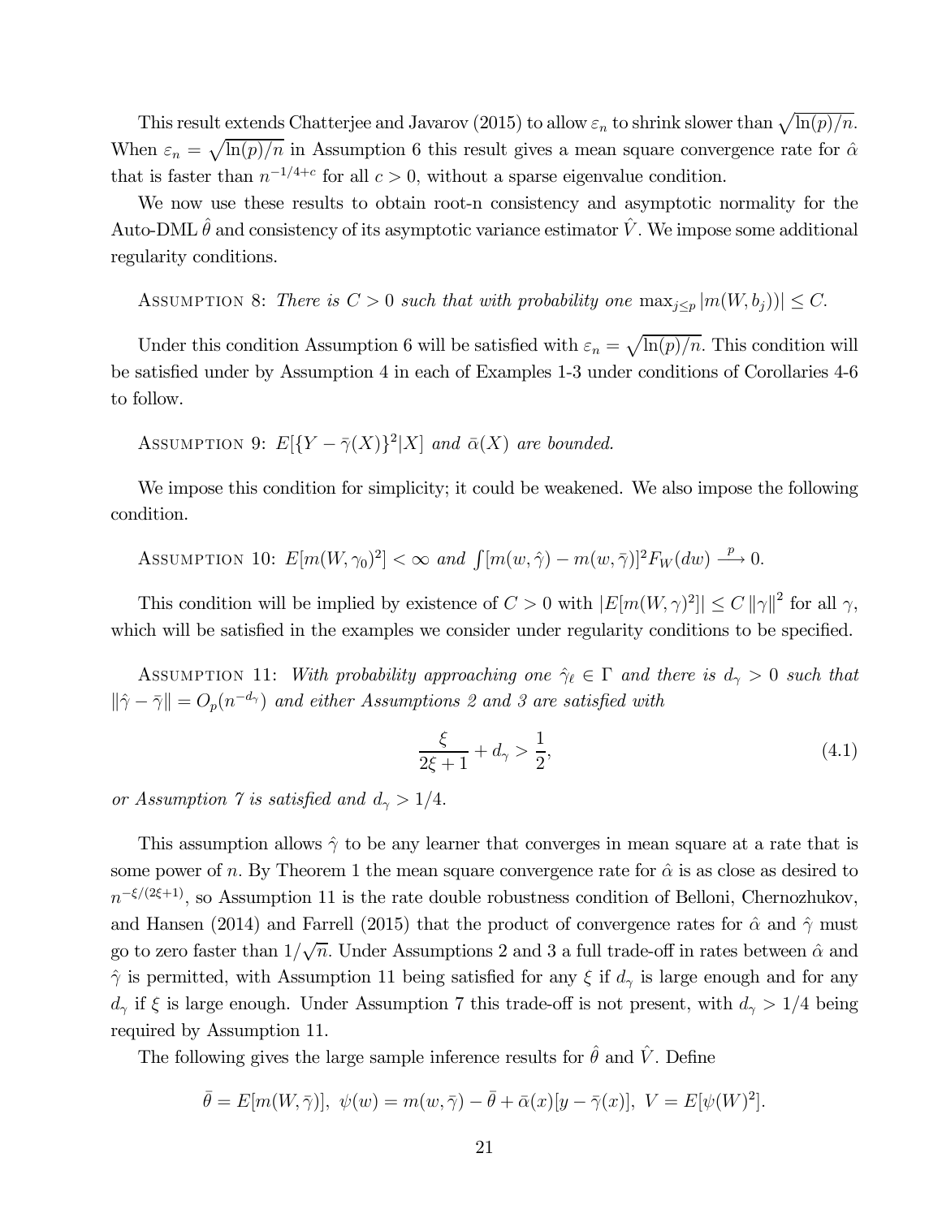This result extends Chatterjee and Javarov (2015) to allow $\varepsilon_n$ to shrink slower than $\sqrt{\ln(p)/n}$. When $\varepsilon_n = \sqrt{\ln(p)/n}$ in Assumption 6 this result gives a mean square convergence rate for $\hat{\alpha}$ that is faster than $n^{-1/4+c}$ for all $c > 0$, without a sparse eigenvalue condition.

We now use these results to obtain root-n consistency and asymptotic normality for the Auto-DML $\hat{\theta}$ and consistency of its asymptotic variance estimator $\hat{V}$. We impose some additional regularity conditions.

Assumption 8: *There is $C > 0$ such that with probability one $\max_{j \leq p} |m(W, b_j))| \leq C$.*

Under this condition Assumption 6 will be satisfied with $\varepsilon_n = \sqrt{\ln(p)/n}$. This condition will be satisfied under by Assumption 4 in each of Examples 1-3 under conditions of Corollaries 4-6 to follow.

Assumption 9: *$E[\{Y - \bar{\gamma}(X)\}^2|X]$ and $\bar{\alpha}(X)$ are bounded.*

We impose this condition for simplicity; it could be weakened. We also impose the following condition.

Assumption 10: *$E[m(W, \gamma_0)^2] < \infty$ and $\int [m(w, \hat{\gamma}) - m(w, \bar{\gamma})]^2 F_W(dw) \xrightarrow{p} 0$.*

This condition will be implied by existence of $C > 0$ with $|E[m(W, \gamma)^2]| \leq C \|\gamma\|^2$ for all $\gamma$, which will be satisfied in the examples we consider under regularity conditions to be specified.

Assumption 11: *With probability approaching one $\hat{\gamma}_\ell \in \Gamma$ and there is $d_\gamma > 0$ such that $\|\hat{\gamma} - \bar{\gamma}\| = O_p(n^{-d_\gamma})$ and either Assumptions 2 and 3 are satisfied with*

$$\frac{\xi}{2\xi + 1} + d_\gamma > \frac{1}{2}, \tag{4.1}$$

*or Assumption 7 is satisfied and $d_\gamma > 1/4$.*

This assumption allows $\hat{\gamma}$ to be any learner that converges in mean square at a rate that is some power of $n$. By Theorem 1 the mean square convergence rate for $\hat{\alpha}$ is as close as desired to $n^{-\xi/(2\xi+1)}$, so Assumption 11 is the rate double robustness condition of Belloni, Chernozhukov, and Hansen (2014) and Farrell (2015) that the product of convergence rates for $\hat{\alpha}$ and $\hat{\gamma}$ must go to zero faster than $1/\sqrt{n}$. Under Assumptions 2 and 3 a full trade-off in rates between $\hat{\alpha}$ and $\hat{\gamma}$ is permitted, with Assumption 11 being satisfied for any $\xi$ if $d_\gamma$ is large enough and for any $d_\gamma$ if $\xi$ is large enough. Under Assumption 7 this trade-off is not present, with $d_\gamma > 1/4$ being required by Assumption 11.

The following gives the large sample inference results for $\hat{\theta}$ and $\hat{V}$. Define

$$\bar{\theta} = E[m(W, \bar{\gamma})], \ \psi(w) = m(w, \bar{\gamma}) - \bar{\theta} + \bar{\alpha}(x)[y - \bar{\gamma}(x)], \ V = E[\psi(W)^2].$$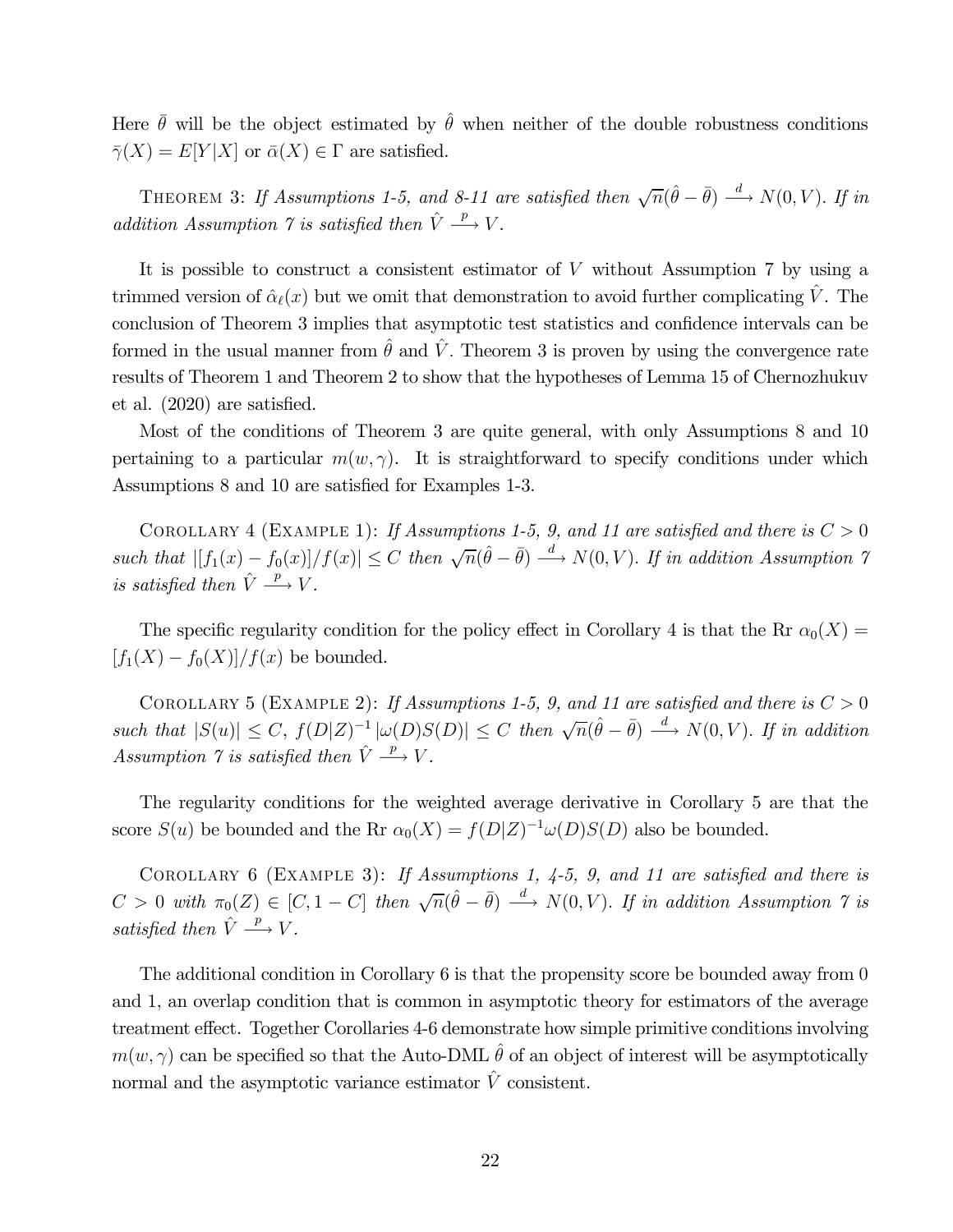Here $\bar{\theta}$ will be the object estimated by $\hat{\theta}$ when neither of the double robustness conditions $\bar{\gamma}(X) = E[Y|X]$ or $\bar{\alpha}(X) \in \Gamma$ are satisfied.

THEOREM 3: *If Assumptions 1-5, and 8-11 are satisfied then* $\sqrt{n}(\hat{\theta} - \bar{\theta}) \xrightarrow{d} N(0, V)$. *If in addition Assumption 7 is satisfied then* $\hat{V} \xrightarrow{p} V$.

It is possible to construct a consistent estimator of $V$ without Assumption 7 by using a trimmed version of $\hat{\alpha}_\ell(x)$ but we omit that demonstration to avoid further complicating $\hat{V}$. The conclusion of Theorem 3 implies that asymptotic test statistics and confidence intervals can be formed in the usual manner from $\hat{\theta}$ and $\hat{V}$. Theorem 3 is proven by using the convergence rate results of Theorem 1 and Theorem 2 to show that the hypotheses of Lemma 15 of Chernozhukuv et al. (2020) are satisfied.

Most of the conditions of Theorem 3 are quite general, with only Assumptions 8 and 10 pertaining to a particular $m(w, \gamma)$. It is straightforward to specify conditions under which Assumptions 8 and 10 are satisfied for Examples 1-3.

COROLLARY 4 (EXAMPLE 1): *If Assumptions 1-5, 9, and 11 are satisfied and there is* $C > 0$ *such that* $|[f_1(x) - f_0(x)]/f(x)| \leq C$ *then* $\sqrt{n}(\hat{\theta} - \bar{\theta}) \xrightarrow{d} N(0, V)$. *If in addition Assumption 7 is satisfied then* $\hat{V} \xrightarrow{p} V$.

The specific regularity condition for the policy effect in Corollary 4 is that the Rr $\alpha_0(X) = [f_1(X) - f_0(X)]/f(x)$ be bounded.

COROLLARY 5 (EXAMPLE 2): *If Assumptions 1-5, 9, and 11 are satisfied and there is* $C > 0$ *such that* $|S(u)| \leq C$, $f(D|Z)^{-1} |\omega(D)S(D)| \leq C$ *then* $\sqrt{n}(\hat{\theta} - \bar{\theta}) \xrightarrow{d} N(0, V)$. *If in addition Assumption 7 is satisfied then* $\hat{V} \xrightarrow{p} V$.

The regularity conditions for the weighted average derivative in Corollary 5 are that the score $S(u)$ be bounded and the Rr $\alpha_0(X) = f(D|Z)^{-1}\omega(D)S(D)$ also be bounded.

COROLLARY 6 (EXAMPLE 3): *If Assumptions 1, 4-5, 9, and 11 are satisfied and there is* $C > 0$ *with* $\pi_0(Z) \in [C, 1 - C]$ *then* $\sqrt{n}(\hat{\theta} - \bar{\theta}) \xrightarrow{d} N(0, V)$. *If in addition Assumption 7 is satisfied then* $\hat{V} \xrightarrow{p} V$.

The additional condition in Corollary 6 is that the propensity score be bounded away from 0 and 1, an overlap condition that is common in asymptotic theory for estimators of the average treatment effect. Together Corollaries 4-6 demonstrate how simple primitive conditions involving $m(w, \gamma)$ can be specified so that the Auto-DML $\hat{\theta}$ of an object of interest will be asymptotically normal and the asymptotic variance estimator $\hat{V}$ consistent.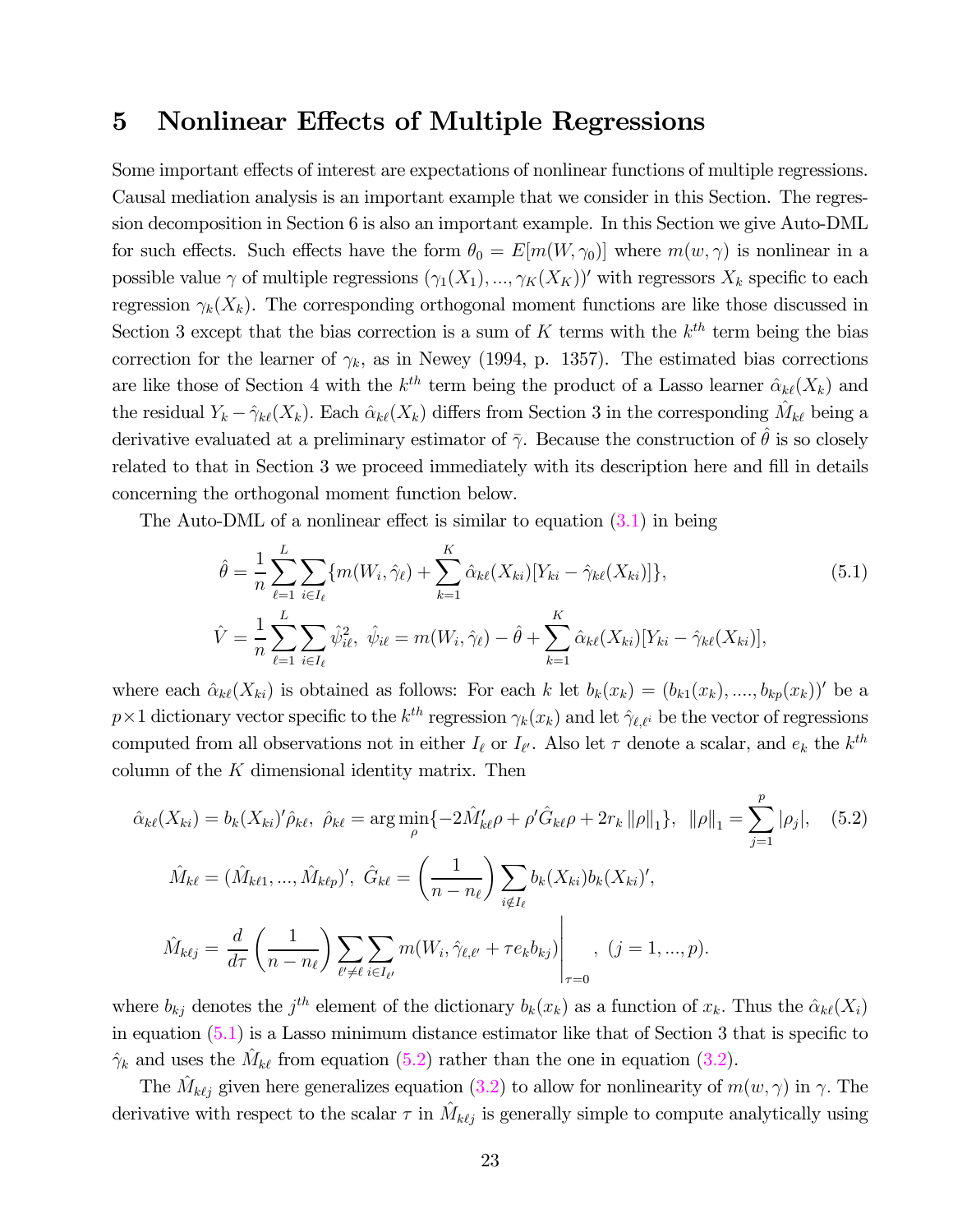## 5 Nonlinear Effects of Multiple Regressions

Some important effects of interest are expectations of nonlinear functions of multiple regressions. Causal mediation analysis is an important example that we consider in this Section. The regression decomposition in Section 6 is also an important example. In this Section we give Auto-DML for such effects. Such effects have the form $\theta_0 = E[m(W, \gamma_0)]$ where $m(w, \gamma)$ is nonlinear in a possible value $\gamma$ of multiple regressions $(\gamma_1(X_1), ..., \gamma_K(X_K))'$ with regressors $X_k$ specific to each regression $\gamma_k(X_k)$. The corresponding orthogonal moment functions are like those discussed in Section 3 except that the bias correction is a sum of $K$ terms with the $k^{th}$ term being the bias correction for the learner of $\gamma_k$, as in Newey (1994, p. 1357). The estimated bias corrections are like those of Section 4 with the $k^{th}$ term being the product of a Lasso learner $\hat{\alpha}_{k\ell}(X_k)$ and the residual $Y_k - \hat{\gamma}_{k\ell}(X_k)$. Each $\hat{\alpha}_{k\ell}(X_k)$ differs from Section 3 in the corresponding $\hat{M}_{k\ell}$ being a derivative evaluated at a preliminary estimator of $\bar{\gamma}$. Because the construction of $\hat{\theta}$ is so closely related to that in Section 3 we proceed immediately with its description here and fill in details concerning the orthogonal moment function below.

The Auto-DML of a nonlinear effect is similar to equation (3.1) in being

$$
\begin{aligned}
\hat{\theta} &= \frac{1}{n}\sum_{\ell=1}^{L}\sum_{i\in I_\ell}\{m(W_i,\hat{\gamma}_\ell) + \sum_{k=1}^{K}\hat{\alpha}_{k\ell}(X_{ki})[Y_{ki} - \hat{\gamma}_{k\ell}(X_{ki})]\}, \qquad (5.1)\\
\hat{V} &= \frac{1}{n}\sum_{\ell=1}^{L}\sum_{i\in I_\ell}\hat{\psi}_{i\ell}^2,\ \hat{\psi}_{i\ell} = m(W_i,\hat{\gamma}_\ell) - \hat{\theta} + \sum_{k=1}^{K}\hat{\alpha}_{k\ell}(X_{ki})[Y_{ki} - \hat{\gamma}_{k\ell}(X_{ki})],
\end{aligned}
$$

where each $\hat{\alpha}_{k\ell}(X_{ki})$ is obtained as follows: For each $k$ let $b_k(x_k) = (b_{k1}(x_k), ...., b_{kp}(x_k))'$ be a $p\times 1$ dictionary vector specific to the $k^{th}$ regression $\gamma_k(x_k)$ and let $\hat{\gamma}_{\ell,\ell^i}$ be the vector of regressions computed from all observations not in either $I_\ell$ or $I_{\ell'}$. Also let $\tau$ denote a scalar, and $e_k$ the $k^{th}$ column of the $K$ dimensional identity matrix. Then

$$
\begin{aligned}
\hat{\alpha}_{k\ell}(X_{ki}) &= b_k(X_{ki})'\hat{\rho}_{k\ell},\ \hat{\rho}_{k\ell} = \arg\min_{\rho}\{-2\hat{M}_{k\ell}'\rho + \rho'\hat{G}_{k\ell}\rho + 2r_k\left\|\rho\right\|_1\},\ \left\|\rho\right\|_1 = \sum_{j=1}^{p}|\rho_j|, \qquad (5.2)\\
\hat{M}_{k\ell} &= (\hat{M}_{k\ell1}, ..., \hat{M}_{k\ell p})',\ \hat{G}_{k\ell} = \left(\frac{1}{n-n_\ell}\right)\sum_{i\notin I_\ell} b_k(X_{ki})b_k(X_{ki})',\\
\hat{M}_{k\ell j} &= \frac{d}{d\tau}\left(\frac{1}{n-n_\ell}\right)\sum_{\ell'\neq\ell}\sum_{i\in I_{\ell'}} m(W_i, \hat{\gamma}_{\ell,\ell'} + \tau e_k b_{kj})\Bigg|_{\tau=0},\ (j = 1, ..., p).
\end{aligned}
$$

where $b_{kj}$ denotes the $j^{th}$ element of the dictionary $b_k(x_k)$ as a function of $x_k$. Thus the $\hat{\alpha}_{k\ell}(X_i)$ in equation (5.1) is a Lasso minimum distance estimator like that of Section 3 that is specific to $\hat{\gamma}_k$ and uses the $\hat{M}_{k\ell}$ from equation (5.2) rather than the one in equation (3.2).

The $\hat{M}_{k\ell j}$ given here generalizes equation (3.2) to allow for nonlinearity of $m(w, \gamma)$ in $\gamma$. The derivative with respect to the scalar $\tau$ in $\hat{M}_{k\ell j}$ is generally simple to compute analytically using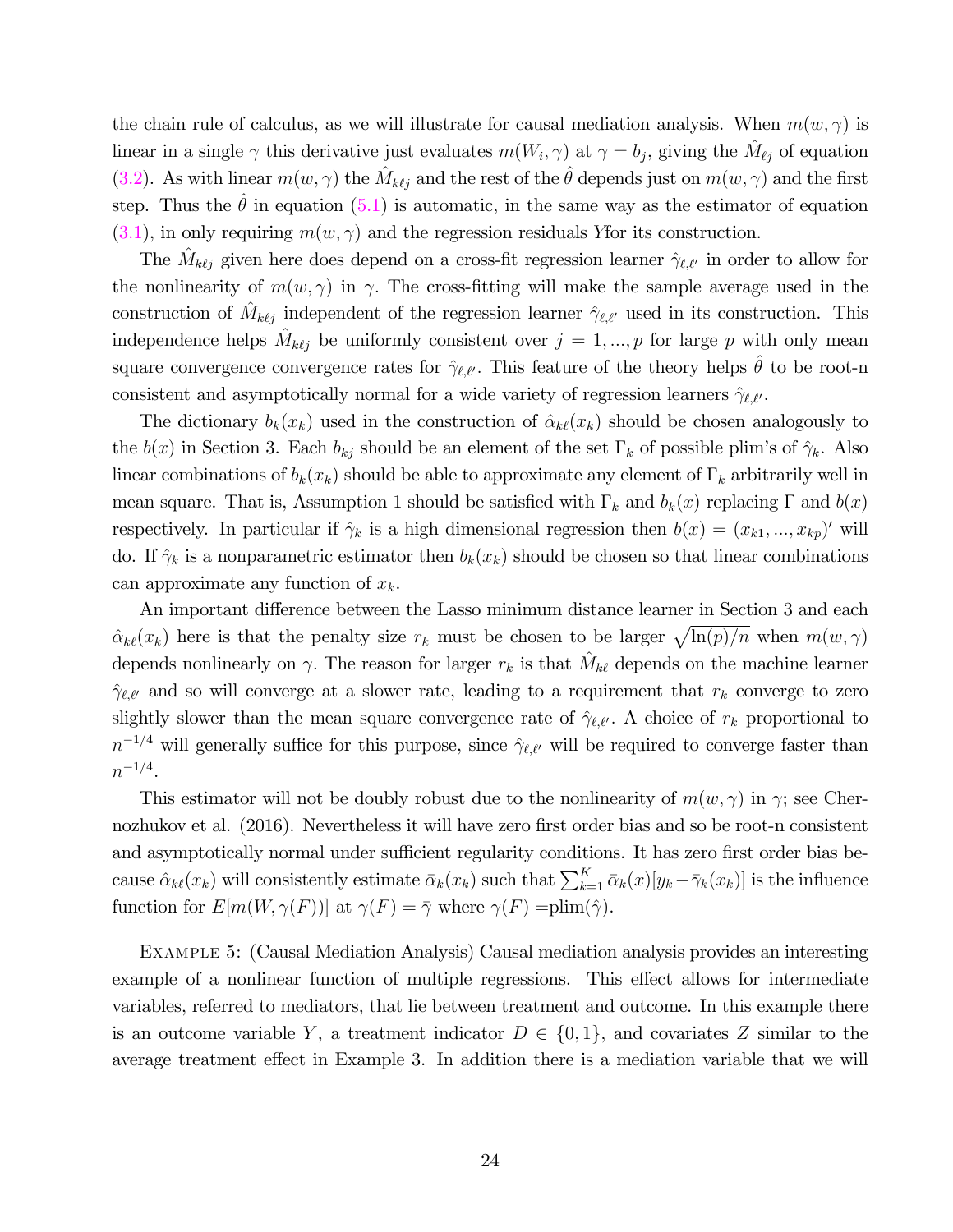the chain rule of calculus, as we will illustrate for causal mediation analysis. When $m(w,\gamma)$ is linear in a single $\gamma$ this derivative just evaluates $m(W_i,\gamma)$ at $\gamma = b_j$, giving the $\hat{M}_{\ell j}$ of equation (3.2). As with linear $m(w,\gamma)$ the $\hat{M}_{k\ell j}$ and the rest of the $\hat{\theta}$ depends just on $m(w,\gamma)$ and the first step. Thus the $\hat{\theta}$ in equation (5.1) is automatic, in the same way as the estimator of equation (3.1), in only requiring $m(w,\gamma)$ and the regression residuals Yfor its construction.

The $\hat{M}_{k\ell j}$ given here does depend on a cross-fit regression learner $\hat{\gamma}_{\ell,\ell'}$ in order to allow for the nonlinearity of $m(w,\gamma)$ in $\gamma$. The cross-fitting will make the sample average used in the construction of $\hat{M}_{k\ell j}$ independent of the regression learner $\hat{\gamma}_{\ell,\ell'}$ used in its construction. This independence helps $\hat{M}_{k\ell j}$ be uniformly consistent over $j = 1, ..., p$ for large $p$ with only mean square convergence convergence rates for $\hat{\gamma}_{\ell,\ell'}$. This feature of the theory helps $\hat{\theta}$ to be root-n consistent and asymptotically normal for a wide variety of regression learners $\hat{\gamma}_{\ell,\ell'}$.

The dictionary $b_k(x_k)$ used in the construction of $\hat{\alpha}_{k\ell}(x_k)$ should be chosen analogously to the $b(x)$ in Section 3. Each $b_{kj}$ should be an element of the set $\Gamma_k$ of possible plim's of $\hat{\gamma}_k$. Also linear combinations of $b_k(x_k)$ should be able to approximate any element of $\Gamma_k$ arbitrarily well in mean square. That is, Assumption 1 should be satisfied with $\Gamma_k$ and $b_k(x)$ replacing $\Gamma$ and $b(x)$ respectively. In particular if $\hat{\gamma}_k$ is a high dimensional regression then $b(x) = (x_{k1}, ..., x_{kp})'$ will do. If $\hat{\gamma}_k$ is a nonparametric estimator then $b_k(x_k)$ should be chosen so that linear combinations can approximate any function of $x_k$.

An important difference between the Lasso minimum distance learner in Section 3 and each $\hat{\alpha}_{k\ell}(x_k)$ here is that the penalty size $r_k$ must be chosen to be larger $\sqrt{\ln(p)/n}$ when $m(w,\gamma)$ depends nonlinearly on $\gamma$. The reason for larger $r_k$ is that $\hat{M}_{k\ell}$ depends on the machine learner $\hat{\gamma}_{\ell,\ell'}$ and so will converge at a slower rate, leading to a requirement that $r_k$ converge to zero slightly slower than the mean square convergence rate of $\hat{\gamma}_{\ell,\ell'}$. A choice of $r_k$ proportional to $n^{-1/4}$ will generally suffice for this purpose, since $\hat{\gamma}_{\ell,\ell'}$ will be required to converge faster than $n^{-1/4}$.

This estimator will not be doubly robust due to the nonlinearity of $m(w,\gamma)$ in $\gamma$; see Chernozhukov et al. (2016). Nevertheless it will have zero first order bias and so be root-n consistent and asymptotically normal under sufficient regularity conditions. It has zero first order bias because $\hat{\alpha}_{k\ell}(x_k)$ will consistently estimate $\bar{\alpha}_k(x_k)$ such that $\sum_{k=1}^{K} \bar{\alpha}_k(x)[y_k - \bar{\gamma}_k(x_k)]$ is the influence function for $E[m(W,\gamma(F))]$ at $\gamma(F) = \bar{\gamma}$ where $\gamma(F) = \text{plim}(\hat{\gamma})$.

Example 5: (Causal Mediation Analysis) Causal mediation analysis provides an interesting example of a nonlinear function of multiple regressions. This effect allows for intermediate variables, referred to mediators, that lie between treatment and outcome. In this example there is an outcome variable $Y$, a treatment indicator $D \in \{0,1\}$, and covariates $Z$ similar to the average treatment effect in Example 3. In addition there is a mediation variable that we will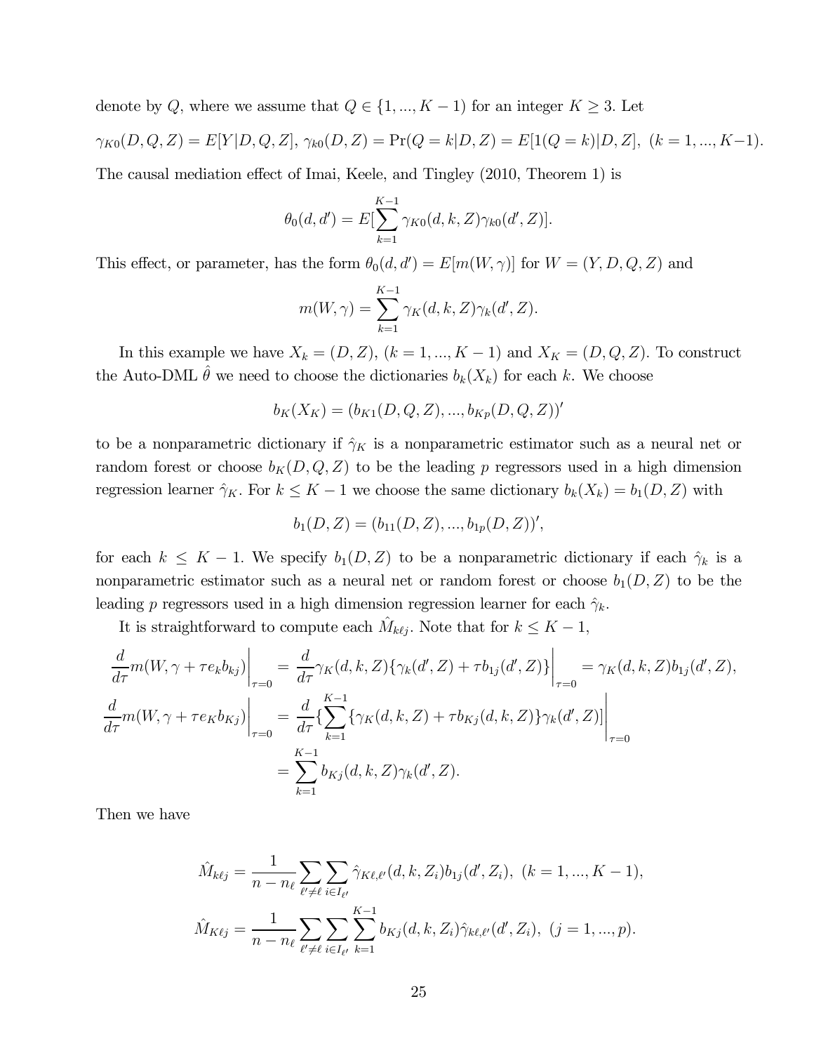denote by $Q$, where we assume that $Q \in \{1, ..., K-1)$ for an integer $K \geq 3$. Let

$$\gamma_{K0}(D, Q, Z) = E[Y|D, Q, Z],\ \gamma_{k0}(D, Z) = \Pr(Q = k|D, Z) = E[1(Q = k)|D, Z],\ (k = 1, ..., K-1).$$

The causal mediation effect of Imai, Keele, and Tingley (2010, Theorem 1) is

$$\theta_0(d, d') = E[\sum_{k=1}^{K-1} \gamma_{K0}(d, k, Z)\gamma_{k0}(d', Z)].$$

This effect, or parameter, has the form $\theta_0(d, d') = E[m(W, \gamma)]$ for $W = (Y, D, Q, Z)$ and

$$m(W, \gamma) = \sum_{k=1}^{K-1} \gamma_K(d, k, Z)\gamma_k(d', Z).$$

In this example we have $X_k = (D, Z)$, $(k = 1, ..., K-1)$ and $X_K = (D, Q, Z)$. To construct the Auto-DML $\hat{\theta}$ we need to choose the dictionaries $b_k(X_k)$ for each $k$. We choose

$$b_K(X_K) = (b_{K1}(D, Q, Z), ..., b_{Kp}(D, Q, Z))'$$

to be a nonparametric dictionary if $\hat{\gamma}_K$ is a nonparametric estimator such as a neural net or random forest or choose $b_K(D, Q, Z)$ to be the leading $p$ regressors used in a high dimension regression learner $\hat{\gamma}_K$. For $k \leq K-1$ we choose the same dictionary $b_k(X_k) = b_1(D, Z)$ with

$$b_1(D, Z) = (b_{11}(D, Z), ..., b_{1p}(D, Z))',$$

for each $k \leq K-1$. We specify $b_1(D, Z)$ to be a nonparametric dictionary if each $\hat{\gamma}_k$ is a nonparametric estimator such as a neural net or random forest or choose $b_1(D, Z)$ to be the leading $p$ regressors used in a high dimension regression learner for each $\hat{\gamma}_k$.

It is straightforward to compute each $\hat{M}_{k\ell j}$. Note that for $k \leq K-1$,

$$\begin{aligned}
\left.\frac{d}{d\tau} m(W, \gamma + \tau e_k b_{kj})\right|_{\tau=0} &= \left.\frac{d}{d\tau} \gamma_K(d, k, Z)\{\gamma_k(d', Z) + \tau b_{1j}(d', Z)\}\right|_{\tau=0} = \gamma_K(d, k, Z) b_{1j}(d', Z), \\
\left.\frac{d}{d\tau} m(W, \gamma + \tau e_K b_{Kj})\right|_{\tau=0} &= \left.\frac{d}{d\tau}\{\sum_{k=1}^{K-1}\{\gamma_K(d, k, Z) + \tau b_{Kj}(d, k, Z)\}\gamma_k(d', Z)]\right|_{\tau=0} \\
&= \sum_{k=1}^{K-1} b_{Kj}(d, k, Z)\gamma_k(d', Z).
\end{aligned}$$

Then we have

$$\begin{aligned}
\hat{M}_{k\ell j} &= \frac{1}{n - n_\ell} \sum_{\ell' \neq \ell} \sum_{i \in I_{\ell'}} \hat{\gamma}_{K\ell,\ell'}(d, k, Z_i) b_{1j}(d', Z_i),\ (k = 1, ..., K-1), \\
\hat{M}_{K\ell j} &= \frac{1}{n - n_\ell} \sum_{\ell' \neq \ell} \sum_{i \in I_{\ell'}} \sum_{k=1}^{K-1} b_{Kj}(d, k, Z_i)\hat{\gamma}_{k\ell,\ell'}(d', Z_i),\ (j = 1, ..., p).
\end{aligned}$$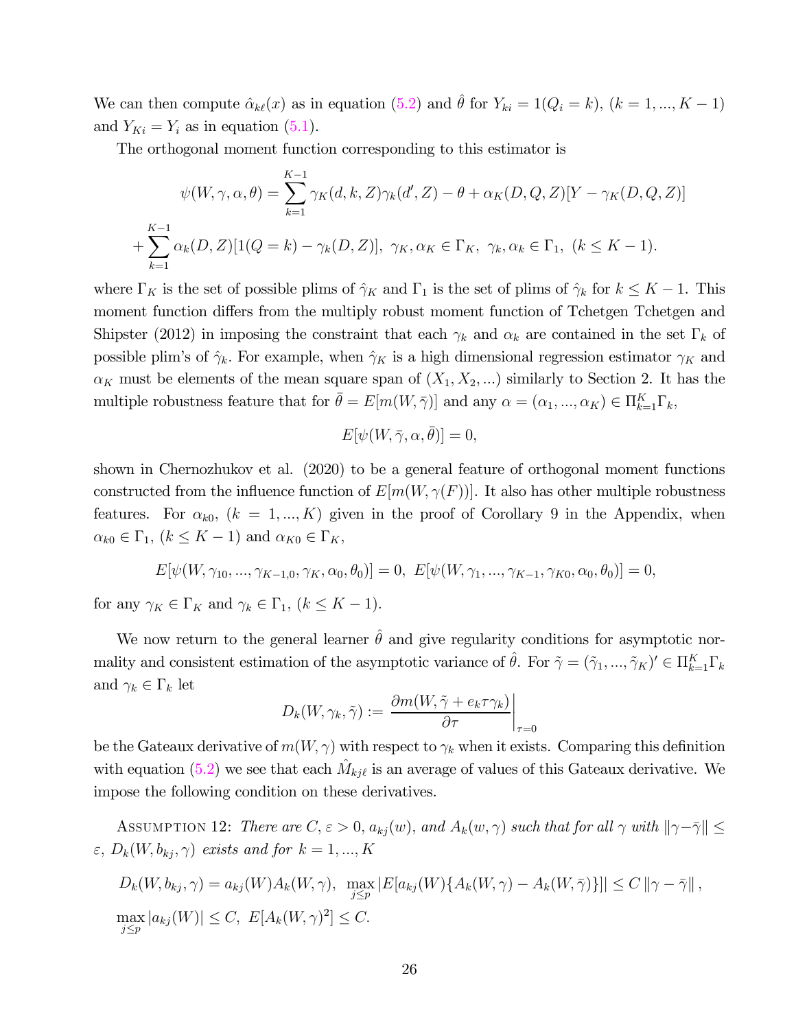We can then compute $\hat{\alpha}_{k\ell}(x)$ as in equation (5.2) and $\hat{\theta}$ for $Y_{ki} = 1(Q_i = k)$, $(k = 1, ..., K-1)$ and $Y_{Ki} = Y_i$ as in equation (5.1).

The orthogonal moment function corresponding to this estimator is

$$\psi(W, \gamma, \alpha, \theta) = \sum_{k=1}^{K-1} \gamma_K(d, k, Z)\gamma_k(d', Z) - \theta + \alpha_K(D, Q, Z)[Y - \gamma_K(D, Q, Z)]$$

$$+ \sum_{k=1}^{K-1} \alpha_k(D, Z)[1(Q = k) - \gamma_k(D, Z)], \ \gamma_K, \alpha_K \in \Gamma_K, \ \gamma_k, \alpha_k \in \Gamma_1, \ (k \leq K-1).$$

where $\Gamma_K$ is the set of possible plims of $\hat{\gamma}_K$ and $\Gamma_1$ is the set of plims of $\hat{\gamma}_k$ for $k \leq K-1$. This moment function differs from the multiply robust moment function of Tchetgen Tchetgen and Shipster (2012) in imposing the constraint that each $\gamma_k$ and $\alpha_k$ are contained in the set $\Gamma_k$ of possible plim's of $\hat{\gamma}_k$. For example, when $\hat{\gamma}_K$ is a high dimensional regression estimator $\gamma_K$ and $\alpha_K$ must be elements of the mean square span of $(X_1, X_2, ...)$ similarly to Section 2. It has the multiple robustness feature that for $\bar{\theta} = E[m(W, \bar{\gamma})]$ and any $\alpha = (\alpha_1, ..., \alpha_K) \in \Pi_{k=1}^K \Gamma_k$,

$$E[\psi(W, \bar{\gamma}, \alpha, \bar{\theta})] = 0,$$

shown in Chernozhukov et al. (2020) to be a general feature of orthogonal moment functions constructed from the influence function of $E[m(W, \gamma(F))]$. It also has other multiple robustness features. For $\alpha_{k0}$, $(k = 1, ..., K)$ given in the proof of Corollary 9 in the Appendix, when $\alpha_{k0} \in \Gamma_1$, $(k \leq K-1)$ and $\alpha_{K0} \in \Gamma_K$,

$$E[\psi(W, \gamma_{10}, ..., \gamma_{K-1,0}, \gamma_K, \alpha_0, \theta_0)] = 0, \ E[\psi(W, \gamma_1, ..., \gamma_{K-1}, \gamma_{K0}, \alpha_0, \theta_0)] = 0,$$

for any $\gamma_K \in \Gamma_K$ and $\gamma_k \in \Gamma_1$, $(k \leq K-1)$.

We now return to the general learner $\hat{\theta}$ and give regularity conditions for asymptotic normality and consistent estimation of the asymptotic variance of $\hat{\theta}$. For $\tilde{\gamma} = (\tilde{\gamma}_1, ..., \tilde{\gamma}_K)' \in \Pi_{k=1}^K \Gamma_k$ and $\gamma_k \in \Gamma_k$ let

$$D_k(W, \gamma_k, \tilde{\gamma}) := \left. \frac{\partial m(W, \tilde{\gamma} + e_k \tau \gamma_k)}{\partial \tau} \right|_{\tau=0}$$

be the Gateaux derivative of $m(W, \gamma)$ with respect to $\gamma_k$ when it exists. Comparing this definition with equation (5.2) we see that each $\hat{M}_{kj\ell}$ is an average of values of this Gateaux derivative. We impose the following condition on these derivatives.

Assumption 12: *There are $C, \varepsilon > 0$, $a_{kj}(w)$, and $A_k(w, \gamma)$ such that for all $\gamma$ with $\|\gamma - \bar{\gamma}\| \leq \varepsilon$, $D_k(W, b_{kj}, \gamma)$ exists and for $k = 1, ..., K$*

$$D_k(W, b_{kj}, \gamma) = a_{kj}(W)A_k(W, \gamma), \ \max_{j \leq p} |E[a_{kj}(W)\{A_k(W, \gamma) - A_k(W, \bar{\gamma})\}]| \leq C \|\gamma - \bar{\gamma}\|,$$

$$\max_{j \leq p} |a_{kj}(W)| \leq C, \ E[A_k(W, \gamma)^2] \leq C.$$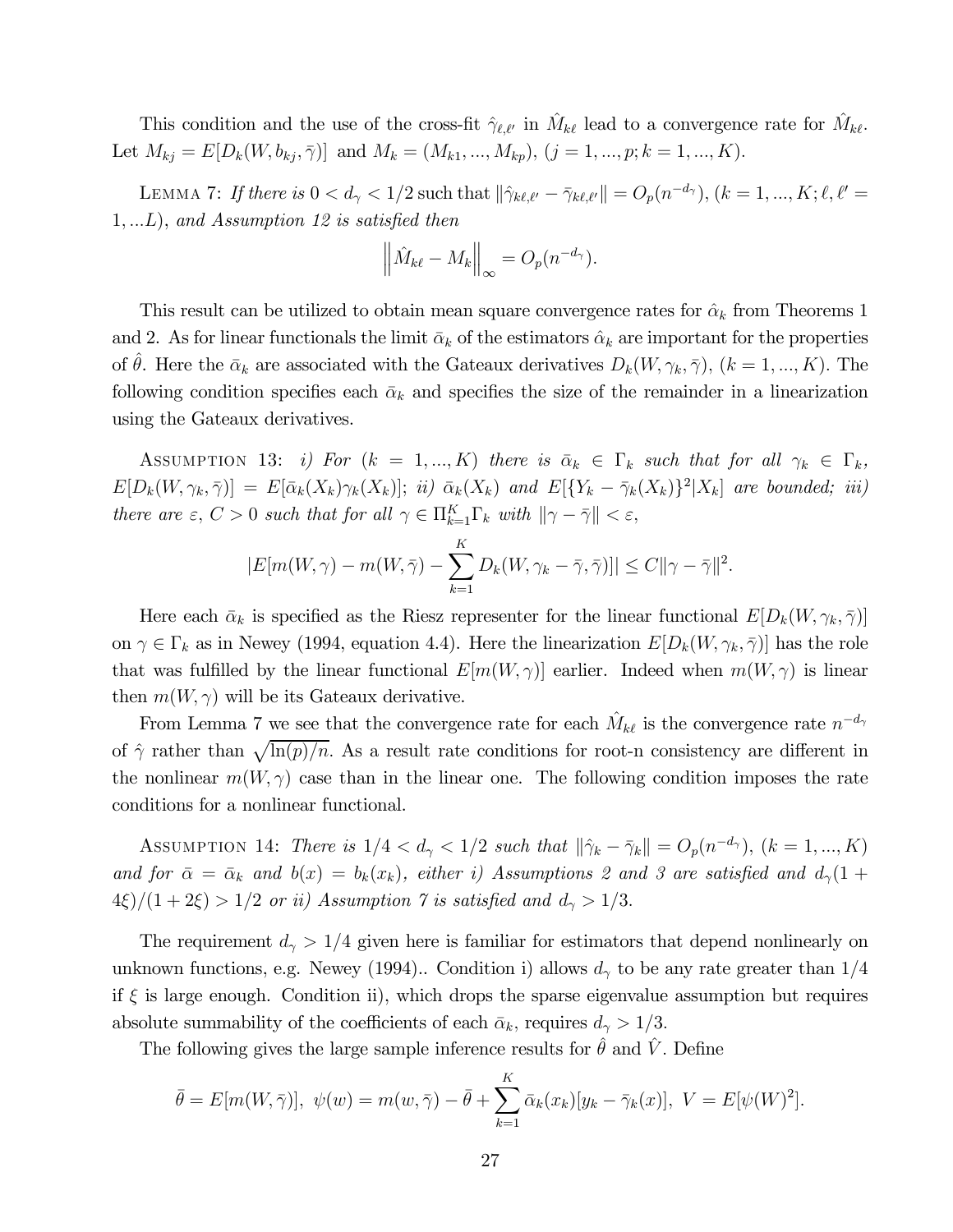This condition and the use of the cross-fit $\hat{\gamma}_{\ell,\ell'}$ in $\hat{M}_{k\ell}$ lead to a convergence rate for $\hat{M}_{k\ell}$. Let $M_{kj} = E[D_k(W, b_{kj}, \bar{\gamma})]$ and $M_k = (M_{k1}, ..., M_{kp})$, $(j = 1, ..., p; k = 1, ..., K)$.

LEMMA 7: *If there is* $0 < d_\gamma < 1/2$ *such that* $\|\hat{\gamma}_{k\ell,\ell'} - \bar{\gamma}_{k\ell,\ell'}\| = O_p(n^{-d_\gamma})$, $(k = 1, ..., K; \ell, \ell' = 1, ...L)$, *and Assumption 12 is satisfied then*

$$\left\| \hat{M}_{k\ell} - M_k \right\|_\infty = O_p(n^{-d_\gamma}).$$

This result can be utilized to obtain mean square convergence rates for $\hat{\alpha}_k$ from Theorems 1 and 2. As for linear functionals the limit $\bar{\alpha}_k$ of the estimators $\hat{\alpha}_k$ are important for the properties of $\hat{\theta}$. Here the $\bar{\alpha}_k$ are associated with the Gateaux derivatives $D_k(W, \gamma_k, \bar{\gamma})$, $(k = 1, ..., K)$. The following condition specifies each $\bar{\alpha}_k$ and specifies the size of the remainder in a linearization using the Gateaux derivatives.

ASSUMPTION 13: *i) For* $(k = 1, ..., K)$ *there is* $\bar{\alpha}_k \in \Gamma_k$ *such that for all* $\gamma_k \in \Gamma_k$, $E[D_k(W, \gamma_k, \bar{\gamma})] = E[\bar{\alpha}_k(X_k)\gamma_k(X_k)]$; *ii)* $\bar{\alpha}_k(X_k)$ *and* $E[\{Y_k - \bar{\gamma}_k(X_k)\}^2|X_k]$ *are bounded; iii) there are* $\varepsilon, C > 0$ *such that for all* $\gamma \in \Pi_{k=1}^K \Gamma_k$ *with* $\|\gamma - \bar{\gamma}\| < \varepsilon$,

$$|E[m(W, \gamma) - m(W, \bar{\gamma}) - \sum_{k=1}^{K} D_k(W, \gamma_k - \bar{\gamma}, \bar{\gamma})]| \le C\|\gamma - \bar{\gamma}\|^2.$$

Here each $\bar{\alpha}_k$ is specified as the Riesz representer for the linear functional $E[D_k(W, \gamma_k, \bar{\gamma})]$ on $\gamma \in \Gamma_k$ as in Newey (1994, equation 4.4). Here the linearization $E[D_k(W, \gamma_k, \bar{\gamma})]$ has the role that was fulfilled by the linear functional $E[m(W, \gamma)]$ earlier. Indeed when $m(W, \gamma)$ is linear then $m(W, \gamma)$ will be its Gateaux derivative.

From Lemma 7 we see that the convergence rate for each $\hat{M}_{k\ell}$ is the convergence rate $n^{-d_\gamma}$ of $\hat{\gamma}$ rather than $\sqrt{\ln(p)/n}$. As a result rate conditions for root-n consistency are different in the nonlinear $m(W, \gamma)$ case than in the linear one. The following condition imposes the rate conditions for a nonlinear functional.

ASSUMPTION 14: *There is* $1/4 < d_\gamma < 1/2$ *such that* $\|\hat{\gamma}_k - \bar{\gamma}_k\| = O_p(n^{-d_\gamma})$, $(k = 1, ..., K)$ *and for* $\bar{\alpha} = \bar{\alpha}_k$ *and* $b(x) = b_k(x_k)$, *either i) Assumptions 2 and 3 are satisfied and* $d_\gamma(1 + 4\xi)/(1 + 2\xi) > 1/2$ *or ii) Assumption 7 is satisfied and* $d_\gamma > 1/3$.

The requirement $d_\gamma > 1/4$ given here is familiar for estimators that depend nonlinearly on unknown functions, e.g. Newey (1994).. Condition i) allows $d_\gamma$ to be any rate greater than 1/4 if $\xi$ is large enough. Condition ii), which drops the sparse eigenvalue assumption but requires absolute summability of the coefficients of each $\bar{\alpha}_k$, requires $d_\gamma > 1/3$.

The following gives the large sample inference results for $\hat{\theta}$ and $\hat{V}$. Define

$$\bar{\theta} = E[m(W, \bar{\gamma})], \ \psi(w) = m(w, \bar{\gamma}) - \bar{\theta} + \sum_{k=1}^{K} \bar{\alpha}_k(x_k)[y_k - \bar{\gamma}_k(x)], \ V = E[\psi(W)^2].$$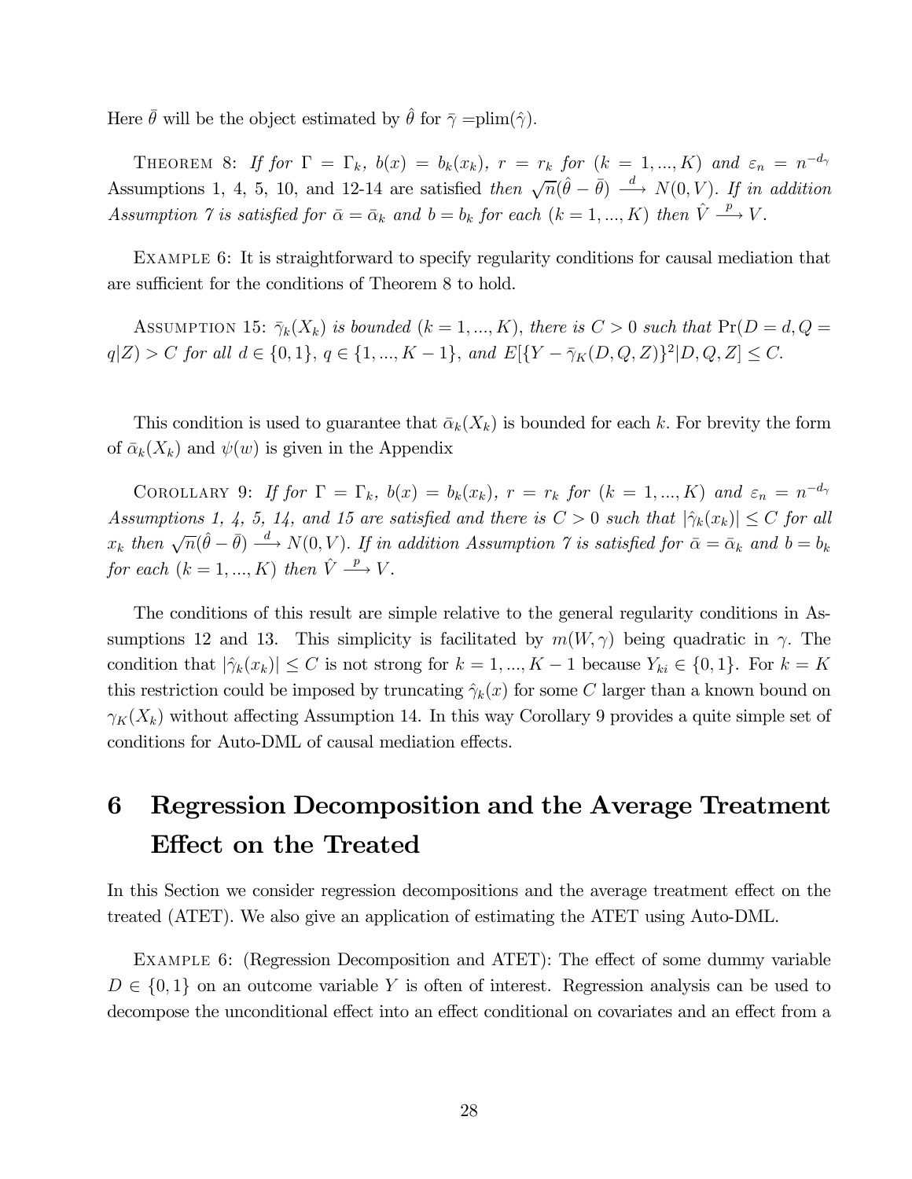Here $\bar{\theta}$ will be the object estimated by $\hat{\theta}$ for $\bar{\gamma}$ =plim($\hat{\gamma}$).

Theorem 8: *If for* $\Gamma = \Gamma_k$, $b(x) = b_k(x_k)$, $r = r_k$ *for* $(k = 1, ..., K)$ *and* $\varepsilon_n = n^{-d_\gamma}$ Assumptions 1, 4, 5, 10, and 12-14 are satisfied *then* $\sqrt{n}(\hat{\theta} - \bar{\theta}) \xrightarrow{d} N(0, V)$. *If in addition Assumption 7 is satisfied for* $\bar{\alpha} = \bar{\alpha}_k$ *and* $b = b_k$ *for each* $(k = 1, ..., K)$ *then* $\hat{V} \xrightarrow{p} V$.

Example 6: It is straightforward to specify regularity conditions for causal mediation that are sufficient for the conditions of Theorem 8 to hold.

Assumption 15: $\bar{\gamma}_k(X_k)$ *is bounded* $(k = 1, ..., K)$, *there is* $C > 0$ *such that* $\Pr(D = d, Q = q|Z) > C$ *for all* $d \in \{0, 1\}$, $q \in \{1, ..., K-1\}$, *and* $E[\{Y - \bar{\gamma}_K(D, Q, Z)\}^2|D, Q, Z] \leq C$.

This condition is used to guarantee that $\bar{\alpha}_k(X_k)$ is bounded for each $k$. For brevity the form of $\bar{\alpha}_k(X_k)$ and $\psi(w)$ is given in the Appendix

Corollary 9: *If for* $\Gamma = \Gamma_k$, $b(x) = b_k(x_k)$, $r = r_k$ *for* $(k = 1, ..., K)$ *and* $\varepsilon_n = n^{-d_\gamma}$ *Assumptions 1, 4, 5, 14, and 15 are satisfied and there is* $C > 0$ *such that* $|\hat{\gamma}_k(x_k)| \leq C$ *for all* $x_k$ *then* $\sqrt{n}(\hat{\theta} - \bar{\theta}) \xrightarrow{d} N(0, V)$. *If in addition Assumption 7 is satisfied for* $\bar{\alpha} = \bar{\alpha}_k$ *and* $b = b_k$ *for each* $(k = 1, ..., K)$ *then* $\hat{V} \xrightarrow{p} V$.

The conditions of this result are simple relative to the general regularity conditions in Assumptions 12 and 13. This simplicity is facilitated by $m(W, \gamma)$ being quadratic in $\gamma$. The condition that $|\hat{\gamma}_k(x_k)| \leq C$ is not strong for $k = 1, ..., K-1$ because $Y_{ki} \in \{0, 1\}$. For $k = K$ this restriction could be imposed by truncating $\hat{\gamma}_k(x)$ for some $C$ larger than a known bound on $\gamma_K(X_k)$ without affecting Assumption 14. In this way Corollary 9 provides a quite simple set of conditions for Auto-DML of causal mediation effects.

# 6 Regression Decomposition and the Average Treatment Effect on the Treated

In this Section we consider regression decompositions and the average treatment effect on the treated (ATET). We also give an application of estimating the ATET using Auto-DML.

Example 6: (Regression Decomposition and ATET): The effect of some dummy variable $D \in \{0, 1\}$ on an outcome variable $Y$ is often of interest. Regression analysis can be used to decompose the unconditional effect into an effect conditional on covariates and an effect from a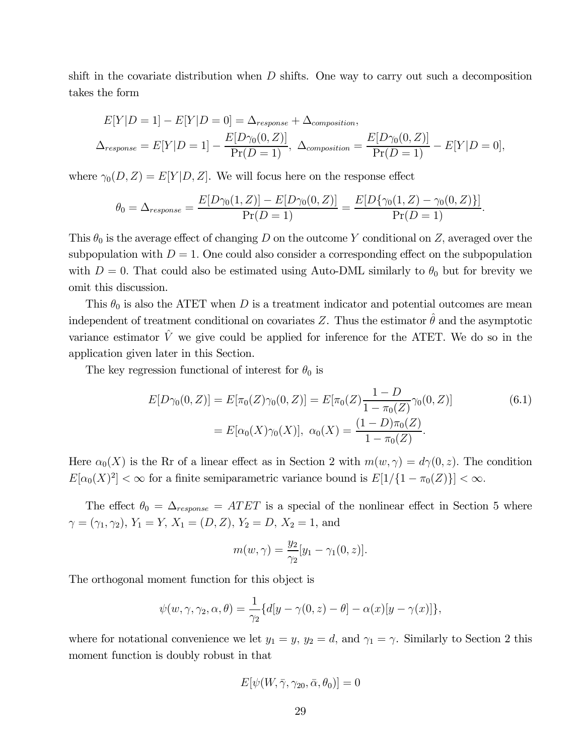shift in the covariate distribution when $D$ shifts. One way to carry out such a decomposition takes the form

$$
E[Y|D=1] - E[Y|D=0] = \Delta_{response} + \Delta_{composition},
$$

$$
\Delta_{response} = E[Y|D=1] - \frac{E[D\gamma_0(0,Z)]}{\Pr(D=1)},\ \Delta_{composition} = \frac{E[D\gamma_0(0,Z)]}{\Pr(D=1)} - E[Y|D=0],
$$

where $\gamma_0(D,Z) = E[Y|D,Z]$. We will focus here on the response effect

$$
\theta_0 = \Delta_{response} = \frac{E[D\gamma_0(1,Z)] - E[D\gamma_0(0,Z)]}{\Pr(D=1)} = \frac{E[D\{\gamma_0(1,Z) - \gamma_0(0,Z)\}]}{\Pr(D=1)}.
$$

This $\theta_0$ is the average effect of changing $D$ on the outcome $Y$ conditional on $Z$, averaged over the subpopulation with $D=1$. One could also consider a corresponding effect on the subpopulation with $D=0$. That could also be estimated using Auto-DML similarly to $\theta_0$ but for brevity we omit this discussion.

This $\theta_0$ is also the ATET when $D$ is a treatment indicator and potential outcomes are mean independent of treatment conditional on covariates $Z$. Thus the estimator $\hat{\theta}$ and the asymptotic variance estimator $\hat{V}$ we give could be applied for inference for the ATET. We do so in the application given later in this Section.

The key regression functional of interest for $\theta_0$ is

$$
\begin{aligned}
E[D\gamma_0(0,Z)] &= E[\pi_0(Z)\gamma_0(0,Z)] = E[\pi_0(Z)\frac{1-D}{1-\pi_0(Z)}\gamma_0(0,Z)] \\
&= E[\alpha_0(X)\gamma_0(X)],\ \alpha_0(X) = \frac{(1-D)\pi_0(Z)}{1-\pi_0(Z)}.
\end{aligned} \tag{6.1}
$$

Here $\alpha_0(X)$ is the Rr of a linear effect as in Section 2 with $m(w,\gamma) = d\gamma(0,z)$. The condition $E[\alpha_0(X)^2] < \infty$ for a finite semiparametric variance bound is $E[1/\{1-\pi_0(Z)\}] < \infty$.

The effect $\theta_0 = \Delta_{response} = ATET$ is a special of the nonlinear effect in Section 5 where $\gamma = (\gamma_1, \gamma_2)$, $Y_1 = Y$, $X_1 = (D,Z)$, $Y_2 = D$, $X_2 = 1$, and

$$
m(w,\gamma) = \frac{y_2}{\gamma_2}[y_1 - \gamma_1(0,z)].
$$

The orthogonal moment function for this object is

$$
\psi(w,\gamma,\gamma_2,\alpha,\theta) = \frac{1}{\gamma_2}\{d[y - \gamma(0,z) - \theta] - \alpha(x)[y - \gamma(x)]\},
$$

where for notational convenience we let $y_1 = y$, $y_2 = d$, and $\gamma_1 = \gamma$. Similarly to Section 2 this moment function is doubly robust in that

$$
E[\psi(W,\bar{\gamma},\gamma_{20},\bar{\alpha},\theta_0)] = 0
$$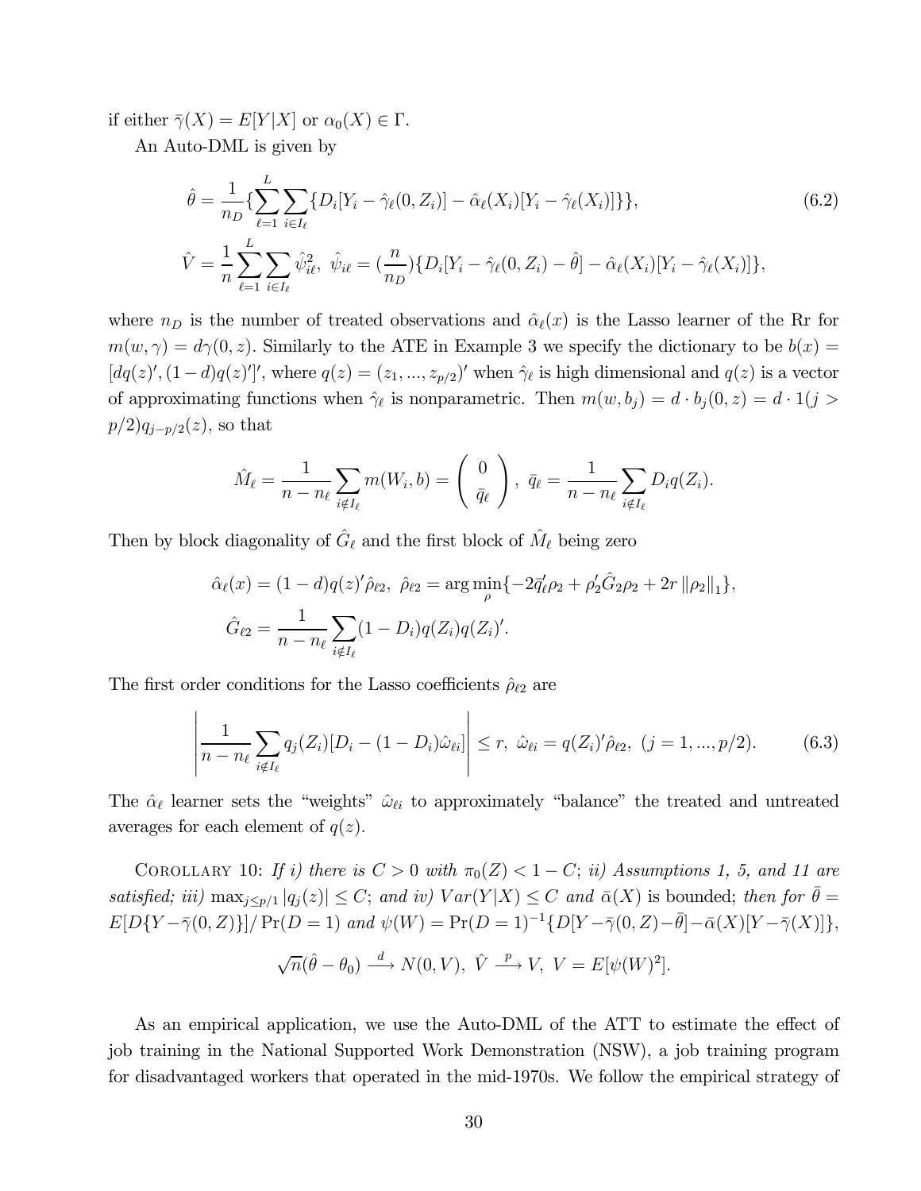if either $\bar{\gamma}(X) = E[Y|X]$ or $\alpha_0(X) \in \Gamma$.

An Auto-DML is given by

$$\hat{\theta} = \frac{1}{n_D}\{\sum_{\ell=1}^{L}\sum_{i \in I_\ell}\{D_i[Y_i - \hat{\gamma}_\ell(0, Z_i)] - \hat{\alpha}_\ell(X_i)[Y_i - \hat{\gamma}_\ell(X_i)]\}\}, \tag{6.2}$$

$$\hat{V} = \frac{1}{n}\sum_{\ell=1}^{L}\sum_{i \in I_\ell}\hat{\psi}_{i\ell}^2, \; \hat{\psi}_{i\ell} = (\frac{n}{n_D})\{D_i[Y_i - \hat{\gamma}_\ell(0, Z_i) - \hat{\theta}] - \hat{\alpha}_\ell(X_i)[Y_i - \hat{\gamma}_\ell(X_i)]\},$$

where $n_D$ is the number of treated observations and $\hat{\alpha}_\ell(x)$ is the Lasso learner of the Rr for $m(w, \gamma) = d\gamma(0, z)$. Similarly to the ATE in Example 3 we specify the dictionary to be $b(x) = [dq(z)', (1-d)q(z)']'$, where $q(z) = (z_1, ..., z_{p/2})'$ when $\hat{\gamma}_\ell$ is high dimensional and $q(z)$ is a vector of approximating functions when $\hat{\gamma}_\ell$ is nonparametric. Then $m(w, b_j) = d \cdot b_j(0, z) = d \cdot 1(j > p/2)q_{j-p/2}(z)$, so that

$$\hat{M}_\ell = \frac{1}{n - n_\ell}\sum_{i \notin I_\ell} m(W_i, b) = \begin{pmatrix} 0 \\ \bar{q}_\ell \end{pmatrix}, \; \bar{q}_\ell = \frac{1}{n - n_\ell}\sum_{i \notin I_\ell} D_i q(Z_i).$$

Then by block diagonality of $\hat{G}_\ell$ and the first block of $\hat{M}_\ell$ being zero

$$\hat{\alpha}_\ell(x) = (1-d)q(z)'\hat{\rho}_{\ell 2}, \; \hat{\rho}_{\ell 2} = \arg\min_{\rho}\{-2\bar{q}_\ell'\rho_2 + \rho_2'\hat{G}_2\rho_2 + 2r\left\|\rho_2\right\|_1\},$$

$$\hat{G}_{\ell 2} = \frac{1}{n - n_\ell}\sum_{i \notin I_\ell}(1 - D_i)q(Z_i)q(Z_i)'.$$

The first order conditions for the Lasso coefficients $\hat{\rho}_{\ell 2}$ are

$$\left|\frac{1}{n - n_\ell}\sum_{i \notin I_\ell} q_j(Z_i)[D_i - (1 - D_i)\hat{\omega}_{\ell i}]\right| \le r, \; \hat{\omega}_{\ell i} = q(Z_i)'\hat{\rho}_{\ell 2}, \; (j = 1, ..., p/2). \tag{6.3}$$

The $\hat{\alpha}_\ell$ learner sets the "weights" $\hat{\omega}_{\ell i}$ to approximately "balance" the treated and untreated averages for each element of $q(z)$.

COROLLARY 10: *If i) there is $C > 0$ with $\pi_0(Z) < 1 - C$; ii) Assumptions 1, 5, and 11 are satisfied; iii) $\max_{j \le p/1}|q_j(z)| \le C$; and iv) $Var(Y|X) \le C$ and $\bar{\alpha}(X)$ is bounded; then for $\bar{\theta} = E[D\{Y - \bar{\gamma}(0, Z)\}]/\Pr(D = 1)$ and $\psi(W) = \Pr(D = 1)^{-1}\{D[Y - \bar{\gamma}(0, Z) - \bar{\theta}] - \bar{\alpha}(X)[Y - \bar{\gamma}(X)]\}$,*

$$\sqrt{n}(\hat{\theta} - \theta_0) \xrightarrow{d} N(0, V), \; \hat{V} \xrightarrow{p} V, \; V = E[\psi(W)^2].$$

As an empirical application, we use the Auto-DML of the ATT to estimate the effect of job training in the National Supported Work Demonstration (NSW), a job training program for disadvantaged workers that operated in the mid-1970s. We follow the empirical strategy of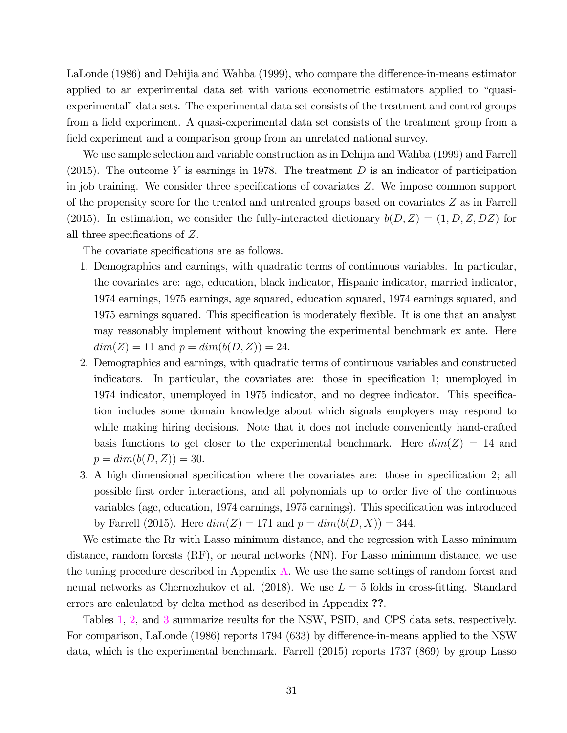LaLonde (1986) and Dehijia and Wahba (1999), who compare the difference-in-means estimator applied to an experimental data set with various econometric estimators applied to "quasi-experimental" data sets. The experimental data set consists of the treatment and control groups from a field experiment. A quasi-experimental data set consists of the treatment group from a field experiment and a comparison group from an unrelated national survey.

We use sample selection and variable construction as in Dehijia and Wahba (1999) and Farrell (2015). The outcome $Y$ is earnings in 1978. The treatment $D$ is an indicator of participation in job training. We consider three specifications of covariates $Z$. We impose common support of the propensity score for the treated and untreated groups based on covariates $Z$ as in Farrell (2015). In estimation, we consider the fully-interacted dictionary $b(D, Z) = (1, D, Z, DZ)$ for all three specifications of $Z$.

The covariate specifications are as follows.

1. Demographics and earnings, with quadratic terms of continuous variables. In particular, the covariates are: age, education, black indicator, Hispanic indicator, married indicator, 1974 earnings, 1975 earnings, age squared, education squared, 1974 earnings squared, and 1975 earnings squared. This specification is moderately flexible. It is one that an analyst may reasonably implement without knowing the experimental benchmark ex ante. Here $dim(Z) = 11$ and $p = dim(b(D, Z)) = 24$.
2. Demographics and earnings, with quadratic terms of continuous variables and constructed indicators. In particular, the covariates are: those in specification 1; unemployed in 1974 indicator, unemployed in 1975 indicator, and no degree indicator. This specification includes some domain knowledge about which signals employers may respond to while making hiring decisions. Note that it does not include conveniently hand-crafted basis functions to get closer to the experimental benchmark. Here $dim(Z) = 14$ and $p = dim(b(D, Z)) = 30$.
3. A high dimensional specification where the covariates are: those in specification 2; all possible first order interactions, and all polynomials up to order five of the continuous variables (age, education, 1974 earnings, 1975 earnings). This specification was introduced by Farrell (2015). Here $dim(Z) = 171$ and $p = dim(b(D, X)) = 344$.

We estimate the Rr with Lasso minimum distance, and the regression with Lasso minimum distance, random forests (RF), or neural networks (NN). For Lasso minimum distance, we use the tuning procedure described in Appendix A. We use the same settings of random forest and neural networks as Chernozhukov et al. (2018). We use $L = 5$ folds in cross-fitting. Standard errors are calculated by delta method as described in Appendix **??**.

Tables 1, 2, and 3 summarize results for the NSW, PSID, and CPS data sets, respectively. For comparison, LaLonde (1986) reports 1794 (633) by difference-in-means applied to the NSW data, which is the experimental benchmark. Farrell (2015) reports 1737 (869) by group Lasso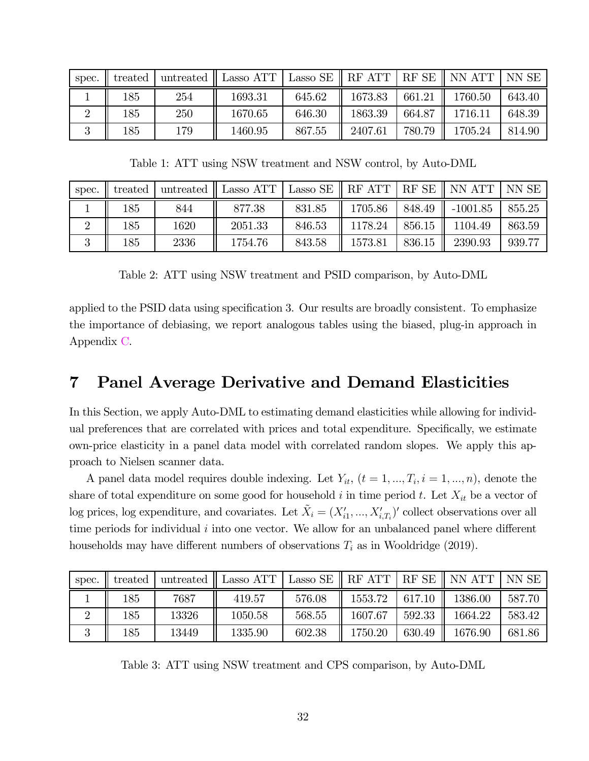| spec. | treated | untreated | Lasso ATT | Lasso SE | RF ATT | RF SE | NN ATT | NN SE |
|---|---|---|---|---|---|---|---|---|
| 1 | 185 | 254 | 1693.31 | 645.62 | 1673.83 | 661.21 | 1760.50 | 643.40 |
| 2 | 185 | 250 | 1670.65 | 646.30 | 1863.39 | 664.87 | 1716.11 | 648.39 |
| 3 | 185 | 179 | 1460.95 | 867.55 | 2407.61 | 780.79 | 1705.24 | 814.90 |

Table 1: ATT using NSW treatment and NSW control, by Auto-DML

| spec. | treated | untreated | Lasso ATT | Lasso SE | RF ATT | RF SE | NN ATT | NN SE |
|---|---|---|---|---|---|---|---|---|
| 1 | 185 | 844 | 877.38 | 831.85 | 1705.86 | 848.49 | -1001.85 | 855.25 |
| 2 | 185 | 1620 | 2051.33 | 846.53 | 1178.24 | 856.15 | 1104.49 | 863.59 |
| 3 | 185 | 2336 | 1754.76 | 843.58 | 1573.81 | 836.15 | 2390.93 | 939.77 |

Table 2: ATT using NSW treatment and PSID comparison, by Auto-DML

applied to the PSID data using specification 3. Our results are broadly consistent. To emphasize the importance of debiasing, we report analogous tables using the biased, plug-in approach in Appendix C.

# 7 Panel Average Derivative and Demand Elasticities

In this Section, we apply Auto-DML to estimating demand elasticities while allowing for individual preferences that are correlated with prices and total expenditure. Specifically, we estimate own-price elasticity in a panel data model with correlated random slopes. We apply this approach to Nielsen scanner data.

A panel data model requires double indexing. Let $Y_{it}$, $(t = 1, ..., T_i, i = 1, ..., n)$, denote the share of total expenditure on some good for household $i$ in time period $t$. Let $X_{it}$ be a vector of log prices, log expenditure, and covariates. Let $\tilde{X}_i = (X'_{i1}, ..., X'_{i,T_i})'$ collect observations over all time periods for individual $i$ into one vector. We allow for an unbalanced panel where different households may have different numbers of observations $T_i$ as in Wooldridge (2019).

| spec. | treated | untreated | Lasso ATT | Lasso SE | RF ATT | RF SE | NN ATT | NN SE |
|---|---|---|---|---|---|---|---|---|
| 1 | 185 | 7687 | 419.57 | 576.08 | 1553.72 | 617.10 | 1386.00 | 587.70 |
| 2 | 185 | 13326 | 1050.58 | 568.55 | 1607.67 | 592.33 | 1664.22 | 583.42 |
| 3 | 185 | 13449 | 1335.90 | 602.38 | 1750.20 | 630.49 | 1676.90 | 681.86 |

Table 3: ATT using NSW treatment and CPS comparison, by Auto-DML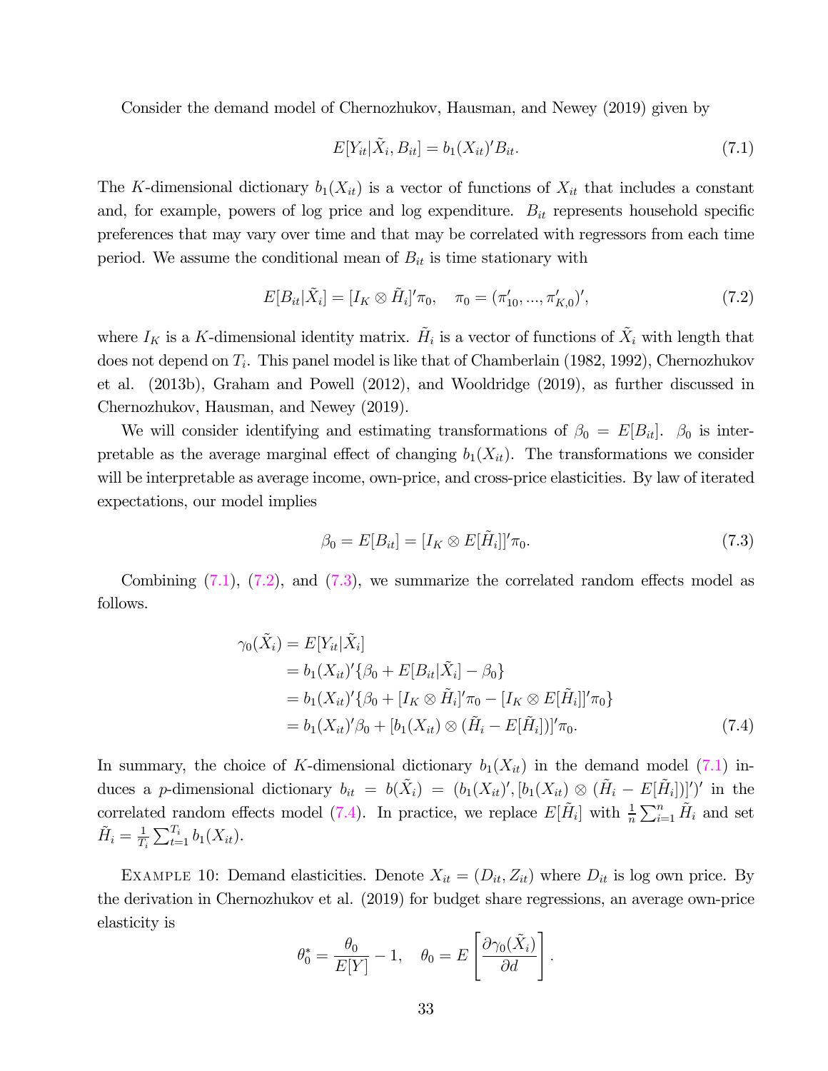Consider the demand model of Chernozhukov, Hausman, and Newey (2019) given by

$$E[Y_{it}|\tilde{X}_i, B_{it}] = b_1(X_{it})'B_{it}. \tag{7.1}$$

The $K$-dimensional dictionary $b_1(X_{it})$ is a vector of functions of $X_{it}$ that includes a constant and, for example, powers of log price and log expenditure. $B_{it}$ represents household specific preferences that may vary over time and that may be correlated with regressors from each time period. We assume the conditional mean of $B_{it}$ is time stationary with

$$E[B_{it}|\tilde{X}_i] = [I_K \otimes \tilde{H}_i]'\pi_0, \quad \pi_0 = (\pi_{10}', ..., \pi_{K,0}')', \tag{7.2}$$

where $I_K$ is a $K$-dimensional identity matrix. $\tilde{H}_i$ is a vector of functions of $\tilde{X}_i$ with length that does not depend on $T_i$. This panel model is like that of Chamberlain (1982, 1992), Chernozhukov et al. (2013b), Graham and Powell (2012), and Wooldridge (2019), as further discussed in Chernozhukov, Hausman, and Newey (2019).

We will consider identifying and estimating transformations of $\beta_0 = E[B_{it}]$. $\beta_0$ is interpretable as the average marginal effect of changing $b_1(X_{it})$. The transformations we consider will be interpretable as average income, own-price, and cross-price elasticities. By law of iterated expectations, our model implies

$$\beta_0 = E[B_{it}] = [I_K \otimes E[\tilde{H}_i]]'\pi_0. \tag{7.3}$$

Combining (7.1), (7.2), and (7.3), we summarize the correlated random effects model as follows.

$$\begin{aligned}
\gamma_0(\tilde{X}_i) &= E[Y_{it}|\tilde{X}_i] \\
&= b_1(X_{it})'\{\beta_0 + E[B_{it}|\tilde{X}_i] - \beta_0\} \\
&= b_1(X_{it})'\{\beta_0 + [I_K \otimes \tilde{H}_i]'\pi_0 - [I_K \otimes E[\tilde{H}_i]]'\pi_0\} \\
&= b_1(X_{it})'\beta_0 + [b_1(X_{it}) \otimes (\tilde{H}_i - E[\tilde{H}_i])]'\pi_0.
\end{aligned} \tag{7.4}$$

In summary, the choice of $K$-dimensional dictionary $b_1(X_{it})$ in the demand model (7.1) induces a $p$-dimensional dictionary $b_{it} = b(\tilde{X}_i) = (b_1(X_{it})', [b_1(X_{it}) \otimes (\tilde{H}_i - E[\tilde{H}_i])]')'$ in the correlated random effects model (7.4). In practice, we replace $E[\tilde{H}_i]$ with $\frac{1}{n}\sum_{i=1}^{n} \tilde{H}_i$ and set $\tilde{H}_i = \frac{1}{T_i}\sum_{t=1}^{T_i} b_1(X_{it})$.

Example 10: Demand elasticities. Denote $X_{it} = (D_{it}, Z_{it})$ where $D_{it}$ is log own price. By the derivation in Chernozhukov et al. (2019) for budget share regressions, an average own-price elasticity is

$$\theta_0^* = \frac{\theta_0}{E[Y]} - 1, \quad \theta_0 = E\left[\frac{\partial \gamma_0(\tilde{X}_i)}{\partial d}\right].$$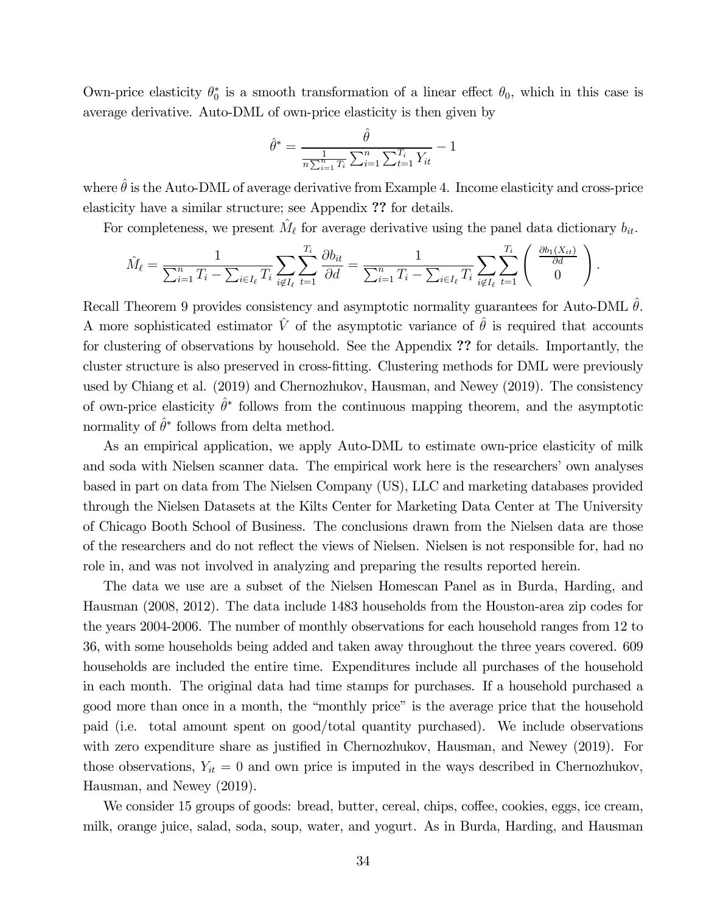Own-price elasticity $\theta_0^*$ is a smooth transformation of a linear effect $\theta_0$, which in this case is average derivative. Auto-DML of own-price elasticity is then given by

$$\hat{\theta}^* = \frac{\hat{\theta}}{\frac{1}{n \sum_{i=1}^n T_i} \sum_{i=1}^n \sum_{t=1}^{T_i} Y_{it}} - 1$$

where $\hat{\theta}$ is the Auto-DML of average derivative from Example 4. Income elasticity and cross-price elasticity have a similar structure; see Appendix **??** for details.

For completeness, we present $\hat{M}_\ell$ for average derivative using the panel data dictionary $b_{it}$.

$$\hat{M}_\ell = \frac{1}{\sum_{i=1}^n T_i - \sum_{i \in I_\ell} T_i} \sum_{i \notin I_\ell} \sum_{t=1}^{T_i} \frac{\partial b_{it}}{\partial d} = \frac{1}{\sum_{i=1}^n T_i - \sum_{i \in I_\ell} T_i} \sum_{i \notin I_\ell} \sum_{t=1}^{T_i} \begin{pmatrix} \frac{\partial b_1(X_{it})}{\partial d} \\ 0 \end{pmatrix}.$$

Recall Theorem 9 provides consistency and asymptotic normality guarantees for Auto-DML $\hat{\theta}$. A more sophisticated estimator $\hat{V}$ of the asymptotic variance of $\hat{\theta}$ is required that accounts for clustering of observations by household. See the Appendix **??** for details. Importantly, the cluster structure is also preserved in cross-fitting. Clustering methods for DML were previously used by Chiang et al. (2019) and Chernozhukov, Hausman, and Newey (2019). The consistency of own-price elasticity $\hat{\theta}^*$ follows from the continuous mapping theorem, and the asymptotic normality of $\hat{\theta}^*$ follows from delta method.

As an empirical application, we apply Auto-DML to estimate own-price elasticity of milk and soda with Nielsen scanner data. The empirical work here is the researchers' own analyses based in part on data from The Nielsen Company (US), LLC and marketing databases provided through the Nielsen Datasets at the Kilts Center for Marketing Data Center at The University of Chicago Booth School of Business. The conclusions drawn from the Nielsen data are those of the researchers and do not reflect the views of Nielsen. Nielsen is not responsible for, had no role in, and was not involved in analyzing and preparing the results reported herein.

The data we use are a subset of the Nielsen Homescan Panel as in Burda, Harding, and Hausman (2008, 2012). The data include 1483 households from the Houston-area zip codes for the years 2004-2006. The number of monthly observations for each household ranges from 12 to 36, with some households being added and taken away throughout the three years covered. 609 households are included the entire time. Expenditures include all purchases of the household in each month. The original data had time stamps for purchases. If a household purchased a good more than once in a month, the "monthly price" is the average price that the household paid (i.e. total amount spent on good/total quantity purchased). We include observations with zero expenditure share as justified in Chernozhukov, Hausman, and Newey (2019). For those observations, $Y_{it} = 0$ and own price is imputed in the ways described in Chernozhukov, Hausman, and Newey (2019).

We consider 15 groups of goods: bread, butter, cereal, chips, coffee, cookies, eggs, ice cream, milk, orange juice, salad, soda, soup, water, and yogurt. As in Burda, Harding, and Hausman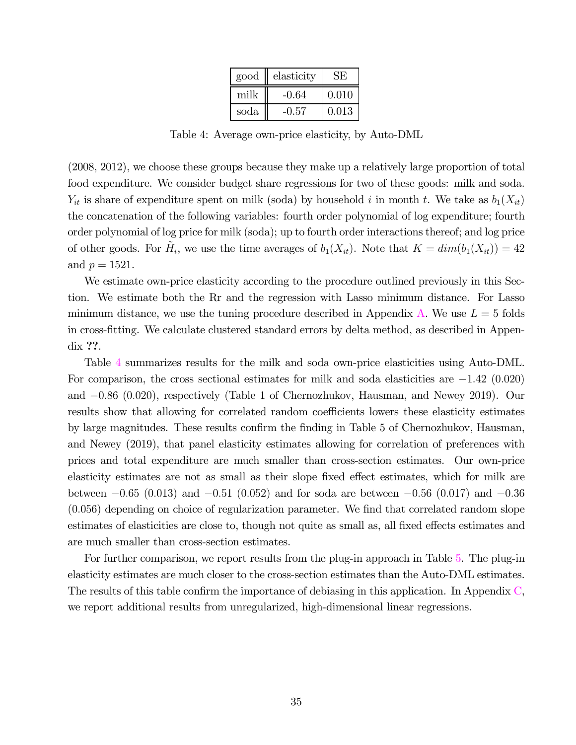| good | elasticity | SE |
|---|---|---|
| milk | -0.64 | 0.010 |
| soda | -0.57 | 0.013 |

Table 4: Average own-price elasticity, by Auto-DML

(2008, 2012), we choose these groups because they make up a relatively large proportion of total food expenditure. We consider budget share regressions for two of these goods: milk and soda. $Y_{it}$ is share of expenditure spent on milk (soda) by household $i$ in month $t$. We take as $b_1(X_{it})$ the concatenation of the following variables: fourth order polynomial of log expenditure; fourth order polynomial of log price for milk (soda); up to fourth order interactions thereof; and log price of other goods. For $\tilde{H}_i$, we use the time averages of $b_1(X_{it})$. Note that $K = dim(b_1(X_{it})) = 42$ and $p = 1521$.

We estimate own-price elasticity according to the procedure outlined previously in this Section. We estimate both the Rr and the regression with Lasso minimum distance. For Lasso minimum distance, we use the tuning procedure described in Appendix A. We use $L = 5$ folds in cross-fitting. We calculate clustered standard errors by delta method, as described in Appendix **??**.

Table 4 summarizes results for the milk and soda own-price elasticities using Auto-DML. For comparison, the cross sectional estimates for milk and soda elasticities are $-1.42$ (0.020) and $-0.86$ (0.020), respectively (Table 1 of Chernozhukov, Hausman, and Newey 2019). Our results show that allowing for correlated random coefficients lowers these elasticity estimates by large magnitudes. These results confirm the finding in Table 5 of Chernozhukov, Hausman, and Newey (2019), that panel elasticity estimates allowing for correlation of preferences with prices and total expenditure are much smaller than cross-section estimates. Our own-price elasticity estimates are not as small as their slope fixed effect estimates, which for milk are between $-0.65$ (0.013) and $-0.51$ (0.052) and for soda are between $-0.56$ (0.017) and $-0.36$ (0.056) depending on choice of regularization parameter. We find that correlated random slope estimates of elasticities are close to, though not quite as small as, all fixed effects estimates and are much smaller than cross-section estimates.

For further comparison, we report results from the plug-in approach in Table 5. The plug-in elasticity estimates are much closer to the cross-section estimates than the Auto-DML estimates. The results of this table confirm the importance of debiasing in this application. In Appendix C, we report additional results from unregularized, high-dimensional linear regressions.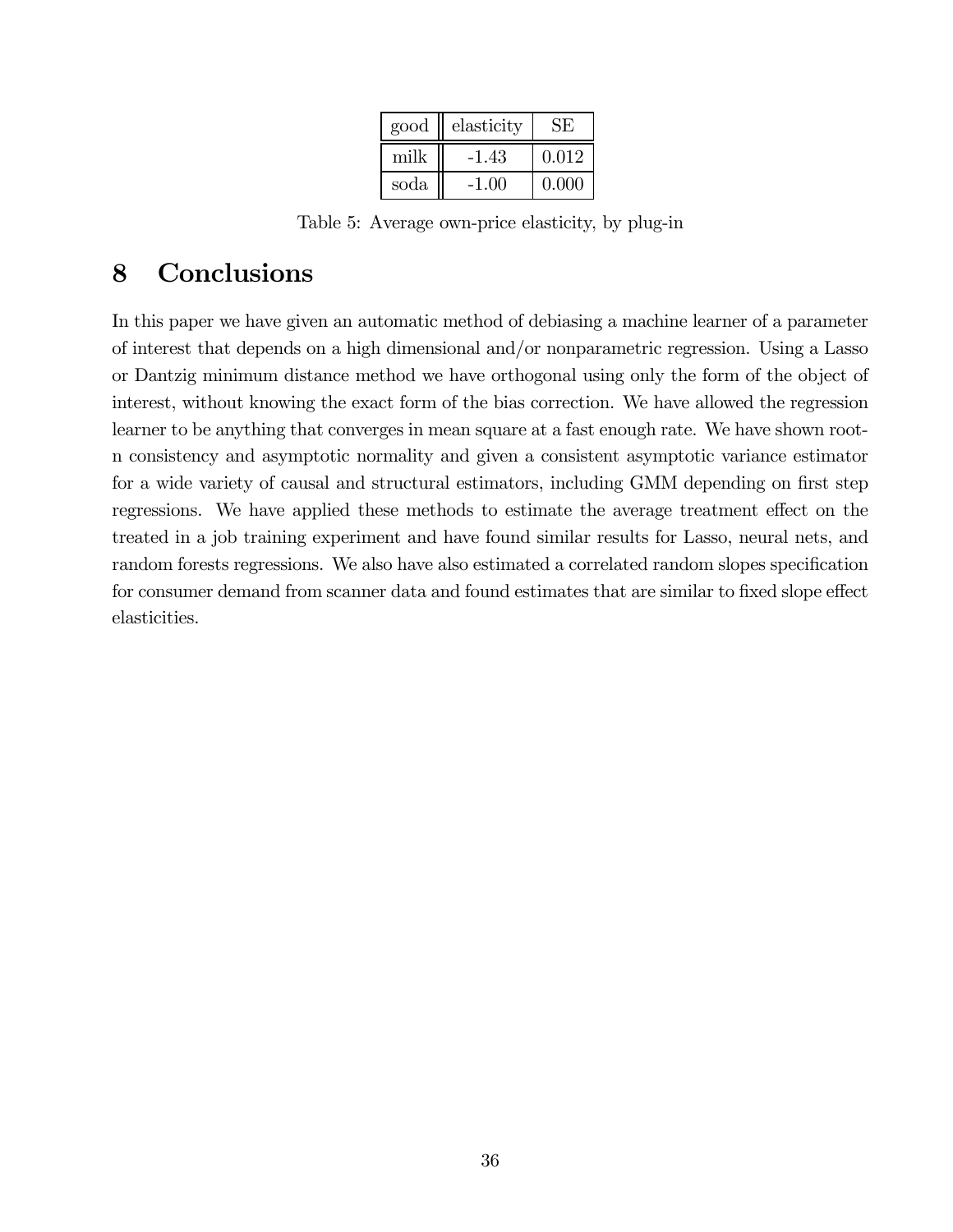| good | elasticity | SE |
|---|---|---|
| milk | -1.43 | 0.012 |
| soda | -1.00 | 0.000 |

Table 5: Average own-price elasticity, by plug-in

# 8 Conclusions

In this paper we have given an automatic method of debiasing a machine learner of a parameter of interest that depends on a high dimensional and/or nonparametric regression. Using a Lasso or Dantzig minimum distance method we have orthogonal using only the form of the object of interest, without knowing the exact form of the bias correction. We have allowed the regression learner to be anything that converges in mean square at a fast enough rate. We have shown root-n consistency and asymptotic normality and given a consistent asymptotic variance estimator for a wide variety of causal and structural estimators, including GMM depending on first step regressions. We have applied these methods to estimate the average treatment effect on the treated in a job training experiment and have found similar results for Lasso, neural nets, and random forests regressions. We also have also estimated a correlated random slopes specification for consumer demand from scanner data and found estimates that are similar to fixed slope effect elasticities.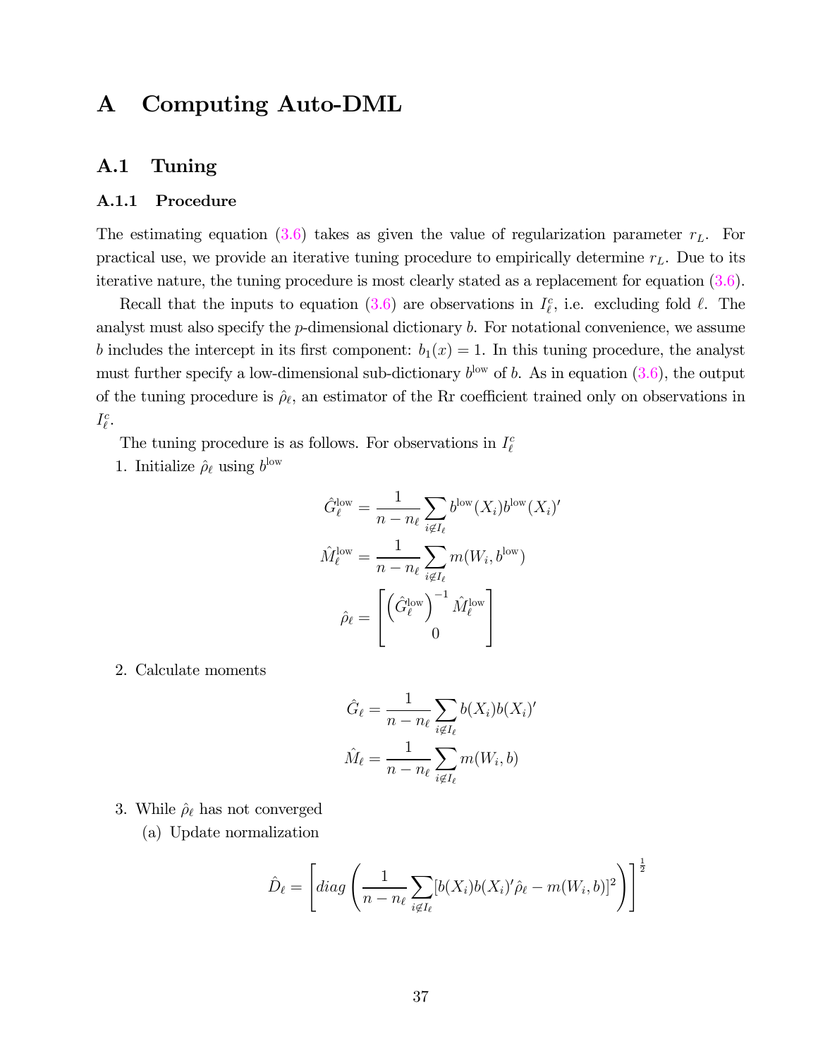# A Computing Auto-DML

## A.1 Tuning

### A.1.1 Procedure

The estimating equation (3.6) takes as given the value of regularization parameter $r_L$. For practical use, we provide an iterative tuning procedure to empirically determine $r_L$. Due to its iterative nature, the tuning procedure is most clearly stated as a replacement for equation (3.6).

Recall that the inputs to equation (3.6) are observations in $I_\ell^c$, i.e. excluding fold $\ell$. The analyst must also specify the $p$-dimensional dictionary $b$. For notational convenience, we assume $b$ includes the intercept in its first component: $b_1(x) = 1$. In this tuning procedure, the analyst must further specify a low-dimensional sub-dictionary $b^{\text{low}}$ of $b$. As in equation (3.6), the output of the tuning procedure is $\hat{\rho}_\ell$, an estimator of the Rr coefficient trained only on observations in $I_\ell^c$.

The tuning procedure is as follows. For observations in $I_\ell^c$

1. Initialize $\hat{\rho}_\ell$ using $b^{\text{low}}$

$$\hat{G}_\ell^{\text{low}} = \frac{1}{n - n_\ell} \sum_{i \notin I_\ell} b^{\text{low}}(X_i) b^{\text{low}}(X_i)'$$

$$\hat{M}_\ell^{\text{low}} = \frac{1}{n - n_\ell} \sum_{i \notin I_\ell} m(W_i, b^{\text{low}})$$

$$\hat{\rho}_\ell = \begin{bmatrix} \left(\hat{G}_\ell^{\text{low}}\right)^{-1} \hat{M}_\ell^{\text{low}} \\ 0 \end{bmatrix}$$

2. Calculate moments

$$\hat{G}_\ell = \frac{1}{n - n_\ell} \sum_{i \notin I_\ell} b(X_i) b(X_i)'$$

$$\hat{M}_\ell = \frac{1}{n - n_\ell} \sum_{i \notin I_\ell} m(W_i, b)$$

3. While $\hat{\rho}_\ell$ has not converged

   (a) Update normalization

$$\hat{D}_\ell = \left[ diag \left( \frac{1}{n - n_\ell} \sum_{i \notin I_\ell} [b(X_i) b(X_i)' \hat{\rho}_\ell - m(W_i, b)]^2 \right) \right]^{\frac{1}{2}}$$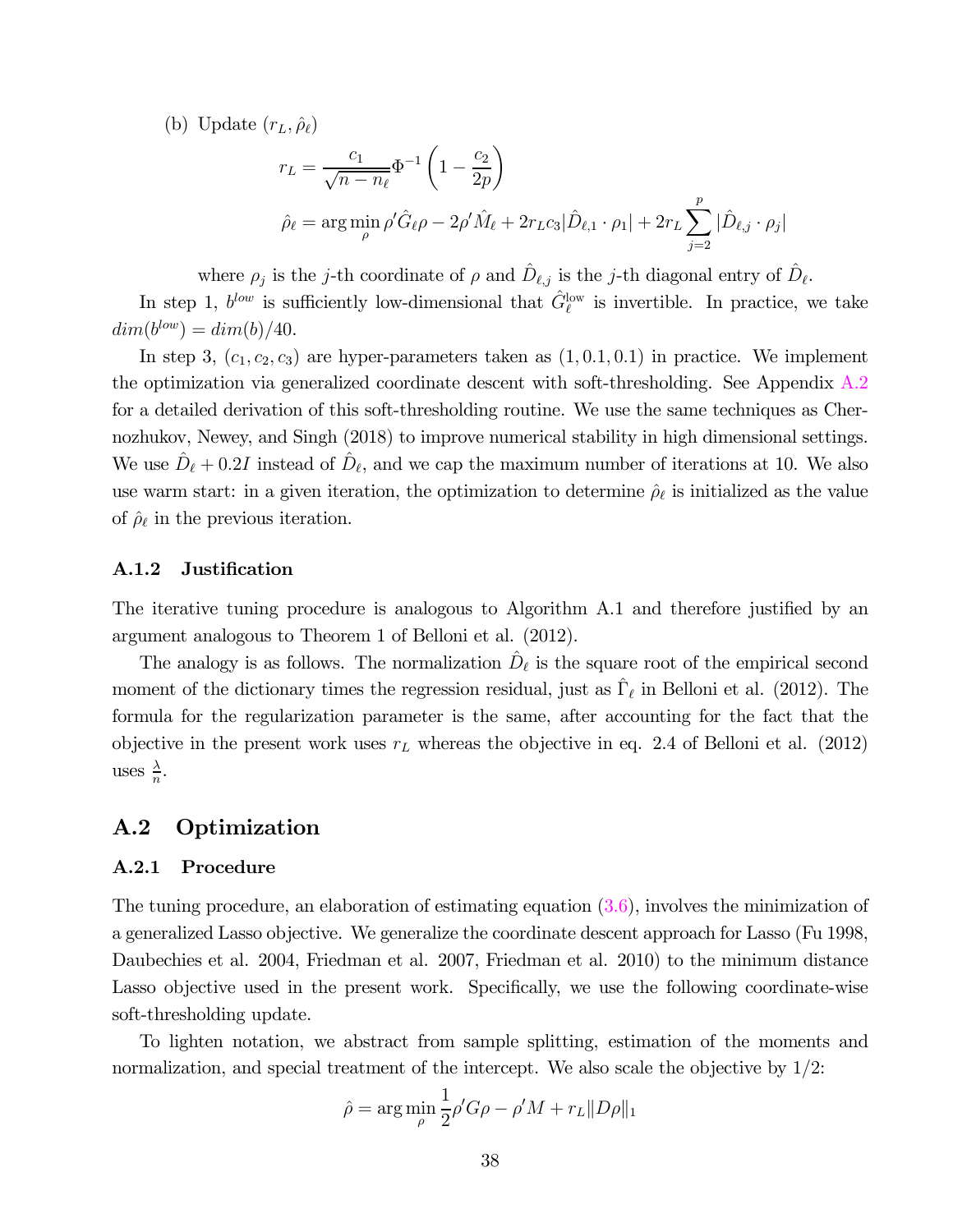(b) Update $(r_L, \hat{\rho}_\ell)$

$$r_L = \frac{c_1}{\sqrt{n - n_\ell}} \Phi^{-1}\left(1 - \frac{c_2}{2p}\right)$$

$$\hat{\rho}_\ell = \arg\min_{\rho} \rho' \hat{G}_\ell \rho - 2\rho' \hat{M}_\ell + 2 r_L c_3 |\hat{D}_{\ell,1} \cdot \rho_1| + 2 r_L \sum_{j=2}^{p} |\hat{D}_{\ell,j} \cdot \rho_j|$$

where $\rho_j$ is the $j$-th coordinate of $\rho$ and $\hat{D}_{\ell,j}$ is the $j$-th diagonal entry of $\hat{D}_\ell$.

In step 1, $b^{low}$ is sufficiently low-dimensional that $\hat{G}_\ell^{\text{low}}$ is invertible. In practice, we take $dim(b^{low}) = dim(b)/40$.

In step 3, $(c_1, c_2, c_3)$ are hyper-parameters taken as $(1, 0.1, 0.1)$ in practice. We implement the optimization via generalized coordinate descent with soft-thresholding. See Appendix A.2 for a detailed derivation of this soft-thresholding routine. We use the same techniques as Chernozhukov, Newey, and Singh (2018) to improve numerical stability in high dimensional settings. We use $\hat{D}_\ell + 0.2I$ instead of $\hat{D}_\ell$, and we cap the maximum number of iterations at 10. We also use warm start: in a given iteration, the optimization to determine $\hat{\rho}_\ell$ is initialized as the value of $\hat{\rho}_\ell$ in the previous iteration.

### A.1.2 Justification

The iterative tuning procedure is analogous to Algorithm A.1 and therefore justified by an argument analogous to Theorem 1 of Belloni et al. (2012).

The analogy is as follows. The normalization $\hat{D}_\ell$ is the square root of the empirical second moment of the dictionary times the regression residual, just as $\hat{\Gamma}_\ell$ in Belloni et al. (2012). The formula for the regularization parameter is the same, after accounting for the fact that the objective in the present work uses $r_L$ whereas the objective in eq. 2.4 of Belloni et al. (2012) uses $\frac{\lambda}{n}$.

## A.2 Optimization

### A.2.1 Procedure

The tuning procedure, an elaboration of estimating equation (3.6), involves the minimization of a generalized Lasso objective. We generalize the coordinate descent approach for Lasso (Fu 1998, Daubechies et al. 2004, Friedman et al. 2007, Friedman et al. 2010) to the minimum distance Lasso objective used in the present work. Specifically, we use the following coordinate-wise soft-thresholding update.

To lighten notation, we abstract from sample splitting, estimation of the moments and normalization, and special treatment of the intercept. We also scale the objective by $1/2$:

$$\hat{\rho} = \arg\min_{\rho} \frac{1}{2} \rho' G \rho - \rho' M + r_L \|D\rho\|_1$$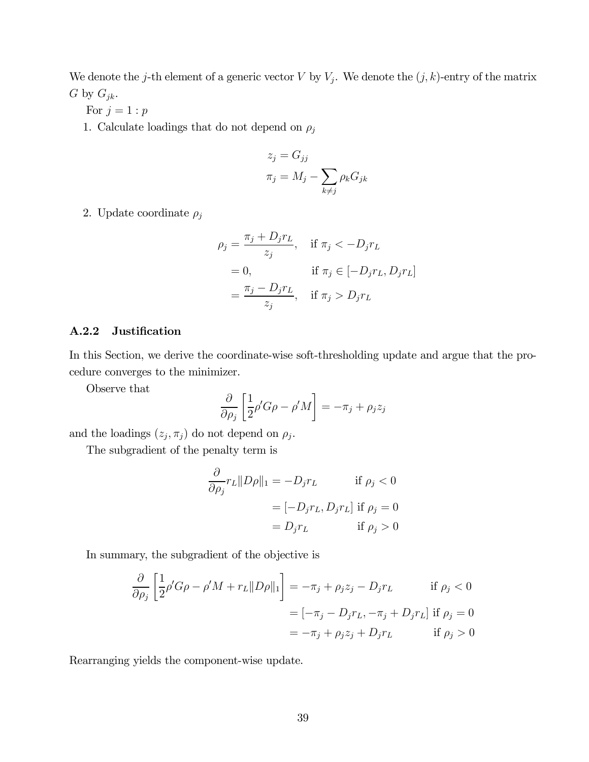We denote the $j$-th element of a generic vector $V$ by $V_j$. We denote the $(j,k)$-entry of the matrix $G$ by $G_{jk}$.

For $j = 1 : p$

1. Calculate loadings that do not depend on $\rho_j$

$$
\begin{aligned}
z_j &= G_{jj} \\
\pi_j &= M_j - \sum_{k \neq j} \rho_k G_{jk}
\end{aligned}
$$

2. Update coordinate $\rho_j$

$$
\begin{aligned}
\rho_j &= \frac{\pi_j + D_j r_L}{z_j}, \quad \text{if } \pi_j < -D_j r_L \\
&= 0, \qquad\qquad\quad \text{if } \pi_j \in [-D_j r_L, D_j r_L] \\
&= \frac{\pi_j - D_j r_L}{z_j}, \quad \text{if } \pi_j > D_j r_L
\end{aligned}
$$

### A.2.2 Justification

In this Section, we derive the coordinate-wise soft-thresholding update and argue that the procedure converges to the minimizer.

Observe that

$$
\frac{\partial}{\partial \rho_j} \left[ \frac{1}{2} \rho' G \rho - \rho' M \right] = -\pi_j + \rho_j z_j
$$

and the loadings $(z_j, \pi_j)$ do not depend on $\rho_j$.

The subgradient of the penalty term is

$$
\begin{aligned}
\frac{\partial}{\partial \rho_j} r_L \|D\rho\|_1 &= -D_j r_L \qquad\qquad \text{if } \rho_j < 0 \\
&= [-D_j r_L, D_j r_L] \text{ if } \rho_j = 0 \\
&= D_j r_L \qquad\qquad\quad \text{if } \rho_j > 0
\end{aligned}
$$

In summary, the subgradient of the objective is

$$
\begin{aligned}
\frac{\partial}{\partial \rho_j} \left[ \frac{1}{2} \rho' G \rho - \rho' M + r_L \|D\rho\|_1 \right] &= -\pi_j + \rho_j z_j - D_j r_L \qquad\qquad \text{if } \rho_j < 0 \\
&= [-\pi_j - D_j r_L, -\pi_j + D_j r_L] \text{ if } \rho_j = 0 \\
&= -\pi_j + \rho_j z_j + D_j r_L \qquad\qquad \text{if } \rho_j > 0
\end{aligned}
$$

Rearranging yields the component-wise update.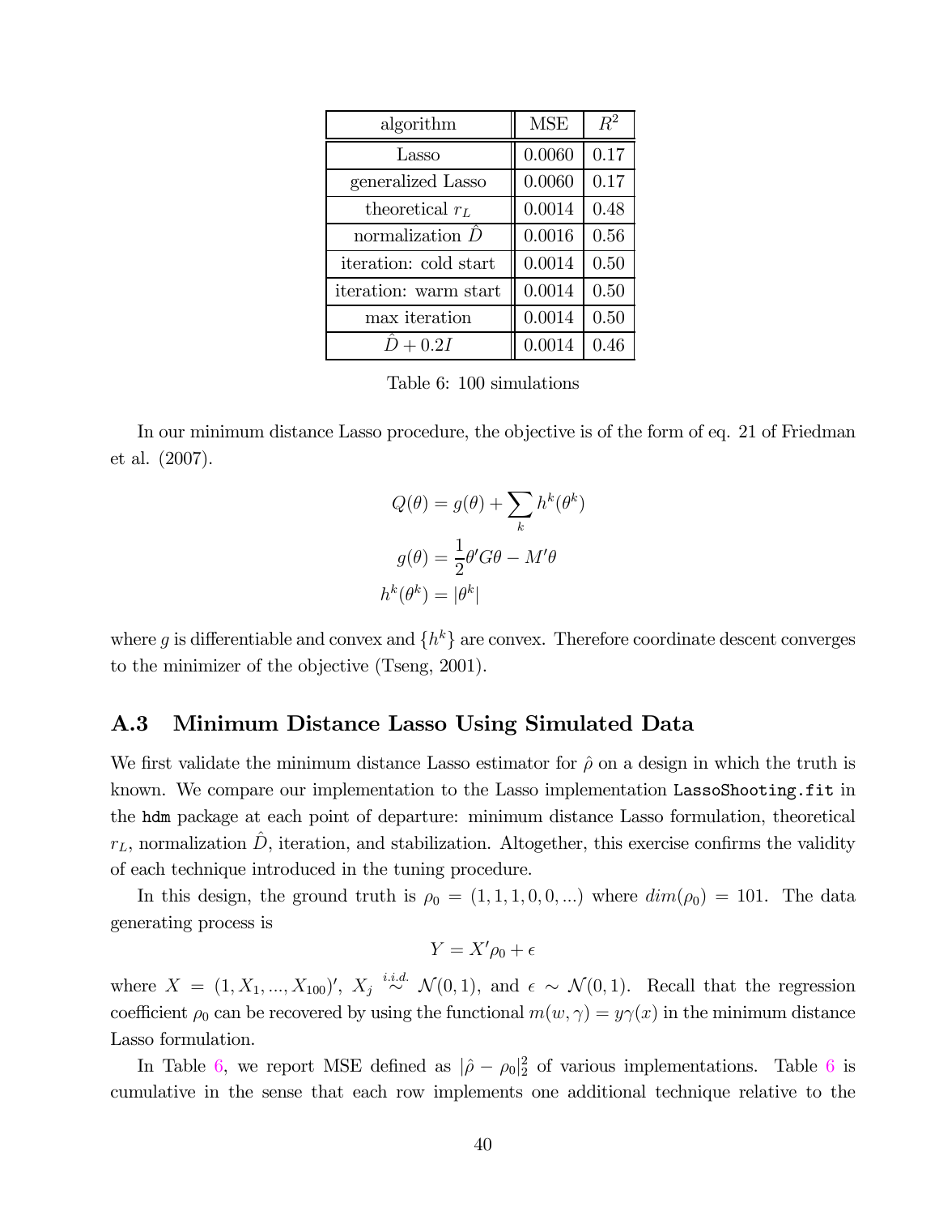| algorithm | MSE | $R^2$ |
|---|---|---|
| Lasso | 0.0060 | 0.17 |
| generalized Lasso | 0.0060 | 0.17 |
| theoretical $r_L$ | 0.0014 | 0.48 |
| normalization $\hat{D}$ | 0.0016 | 0.56 |
| iteration: cold start | 0.0014 | 0.50 |
| iteration: warm start | 0.0014 | 0.50 |
| max iteration | 0.0014 | 0.50 |
| $\hat{D} + 0.2I$ | 0.0014 | 0.46 |

Table 6: 100 simulations

In our minimum distance Lasso procedure, the objective is of the form of eq. 21 of Friedman et al. (2007).

$$Q(\theta) = g(\theta) + \sum_k h^k(\theta^k)$$

$$g(\theta) = \frac{1}{2}\theta' G\theta - M'\theta$$

$$h^k(\theta^k) = |\theta^k|$$

where $g$ is differentiable and convex and $\{h^k\}$ are convex. Therefore coordinate descent converges to the minimizer of the objective (Tseng, 2001).

## A.3 Minimum Distance Lasso Using Simulated Data

We first validate the minimum distance Lasso estimator for $\hat{\rho}$ on a design in which the truth is known. We compare our implementation to the Lasso implementation `LassoShooting.fit` in the `hdm` package at each point of departure: minimum distance Lasso formulation, theoretical $r_L$, normalization $\hat{D}$, iteration, and stabilization. Altogether, this exercise confirms the validity of each technique introduced in the tuning procedure.

In this design, the ground truth is $\rho_0 = (1, 1, 1, 0, 0, ...)$ where $dim(\rho_0) = 101$. The data generating process is

$$Y = X'\rho_0 + \epsilon$$

where $X = (1, X_1, ..., X_{100})'$, $X_j \overset{i.i.d.}{\sim} \mathcal{N}(0, 1)$, and $\epsilon \sim \mathcal{N}(0, 1)$. Recall that the regression coefficient $\rho_0$ can be recovered by using the functional $m(w, \gamma) = y\gamma(x)$ in the minimum distance Lasso formulation.

In Table 6, we report MSE defined as $|\hat{\rho} - \rho_0|_2^2$ of various implementations. Table 6 is cumulative in the sense that each row implements one additional technique relative to the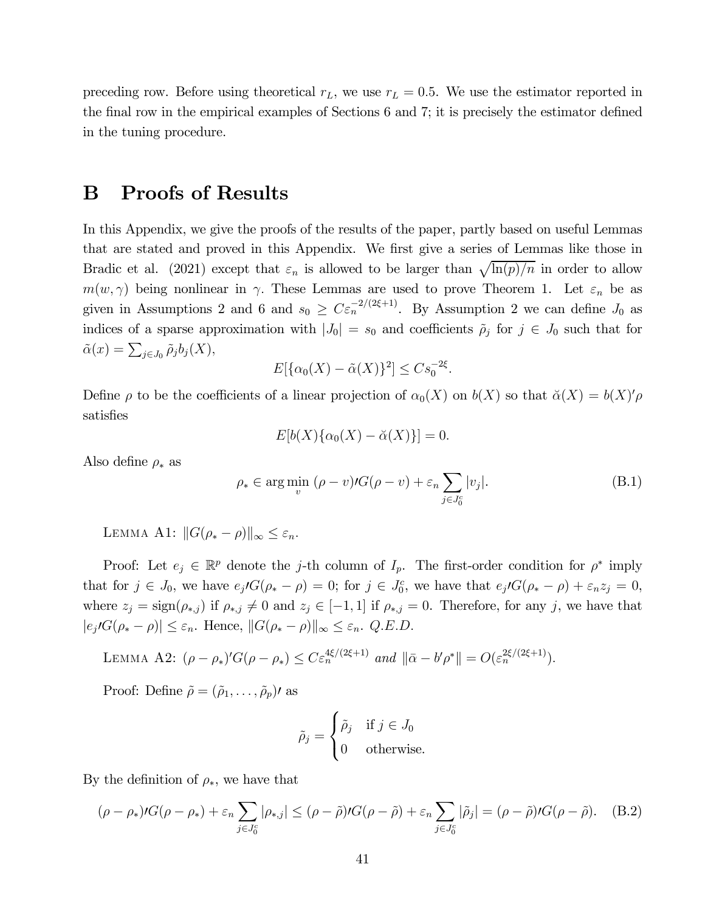preceding row. Before using theoretical $r_L$, we use $r_L = 0.5$. We use the estimator reported in the final row in the empirical examples of Sections 6 and 7; it is precisely the estimator defined in the tuning procedure.

# B Proofs of Results

In this Appendix, we give the proofs of the results of the paper, partly based on useful Lemmas that are stated and proved in this Appendix. We first give a series of Lemmas like those in Bradic et al. (2021) except that $\varepsilon_n$ is allowed to be larger than $\sqrt{\ln(p)/n}$ in order to allow $m(w, \gamma)$ being nonlinear in $\gamma$. These Lemmas are used to prove Theorem 1. Let $\varepsilon_n$ be as given in Assumptions 2 and 6 and $s_0 \geq C\varepsilon_n^{-2/(2\xi+1)}$. By Assumption 2 we can define $J_0$ as indices of a sparse approximation with $|J_0| = s_0$ and coefficients $\tilde{\rho}_j$ for $j \in J_0$ such that for $\tilde{\alpha}(x) = \sum_{j \in J_0} \tilde{\rho}_j b_j(X)$,

$$E[\{\alpha_0(X) - \tilde{\alpha}(X)\}^2] \leq C s_0^{-2\xi}.$$

Define $\rho$ to be the coefficients of a linear projection of $\alpha_0(X)$ on $b(X)$ so that $\breve{\alpha}(X) = b(X)'\rho$ satisfies

$$E[b(X)\{\alpha_0(X) - \breve{\alpha}(X)\}] = 0.$$

Also define $\rho_*$ as

$$\rho_* \in \arg\min_v \, (\rho - v)' G(\rho - v) + \varepsilon_n \sum_{j \in J_0^c} |v_j|. \tag{B.1}$$

Lemma A1: $\|G(\rho_* - \rho)\|_\infty \leq \varepsilon_n$.

Proof: Let $e_j \in \mathbb{R}^p$ denote the $j$-th column of $I_p$. The first-order condition for $\rho^*$ imply that for $j \in J_0$, we have $e_j' G(\rho_* - \rho) = 0$; for $j \in J_0^c$, we have that $e_j' G(\rho_* - \rho) + \varepsilon_n z_j = 0$, where $z_j = \text{sign}(\rho_{*,j})$ if $\rho_{*,j} \neq 0$ and $z_j \in [-1, 1]$ if $\rho_{*,j} = 0$. Therefore, for any $j$, we have that $|e_j' G(\rho_* - \rho)| \leq \varepsilon_n$. Hence, $\|G(\rho_* - \rho)\|_\infty \leq \varepsilon_n$. *Q.E.D.*

Lemma A2: $(\rho - \rho_*)' G(\rho - \rho_*) \leq C\varepsilon_n^{4\xi/(2\xi+1)}$ *and* $\|\bar{\alpha} - b'\rho^*\| = O(\varepsilon_n^{2\xi/(2\xi+1)})$.

Proof: Define $\tilde{\rho} = (\tilde{\rho}_1, \ldots, \tilde{\rho}_p)'$ as

$$\tilde{\rho}_j = \begin{cases} \tilde{\rho}_j & \text{if } j \in J_0 \\ 0 & \text{otherwise.} \end{cases}$$

By the definition of $\rho_*$, we have that

$$(\rho - \rho_*)' G(\rho - \rho_*) + \varepsilon_n \sum_{j \in J_0^c} |\rho_{*,j}| \leq (\rho - \tilde{\rho})' G(\rho - \tilde{\rho}) + \varepsilon_n \sum_{j \in J_0^c} |\tilde{\rho}_j| = (\rho - \tilde{\rho})' G(\rho - \tilde{\rho}). \tag{B.2}$$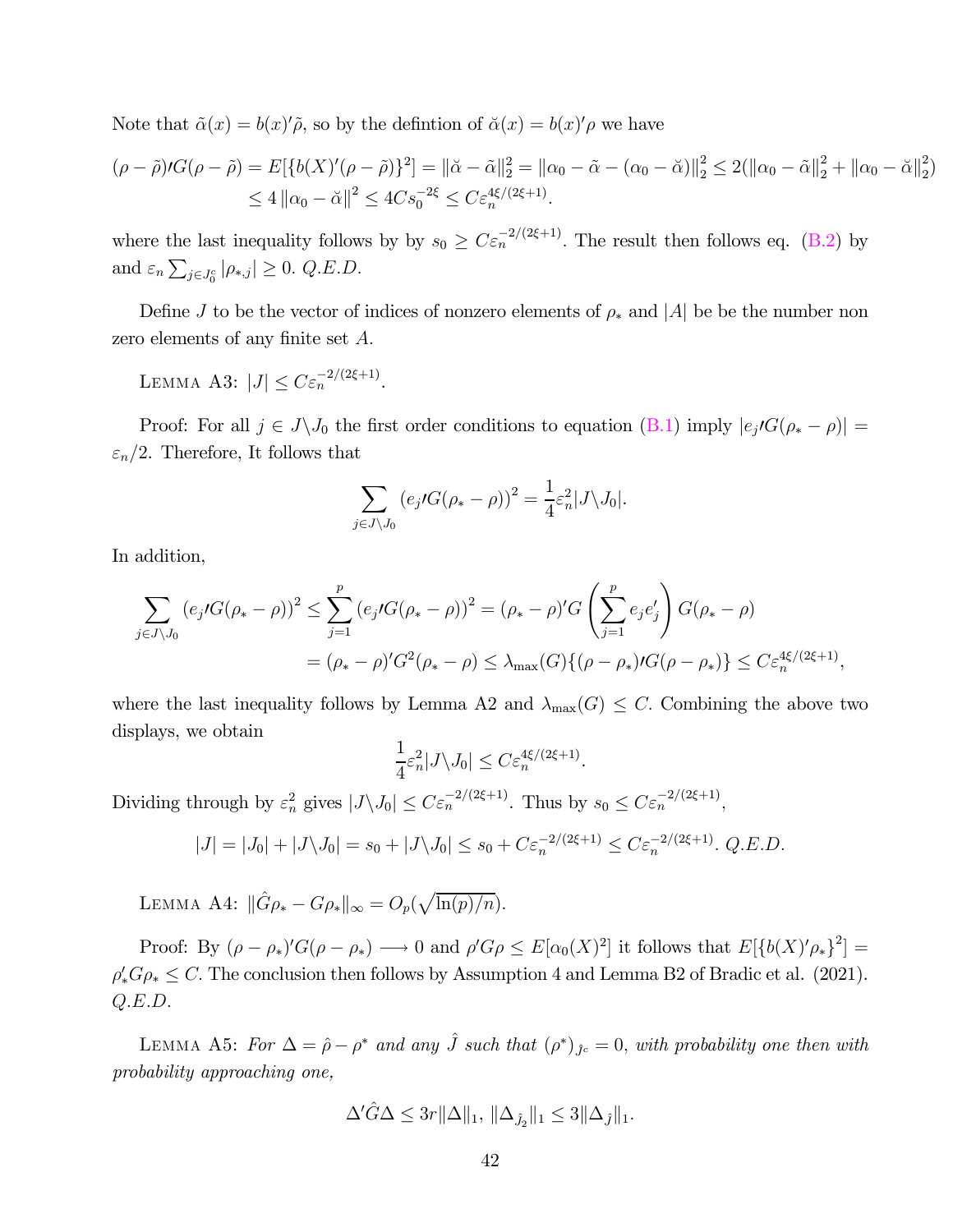Note that $\tilde{\alpha}(x) = b(x)'\tilde{\rho}$, so by the defintion of $\breve{\alpha}(x) = b(x)'\rho$ we have

$$
\begin{aligned}
(\rho - \tilde{\rho})\prime G(\rho - \tilde{\rho}) &= E[\{b(X)'(\rho - \tilde{\rho})\}^2] = \|\breve{\alpha} - \tilde{\alpha}\|_2^2 = \|\alpha_0 - \tilde{\alpha} - (\alpha_0 - \breve{\alpha})\|_2^2 \leq 2(\|\alpha_0 - \tilde{\alpha}\|_2^2 + \|\alpha_0 - \breve{\alpha}\|_2^2) \\
&\leq 4\|\alpha_0 - \breve{\alpha}\|^2 \leq 4Cs_0^{-2\xi} \leq C\varepsilon_n^{4\xi/(2\xi+1)}.
\end{aligned}
$$

where the last inequality follows by by $s_0 \geq C\varepsilon_n^{-2/(2\xi+1)}$. The result then follows eq. (B.2) by and $\varepsilon_n \sum_{j \in J_0^c} |\rho_{*,j}| \geq 0$. *Q.E.D.*

Define $J$ to be the vector of indices of nonzero elements of $\rho_*$ and $|A|$ be be the number non zero elements of any finite set $A$.

LEMMA A3: $|J| \leq C\varepsilon_n^{-2/(2\xi+1)}$.

Proof: For all $j \in J \backslash J_0$ the first order conditions to equation (B.1) imply $|e_j\prime G(\rho_* - \rho)| = \varepsilon_n/2$. Therefore, It follows that

$$
\sum_{j \in J \backslash J_0} (e_j\prime G(\rho_* - \rho))^2 = \frac{1}{4}\varepsilon_n^2 |J \backslash J_0|.
$$

In addition,

$$
\begin{aligned}
\sum_{j \in J \backslash J_0} (e_j\prime G(\rho_* - \rho))^2 &\leq \sum_{j=1}^{p} (e_j\prime G(\rho_* - \rho))^2 = (\rho_* - \rho)'G\left(\sum_{j=1}^{p} e_j e_j'\right)G(\rho_* - \rho) \\
&= (\rho_* - \rho)'G^2(\rho_* - \rho) \leq \lambda_{\max}(G)\{(\rho - \rho_*)\prime G(\rho - \rho_*)\} \leq C\varepsilon_n^{4\xi/(2\xi+1)},
\end{aligned}
$$

where the last inequality follows by Lemma A2 and $\lambda_{\max}(G) \leq C$. Combining the above two displays, we obtain

$$
\frac{1}{4}\varepsilon_n^2 |J \backslash J_0| \leq C\varepsilon_n^{4\xi/(2\xi+1)}.
$$

Dividing through by $\varepsilon_n^2$ gives $|J \backslash J_0| \leq C\varepsilon_n^{-2/(2\xi+1)}$. Thus by $s_0 \leq C\varepsilon_n^{-2/(2\xi+1)}$,

$$
|J| = |J_0| + |J \backslash J_0| = s_0 + |J \backslash J_0| \leq s_0 + C\varepsilon_n^{-2/(2\xi+1)} \leq C\varepsilon_n^{-2/(2\xi+1)}. \text{ Q.E.D.}
$$

LEMMA A4: $\|\hat{G}\rho_* - G\rho_*\|_\infty = O_p(\sqrt{\ln(p)/n})$.

Proof: By $(\rho - \rho_*)'G(\rho - \rho_*) \longrightarrow 0$ and $\rho' G\rho \leq E[\alpha_0(X)^2]$ it follows that $E[\{b(X)'\rho_*\}^2] = \rho_*' G\rho_* \leq C$. The conclusion then follows by Assumption 4 and Lemma B2 of Bradic et al. (2021). *Q.E.D.*

LEMMA A5: *For $\Delta = \hat{\rho} - \rho^*$ and any $\hat{J}$ such that $(\rho^*)_{\hat{J}^c} = 0$, with probability one then with probability approaching one,*

$$
\Delta' \hat{G} \Delta \leq 3r\|\Delta\|_1, \; \|\Delta_{\hat{J}_2}\|_1 \leq 3\|\Delta_{\hat{J}}\|_1.
$$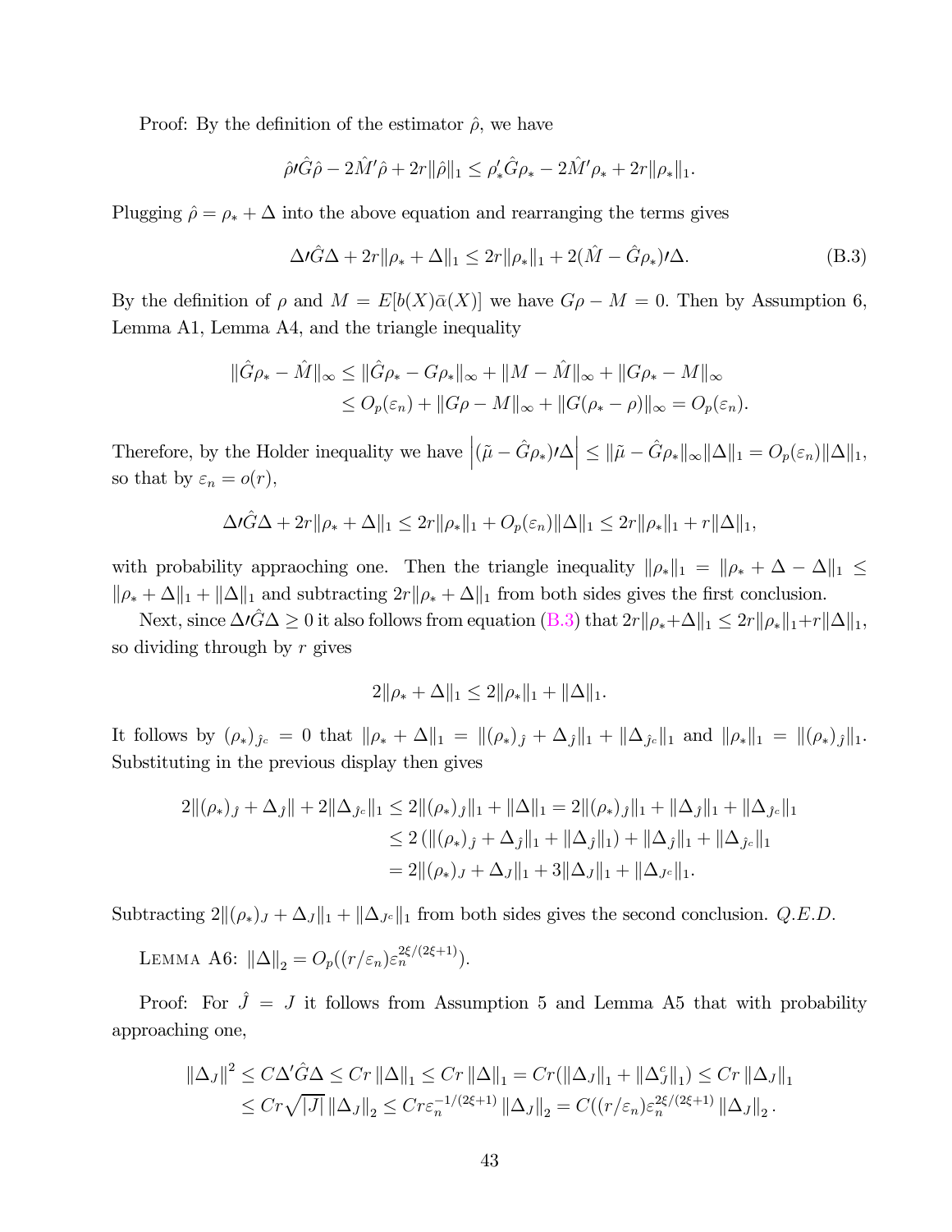Proof: By the definition of the estimator $\hat{\rho}$, we have

$$\hat{\rho}\prime\hat{G}\hat{\rho} - 2\hat{M}'\hat{\rho} + 2r\|\hat{\rho}\|_1 \leq \rho_*'\hat{G}\rho_* - 2\hat{M}'\rho_* + 2r\|\rho_*\|_1.$$

Plugging $\hat{\rho} = \rho_* + \Delta$ into the above equation and rearranging the terms gives

$$\Delta\prime\hat{G}\Delta + 2r\|\rho_* + \Delta\|_1 \leq 2r\|\rho_*\|_1 + 2(\hat{M} - \hat{G}\rho_*)\prime\Delta. \tag{B.3}$$

By the definition of $\rho$ and $M = E[b(X)\bar{\alpha}(X)]$ we have $G\rho - M = 0$. Then by Assumption 6, Lemma A1, Lemma A4, and the triangle inequality

$$\begin{aligned}
\|\hat{G}\rho_* - \hat{M}\|_\infty &\leq \|\hat{G}\rho_* - G\rho_*\|_\infty + \|M - \hat{M}\|_\infty + \|G\rho_* - M\|_\infty \\
&\leq O_p(\varepsilon_n) + \|G\rho - M\|_\infty + \|G(\rho_* - \rho)\|_\infty = O_p(\varepsilon_n).
\end{aligned}$$

Therefore, by the Holder inequality we have $\left|(\tilde{\mu} - \hat{G}\rho_*)\prime\Delta\right| \leq \|\tilde{\mu} - \hat{G}\rho_*\|_\infty \|\Delta\|_1 = O_p(\varepsilon_n)\|\Delta\|_1$, so that by $\varepsilon_n = o(r)$,

$$\Delta\prime\hat{G}\Delta + 2r\|\rho_* + \Delta\|_1 \leq 2r\|\rho_*\|_1 + O_p(\varepsilon_n)\|\Delta\|_1 \leq 2r\|\rho_*\|_1 + r\|\Delta\|_1,$$

with probability appraoching one. Then the triangle inequality $\|\rho_*\|_1 = \|\rho_* + \Delta - \Delta\|_1 \leq \|\rho_* + \Delta\|_1 + \|\Delta\|_1$ and subtracting $2r\|\rho_* + \Delta\|_1$ from both sides gives the first conclusion.

Next, since $\Delta\prime\hat{G}\Delta \geq 0$ it also follows from equation (B.3) that $2r\|\rho_* + \Delta\|_1 \leq 2r\|\rho_*\|_1 + r\|\Delta\|_1$, so dividing through by $r$ gives

$$2\|\rho_* + \Delta\|_1 \leq 2\|\rho_*\|_1 + \|\Delta\|_1.$$

It follows by $(\rho_*)_{\hat{J}^c} = 0$ that $\|\rho_* + \Delta\|_1 = \|(\rho_*)_{\hat{J}} + \Delta_{\hat{J}}\|_1 + \|\Delta_{\hat{J}^c}\|_1$ and $\|\rho_*\|_1 = \|(\rho_*)_{\hat{J}}\|_1$. Substituting in the previous display then gives

$$\begin{aligned}
2\|(\rho_*)_{\hat{J}} + \Delta_{\hat{J}}\| + 2\|\Delta_{\hat{J}^c}\|_1 &\leq 2\|(\rho_*)_{\hat{J}}\|_1 + \|\Delta\|_1 = 2\|(\rho_*)_{\hat{J}}\|_1 + \|\Delta_{\hat{J}}\|_1 + \|\Delta_{\hat{J}^c}\|_1 \\
&\leq 2\left(\|(\rho_*)_{\hat{J}} + \Delta_{\hat{J}}\|_1 + \|\Delta_{\hat{J}}\|_1\right) + \|\Delta_{\hat{J}}\|_1 + \|\Delta_{\hat{J}^c}\|_1 \\
&= 2\|(\rho_*)_J + \Delta_J\|_1 + 3\|\Delta_J\|_1 + \|\Delta_{J^c}\|_1.
\end{aligned}$$

Subtracting $2\|(\rho_*)_J + \Delta_J\|_1 + \|\Delta_{J^c}\|_1$ from both sides gives the second conclusion. *Q.E.D.*

LEMMA A6: $\|\Delta\|_2 = O_p((r/\varepsilon_n)\varepsilon_n^{2\xi/(2\xi+1)})$.

Proof: For $\hat{J} = J$ it follows from Assumption 5 and Lemma A5 that with probability approaching one,

$$\begin{aligned}
\|\Delta_J\|^2 &\leq C\Delta'\hat{G}\Delta \leq Cr\|\Delta\|_1 \leq Cr\|\Delta\|_1 = Cr(\|\Delta_J\|_1 + \|\Delta_J^c\|_1) \leq Cr\|\Delta_J\|_1 \\
&\leq Cr\sqrt{|J|}\,\|\Delta_J\|_2 \leq Cr\varepsilon_n^{-1/(2\xi+1)}\|\Delta_J\|_2 = C((r/\varepsilon_n)\varepsilon_n^{2\xi/(2\xi+1)}\|\Delta_J\|_2.
\end{aligned}$$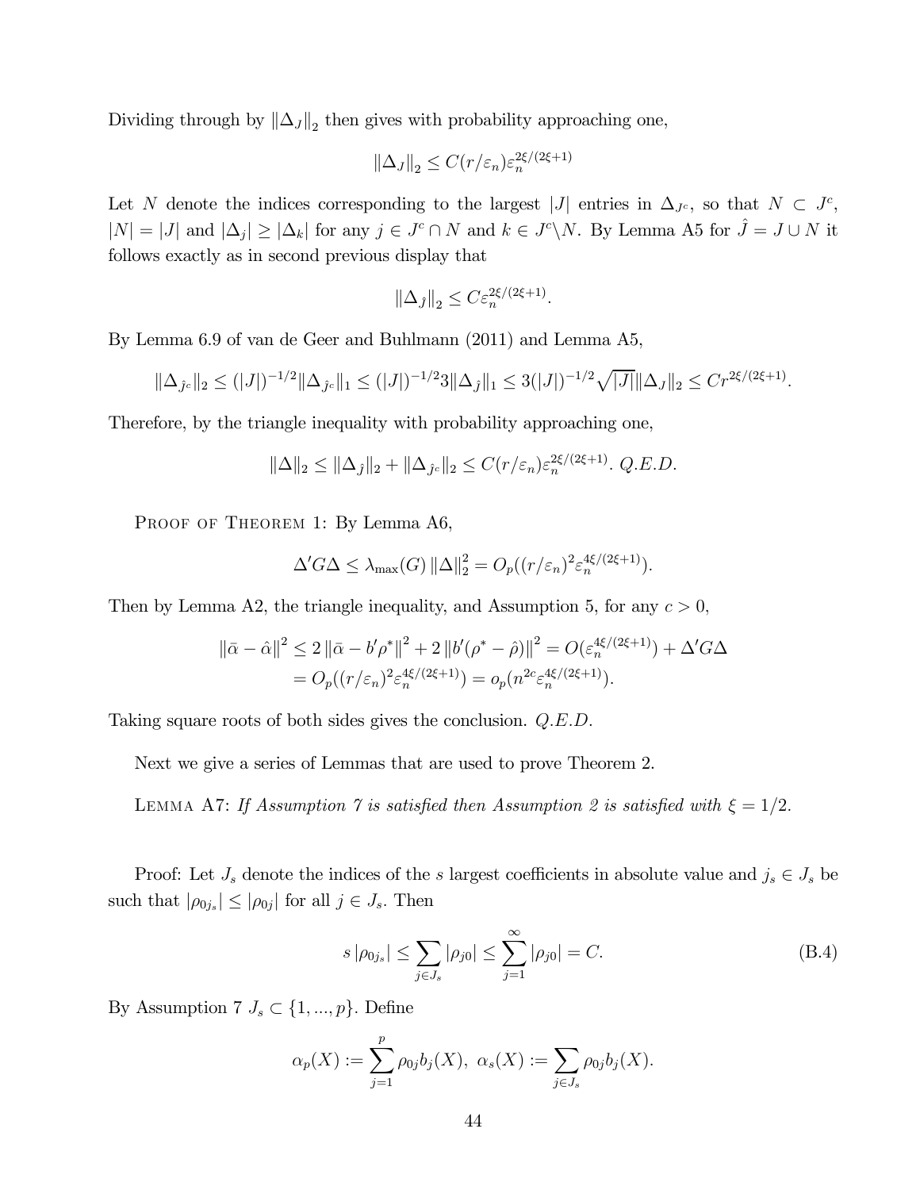Dividing through by $\|\Delta_J\|_2$ then gives with probability approaching one,

$$\|\Delta_J\|_2 \leq C(r/\varepsilon_n)\varepsilon_n^{2\xi/(2\xi+1)}$$

Let $N$ denote the indices corresponding to the largest $|J|$ entries in $\Delta_{J^c}$, so that $N \subset J^c$, $|N| = |J|$ and $|\Delta_j| \geq |\Delta_k|$ for any $j \in J^c \cap N$ and $k \in J^c \backslash N$. By Lemma A5 for $\hat{J} = J \cup N$ it follows exactly as in second previous display that

$$\|\Delta_{\hat{J}}\|_2 \leq C\varepsilon_n^{2\xi/(2\xi+1)}.$$

By Lemma 6.9 of van de Geer and Buhlmann (2011) and Lemma A5,

$$\|\Delta_{\hat{J}^c}\|_2 \leq (|J|)^{-1/2}\|\Delta_{\hat{J}^c}\|_1 \leq (|J|)^{-1/2}3\|\Delta_{\hat{J}}\|_1 \leq 3(|J|)^{-1/2}\sqrt{|J|}\|\Delta_J\|_2 \leq Cr^{2\xi/(2\xi+1)}.$$

Therefore, by the triangle inequality with probability approaching one,

$$\|\Delta\|_2 \leq \|\Delta_{\hat{J}}\|_2 + \|\Delta_{\hat{J}^c}\|_2 \leq C(r/\varepsilon_n)\varepsilon_n^{2\xi/(2\xi+1)}. \ Q.E.D.$$

Proof of Theorem 1: By Lemma A6,

$$\Delta' G \Delta \leq \lambda_{\max}(G)\|\Delta\|_2^2 = O_p((r/\varepsilon_n)^2\varepsilon_n^{4\xi/(2\xi+1)}).$$

Then by Lemma A2, the triangle inequality, and Assumption 5, for any $c > 0$,

$$\begin{aligned}
\|\bar{\alpha} - \hat{\alpha}\|^2 &\leq 2\|\bar{\alpha} - b'\rho^*\|^2 + 2\|b'(\rho^* - \hat{\rho})\|^2 = O(\varepsilon_n^{4\xi/(2\xi+1)}) + \Delta' G \Delta \\
&= O_p((r/\varepsilon_n)^2\varepsilon_n^{4\xi/(2\xi+1)}) = o_p(n^{2c}\varepsilon_n^{4\xi/(2\xi+1)}).
\end{aligned}$$

Taking square roots of both sides gives the conclusion. *Q.E.D.*

Next we give a series of Lemmas that are used to prove Theorem 2.

Lemma A7: *If Assumption 7 is satisfied then Assumption 2 is satisfied with $\xi = 1/2$.*

Proof: Let $J_s$ denote the indices of the $s$ largest coefficients in absolute value and $j_s \in J_s$ be such that $|\rho_{0j_s}| \leq |\rho_{0j}|$ for all $j \in J_s$. Then

$$s\,|\rho_{0j_s}| \leq \sum_{j \in J_s}|\rho_{j0}| \leq \sum_{j=1}^{\infty}|\rho_{j0}| = C. \tag{B.4}$$

By Assumption 7 $J_s \subset \{1, ..., p\}$. Define

$$\alpha_p(X) := \sum_{j=1}^{p}\rho_{0j}b_j(X), \ \ \alpha_s(X) := \sum_{j \in J_s}\rho_{0j}b_j(X).$$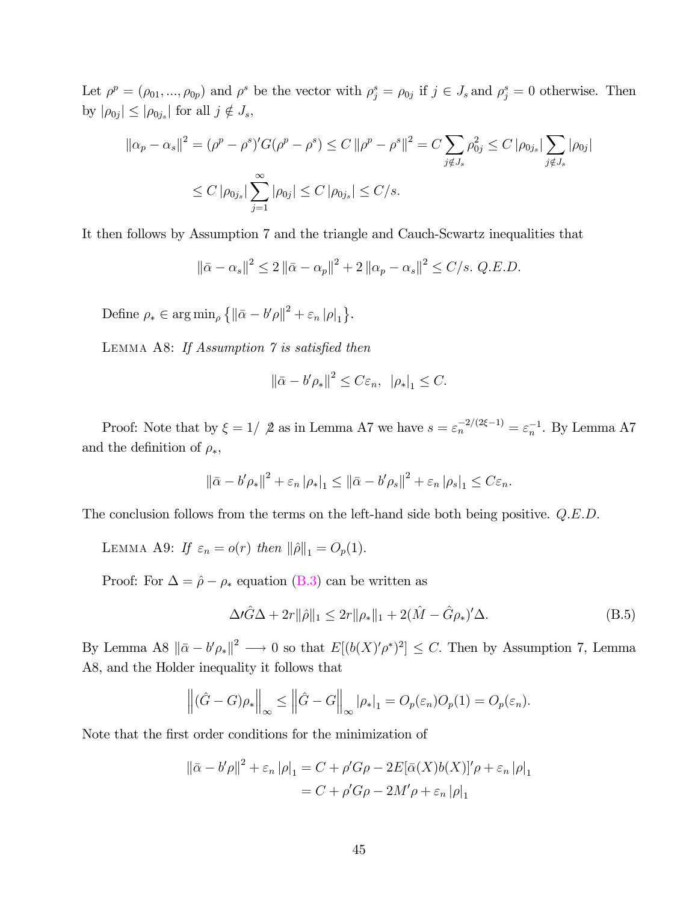Let $\rho^p = (\rho_{01}, ..., \rho_{0p})$ and $\rho^s$ be the vector with $\rho^s_j = \rho_{0j}$ if $j \in J_s$ and $\rho^s_j = 0$ otherwise. Then by $|\rho_{0j}| \leq |\rho_{0j_s}|$ for all $j \notin J_s$,

$$\|\alpha_p - \alpha_s\|^2 = (\rho^p - \rho^s)'G(\rho^p - \rho^s) \leq C \|\rho^p - \rho^s\|^2 = C \sum_{j \notin J_s} \rho_{0j}^2 \leq C |\rho_{0j_s}| \sum_{j \notin J_s} |\rho_{0j}|$$

$$\leq C |\rho_{0j_s}| \sum_{j=1}^{\infty} |\rho_{0j}| \leq C |\rho_{0j_s}| \leq C/s.$$

It then follows by Assumption 7 and the triangle and Cauch-Scwartz inequalities that

$$\|\bar{\alpha} - \alpha_s\|^2 \leq 2 \|\bar{\alpha} - \alpha_p\|^2 + 2 \|\alpha_p - \alpha_s\|^2 \leq C/s. \; Q.E.D.$$

Define $\rho_* \in \arg\min_\rho \left\{ \|\bar{\alpha} - b'\rho\|^2 + \varepsilon_n |\rho|_1 \right\}$.

LEMMA A8: *If Assumption 7 is satisfied then*

$$\|\bar{\alpha} - b'\rho_*\|^2 \leq C\varepsilon_n, \;\; |\rho_*|_1 \leq C.$$

Proof: Note that by $\xi = 1/\!\!\!\!\;\;2$ as in Lemma A7 we have $s = \varepsilon_n^{-2/(2\xi-1)} = \varepsilon_n^{-1}$. By Lemma A7 and the definition of $\rho_*$,

$$\|\bar{\alpha} - b'\rho_*\|^2 + \varepsilon_n |\rho_*|_1 \leq \|\bar{\alpha} - b'\rho_s\|^2 + \varepsilon_n |\rho_s|_1 \leq C\varepsilon_n.$$

The conclusion follows from the terms on the left-hand side both being positive. *Q.E.D.*

LEMMA A9: *If $\varepsilon_n = o(r)$ then $\|\hat{\rho}\|_1 = O_p(1)$.*

Proof: For $\Delta = \hat{\rho} - \rho_*$ equation (B.3) can be written as

$$\Delta\prime\hat{G}\Delta + 2r\|\hat{\rho}\|_1 \leq 2r\|\rho_*\|_1 + 2(\hat{M} - \hat{G}\rho_*)'\Delta. \tag{B.5}$$

By Lemma A8 $\|\bar{\alpha} - b'\rho_*\|^2 \longrightarrow 0$ so that $E[(b(X)'\rho^*)^2] \leq C$. Then by Assumption 7, Lemma A8, and the Holder inequality it follows that

$$\left\|(\hat{G} - G)\rho_*\right\|_\infty \leq \left\|\hat{G} - G\right\|_\infty |\rho_*|_1 = O_p(\varepsilon_n)O_p(1) = O_p(\varepsilon_n).$$

Note that the first order conditions for the minimization of

$$\begin{aligned}
\|\bar{\alpha} - b'\rho\|^2 + \varepsilon_n |\rho|_1 &= C + \rho'G\rho - 2E[\bar{\alpha}(X)b(X)]'\rho + \varepsilon_n |\rho|_1 \\
&= C + \rho'G\rho - 2M'\rho + \varepsilon_n |\rho|_1
\end{aligned}$$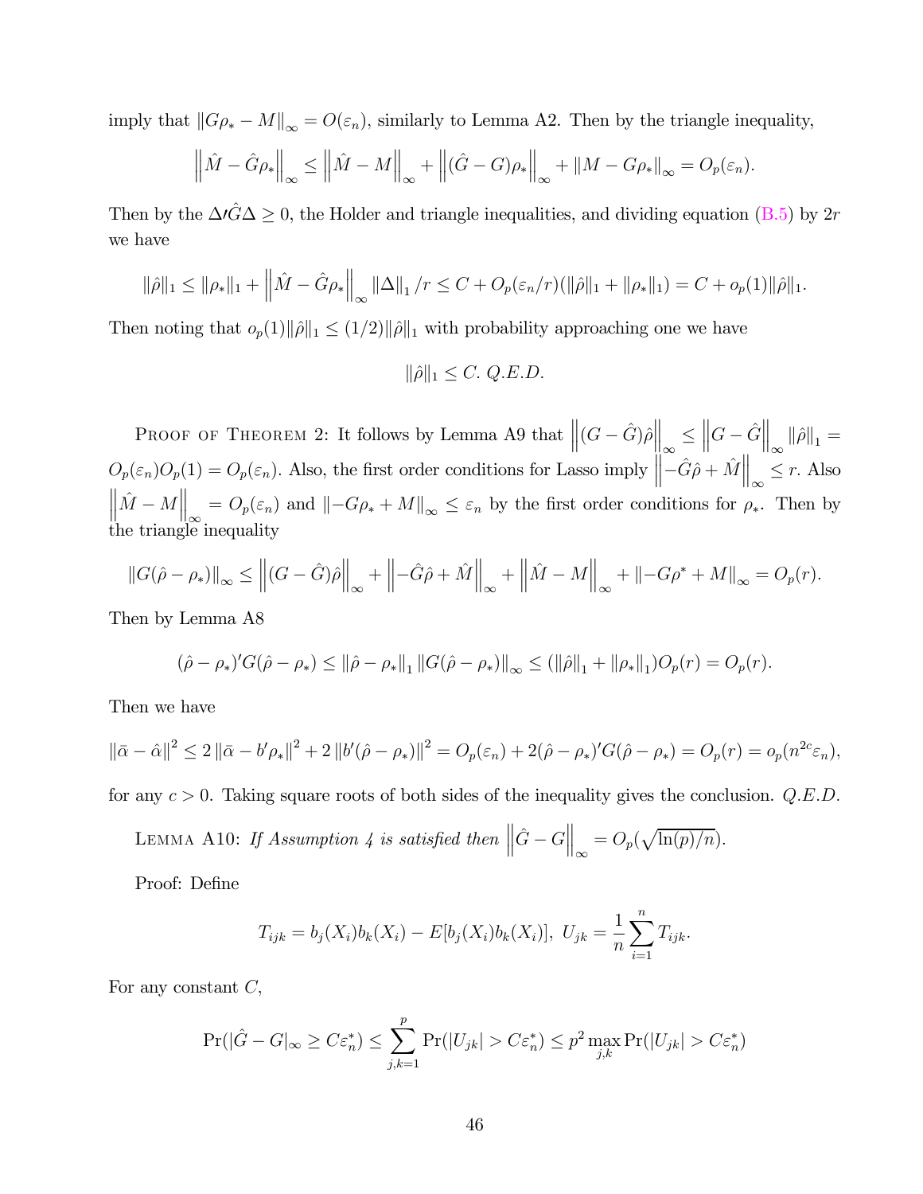imply that $\|G\rho_* - M\|_\infty = O(\varepsilon_n)$, similarly to Lemma A2. Then by the triangle inequality,

$$\left\|\hat{M} - \hat{G}\rho_*\right\|_\infty \leq \left\|\hat{M} - M\right\|_\infty + \left\|(\hat{G} - G)\rho_*\right\|_\infty + \|M - G\rho_*\|_\infty = O_p(\varepsilon_n).$$

Then by the $\Delta\prime\hat{G}\Delta \geq 0$, the Holder and triangle inequalities, and dividing equation (B.5) by $2r$ we have

$$\|\hat{\rho}\|_1 \leq \|\rho_*\|_1 + \left\|\hat{M} - \hat{G}\rho_*\right\|_\infty \|\Delta\|_1 / r \leq C + O_p(\varepsilon_n/r)(\|\hat{\rho}\|_1 + \|\rho_*\|_1) = C + o_p(1)\|\hat{\rho}\|_1.$$

Then noting that $o_p(1)\|\hat{\rho}\|_1 \leq (1/2)\|\hat{\rho}\|_1$ with probability approaching one we have

$$\|\hat{\rho}\|_1 \leq C. \ Q.E.D.$$

Proof of Theorem 2: It follows by Lemma A9 that $\left\|(G - \hat{G})\hat{\rho}\right\|_\infty \leq \left\|G - \hat{G}\right\|_\infty \|\hat{\rho}\|_1 = O_p(\varepsilon_n)O_p(1) = O_p(\varepsilon_n)$. Also, the first order conditions for Lasso imply $\left\|-\hat{G}\hat{\rho} + \hat{M}\right\|_\infty \leq r$. Also $\left\|\hat{M} - M\right\|_\infty = O_p(\varepsilon_n)$ and $\|-G\rho_* + M\|_\infty \leq \varepsilon_n$ by the first order conditions for $\rho_*$. Then by the triangle inequality

$$\|G(\hat{\rho} - \rho_*)\|_\infty \leq \left\|(G - \hat{G})\hat{\rho}\right\|_\infty + \left\|-\hat{G}\hat{\rho} + \hat{M}\right\|_\infty + \left\|\hat{M} - M\right\|_\infty + \|-G\rho^* + M\|_\infty = O_p(r).$$

Then by Lemma A8

$$(\hat{\rho} - \rho_*)'G(\hat{\rho} - \rho_*) \leq \|\hat{\rho} - \rho_*\|_1 \|G(\hat{\rho} - \rho_*)\|_\infty \leq (\|\hat{\rho}\|_1 + \|\rho_*\|_1)O_p(r) = O_p(r).$$

Then we have

$$\|\bar{\alpha} - \hat{\alpha}\|^2 \leq 2\|\bar{\alpha} - b'\rho_*\|^2 + 2\|b'(\hat{\rho} - \rho_*)\|^2 = O_p(\varepsilon_n) + 2(\hat{\rho} - \rho_*)'G(\hat{\rho} - \rho_*) = O_p(r) = o_p(n^{2c}\varepsilon_n),$$

for any $c > 0$. Taking square roots of both sides of the inequality gives the conclusion. $Q.E.D.$

Lemma A10: *If Assumption 4 is satisfied then* $\left\|\hat{G} - G\right\|_\infty = O_p(\sqrt{\ln(p)/n})$.

Proof: Define

$$T_{ijk} = b_j(X_i)b_k(X_i) - E[b_j(X_i)b_k(X_i)],\ U_{jk} = \frac{1}{n}\sum_{i=1}^n T_{ijk}.$$

For any constant $C$,

$$\Pr(|\hat{G} - G|_\infty \geq C\varepsilon_n^*) \leq \sum_{j,k=1}^p \Pr(|U_{jk}| > C\varepsilon_n^*) \leq p^2 \max_{j,k} \Pr(|U_{jk}| > C\varepsilon_n^*)$$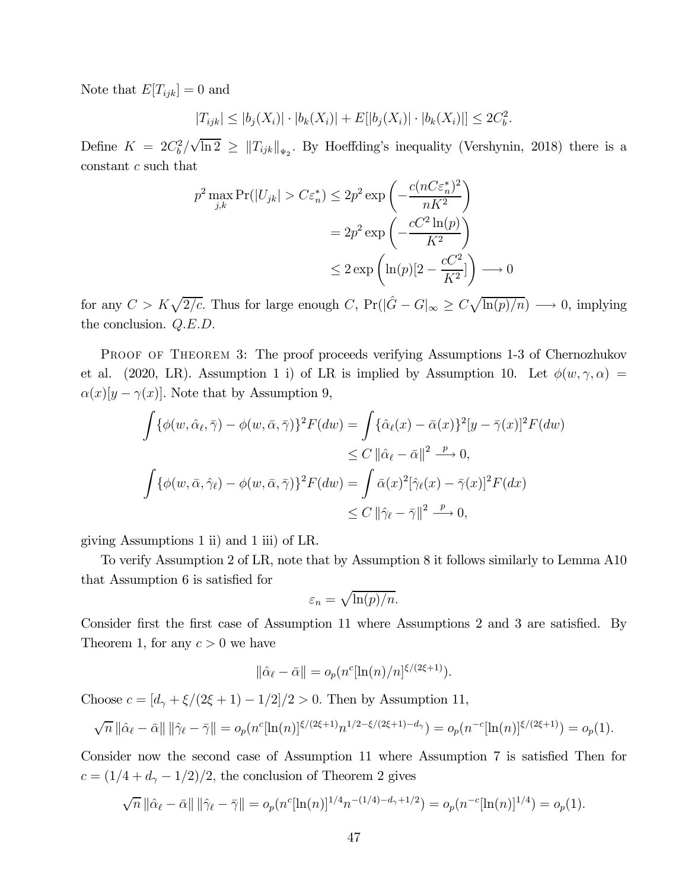Note that $E[T_{ijk}] = 0$ and

$$|T_{ijk}| \leq |b_j(X_i)| \cdot |b_k(X_i)| + E[|b_j(X_i)| \cdot |b_k(X_i)|] \leq 2C_b^2.$$

Define $K = 2C_b^2/\sqrt{\ln 2} \geq \|T_{ijk}\|_{\Psi_2}$. By Hoeffding's inequality (Vershynin, 2018) there is a constant $c$ such that

$$\begin{aligned}
p^2 \max_{j,k} \Pr(|U_{jk}| > C\varepsilon_n^*) &\leq 2p^2 \exp\left(-\frac{c(nC\varepsilon_n^*)^2}{nK^2}\right) \\
&= 2p^2 \exp\left(-\frac{cC^2\ln(p)}{K^2}\right) \\
&\leq 2\exp\left(\ln(p)[2 - \frac{cC^2}{K^2}]\right) \longrightarrow 0
\end{aligned}$$

for any $C > K\sqrt{2/c}$. Thus for large enough $C$, $\Pr(|\hat{G} - G|_\infty \geq C\sqrt{\ln(p)/n}) \longrightarrow 0$, implying the conclusion. *Q.E.D.*

Proof of Theorem 3: The proof proceeds verifying Assumptions 1-3 of Chernozhukov et al. (2020, LR). Assumption 1 i) of LR is implied by Assumption 10. Let $\phi(w, \gamma, \alpha) = \alpha(x)[y - \gamma(x)]$. Note that by Assumption 9,

$$\begin{aligned}
\int \{\phi(w, \hat{\alpha}_\ell, \bar{\gamma}) - \phi(w, \bar{\alpha}, \bar{\gamma})\}^2 F(dw) &= \int \{\hat{\alpha}_\ell(x) - \bar{\alpha}(x)\}^2 [y - \bar{\gamma}(x)]^2 F(dw) \\
&\leq C \|\hat{\alpha}_\ell - \bar{\alpha}\|^2 \xrightarrow{p} 0, \\
\int \{\phi(w, \bar{\alpha}, \hat{\gamma}_\ell) - \phi(w, \bar{\alpha}, \bar{\gamma})\}^2 F(dw) &= \int \bar{\alpha}(x)^2 [\hat{\gamma}_\ell(x) - \bar{\gamma}(x)]^2 F(dx) \\
&\leq C \|\hat{\gamma}_\ell - \bar{\gamma}\|^2 \xrightarrow{p} 0,
\end{aligned}$$

giving Assumptions 1 ii) and 1 iii) of LR.

To verify Assumption 2 of LR, note that by Assumption 8 it follows similarly to Lemma A10 that Assumption 6 is satisfied for

$$\varepsilon_n = \sqrt{\ln(p)/n}.$$

Consider first the first case of Assumption 11 where Assumptions 2 and 3 are satisfied. By Theorem 1, for any $c > 0$ we have

$$\|\hat{\alpha}_\ell - \bar{\alpha}\| = o_p(n^c[\ln(n)/n]^{\xi/(2\xi+1)}).$$

Choose $c = [d_\gamma + \xi/(2\xi+1) - 1/2]/2 > 0$. Then by Assumption 11,

$$\sqrt{n}\|\hat{\alpha}_\ell - \bar{\alpha}\| \|\hat{\gamma}_\ell - \bar{\gamma}\| = o_p(n^c[\ln(n)]^{\xi/(2\xi+1)} n^{1/2 - \xi/(2\xi+1) - d_\gamma}) = o_p(n^{-c}[\ln(n)]^{\xi/(2\xi+1)}) = o_p(1).$$

Consider now the second case of Assumption 11 where Assumption 7 is satisfied Then for $c = (1/4 + d_\gamma - 1/2)/2$, the conclusion of Theorem 2 gives

$$\sqrt{n}\|\hat{\alpha}_\ell - \bar{\alpha}\| \|\hat{\gamma}_\ell - \bar{\gamma}\| = o_p(n^c[\ln(n)]^{1/4} n^{-(1/4) - d_\gamma + 1/2}) = o_p(n^{-c}[\ln(n)]^{1/4}) = o_p(1).$$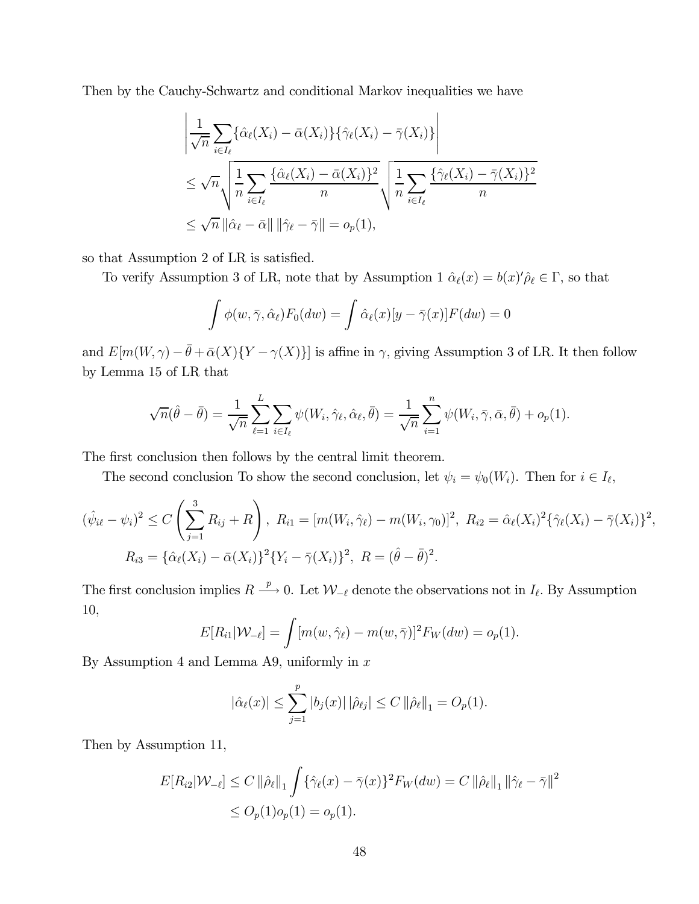Then by the Cauchy-Schwartz and conditional Markov inequalities we have

$$
\begin{aligned}
&\left| \frac{1}{\sqrt{n}} \sum_{i \in I_\ell} \{\hat{\alpha}_\ell(X_i) - \bar{\alpha}(X_i)\}\{\hat{\gamma}_\ell(X_i) - \bar{\gamma}(X_i)\} \right| \\
&\leq \sqrt{n} \sqrt{\frac{1}{n} \sum_{i \in I_\ell} \frac{\{\hat{\alpha}_\ell(X_i) - \bar{\alpha}(X_i)\}^2}{n}} \sqrt{\frac{1}{n} \sum_{i \in I_\ell} \frac{\{\hat{\gamma}_\ell(X_i) - \bar{\gamma}(X_i)\}^2}{n}} \\
&\leq \sqrt{n} \left\| \hat{\alpha}_\ell - \bar{\alpha} \right\| \left\| \hat{\gamma}_\ell - \bar{\gamma} \right\| = o_p(1),
\end{aligned}
$$

so that Assumption 2 of LR is satisfied.

To verify Assumption 3 of LR, note that by Assumption 1 $\hat{\alpha}_\ell(x) = b(x)'\hat{\rho}_\ell \in \Gamma$, so that

$$
\int \phi(w, \bar{\gamma}, \hat{\alpha}_\ell) F_0(dw) = \int \hat{\alpha}_\ell(x)[y - \bar{\gamma}(x)] F(dw) = 0
$$

and $E[m(W, \gamma) - \bar{\theta} + \bar{\alpha}(X)\{Y - \gamma(X)\}]$ is affine in $\gamma$, giving Assumption 3 of LR. It then follow by Lemma 15 of LR that

$$
\sqrt{n}(\hat{\theta} - \bar{\theta}) = \frac{1}{\sqrt{n}} \sum_{\ell=1}^{L} \sum_{i \in I_\ell} \psi(W_i, \hat{\gamma}_\ell, \hat{\alpha}_\ell, \bar{\theta}) = \frac{1}{\sqrt{n}} \sum_{i=1}^{n} \psi(W_i, \bar{\gamma}, \bar{\alpha}, \bar{\theta}) + o_p(1).
$$

The first conclusion then follows by the central limit theorem.

The second conclusion To show the second conclusion, let $\psi_i = \psi_0(W_i)$. Then for $i \in I_\ell$,

$$
(\hat{\psi}_{i\ell} - \psi_i)^2 \leq C \left( \sum_{j=1}^{3} R_{ij} + R \right), \; R_{i1} = [m(W_i, \hat{\gamma}_\ell) - m(W_i, \gamma_0)]^2, \; R_{i2} = \hat{\alpha}_\ell(X_i)^2 \{\hat{\gamma}_\ell(X_i) - \bar{\gamma}(X_i)\}^2,
$$

$$
R_{i3} = \{\hat{\alpha}_\ell(X_i) - \bar{\alpha}(X_i)\}^2 \{Y_i - \bar{\gamma}(X_i)\}^2, \; R = (\hat{\theta} - \bar{\theta})^2.
$$

The first conclusion implies $R \stackrel{p}{\longrightarrow} 0$. Let $\mathcal{W}_{-\ell}$ denote the observations not in $I_\ell$. By Assumption 10,

$$
E[R_{i1} | \mathcal{W}_{-\ell}] = \int [m(w, \hat{\gamma}_\ell) - m(w, \bar{\gamma})]^2 F_W(dw) = o_p(1).
$$

By Assumption 4 and Lemma A9, uniformly in $x$

$$
|\hat{\alpha}_\ell(x)| \leq \sum_{j=1}^{p} |b_j(x)| \, |\hat{\rho}_{\ell j}| \leq C \left\| \hat{\rho}_\ell \right\|_1 = O_p(1).
$$

Then by Assumption 11,

$$
\begin{aligned}
E[R_{i2} | \mathcal{W}_{-\ell}] &\leq C \left\| \hat{\rho}_\ell \right\|_1 \int \{\hat{\gamma}_\ell(x) - \bar{\gamma}(x)\}^2 F_W(dw) = C \left\| \hat{\rho}_\ell \right\|_1 \left\| \hat{\gamma}_\ell - \bar{\gamma} \right\|^2 \\
&\leq O_p(1) o_p(1) = o_p(1).
\end{aligned}
$$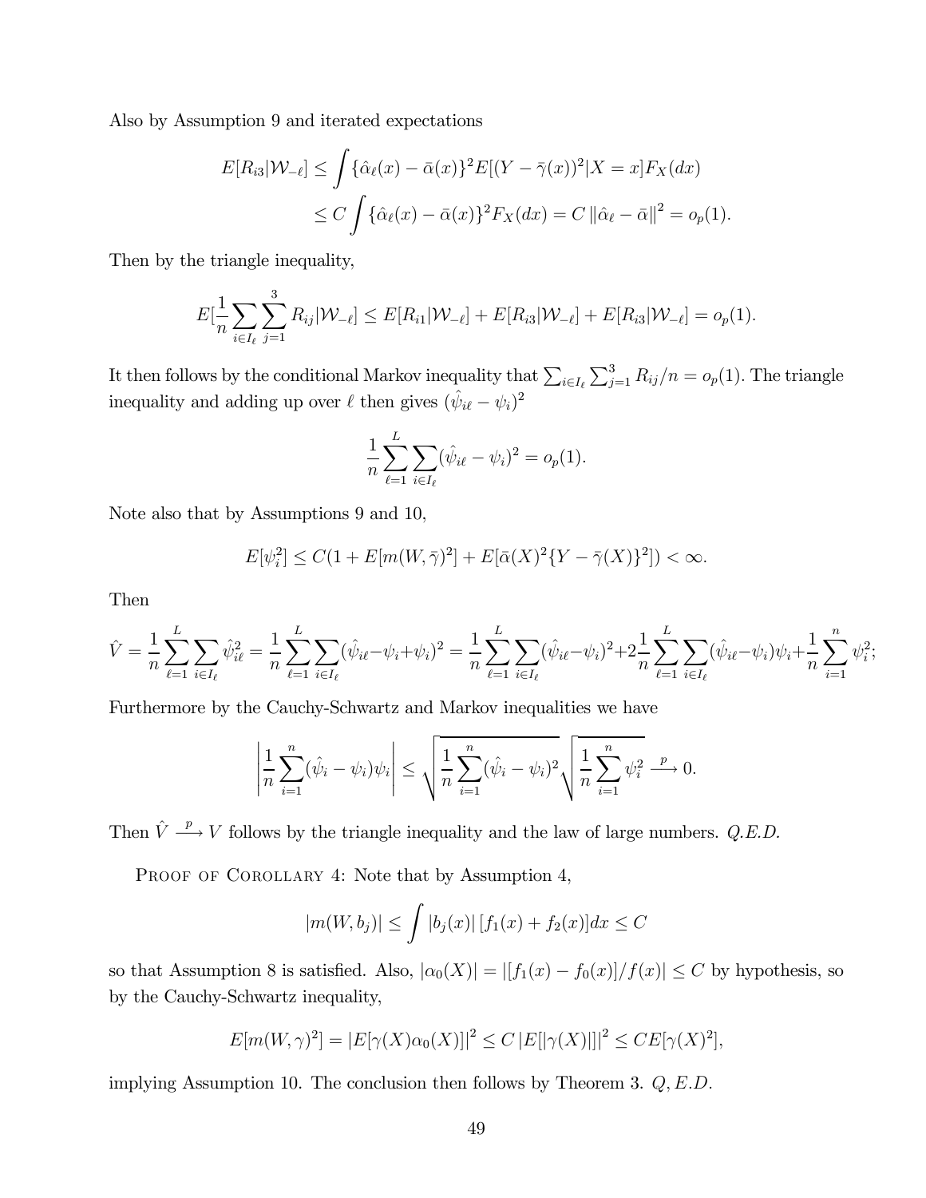Also by Assumption 9 and iterated expectations

$$
\begin{aligned}
E[R_{i3}|\mathcal{W}_{-\ell}] &\leq \int \{\hat{\alpha}_\ell(x) - \bar{\alpha}(x)\}^2 E[(Y - \bar{\gamma}(x))^2|X = x]F_X(dx) \\
&\leq C \int \{\hat{\alpha}_\ell(x) - \bar{\alpha}(x)\}^2 F_X(dx) = C \left\| \hat{\alpha}_\ell - \bar{\alpha} \right\|^2 = o_p(1).
\end{aligned}
$$

Then by the triangle inequality,

$$
E[\frac{1}{n}\sum_{i\in I_\ell}\sum_{j=1}^{3} R_{ij}|\mathcal{W}_{-\ell}] \leq E[R_{i1}|\mathcal{W}_{-\ell}] + E[R_{i3}|\mathcal{W}_{-\ell}] + E[R_{i3}|\mathcal{W}_{-\ell}] = o_p(1).
$$

It then follows by the conditional Markov inequality that $\sum_{i\in I_\ell}\sum_{j=1}^{3} R_{ij}/n = o_p(1)$. The triangle inequality and adding up over $\ell$ then gives $(\hat{\psi}_{i\ell} - \psi_i)^2$

$$
\frac{1}{n}\sum_{\ell=1}^{L}\sum_{i\in I_\ell}(\hat{\psi}_{i\ell} - \psi_i)^2 = o_p(1).
$$

Note also that by Assumptions 9 and 10,

$$
E[\psi_i^2] \leq C(1 + E[m(W, \bar{\gamma})^2] + E[\bar{\alpha}(X)^2\{Y - \bar{\gamma}(X)\}^2]) < \infty.
$$

Then

$$
\hat{V} = \frac{1}{n}\sum_{\ell=1}^{L}\sum_{i\in I_\ell}\hat{\psi}_{i\ell}^2 = \frac{1}{n}\sum_{\ell=1}^{L}\sum_{i\in I_\ell}(\hat{\psi}_{i\ell} - \psi_i + \psi_i)^2 = \frac{1}{n}\sum_{\ell=1}^{L}\sum_{i\in I_\ell}(\hat{\psi}_{i\ell} - \psi_i)^2 + 2\frac{1}{n}\sum_{\ell=1}^{L}\sum_{i\in I_\ell}(\hat{\psi}_{i\ell} - \psi_i)\psi_i + \frac{1}{n}\sum_{i=1}^{n}\psi_i^2;
$$

Furthermore by the Cauchy-Schwartz and Markov inequalities we have

$$
\left|\frac{1}{n}\sum_{i=1}^{n}(\hat{\psi}_i - \psi_i)\psi_i\right| \leq \sqrt{\frac{1}{n}\sum_{i=1}^{n}(\hat{\psi}_i - \psi_i)^2}\sqrt{\frac{1}{n}\sum_{i=1}^{n}\psi_i^2} \xrightarrow{p} 0.
$$

Then $\hat{V} \xrightarrow{p} V$ follows by the triangle inequality and the law of large numbers. *Q.E.D.*

Proof of Corollary 4: Note that by Assumption 4,

$$
|m(W, b_j)| \leq \int |b_j(x)| \left[f_1(x) + f_2(x)\right] dx \leq C
$$

so that Assumption 8 is satisfied. Also, $|\alpha_0(X)| = |[f_1(x) - f_0(x)]/f(x)| \leq C$ by hypothesis, so by the Cauchy-Schwartz inequality,

$$
E[m(W, \gamma)^2] = \left|E[\gamma(X)\alpha_0(X)]\right|^2 \leq C\left|E[|\gamma(X)|]\right|^2 \leq CE[\gamma(X)^2],
$$

implying Assumption 10. The conclusion then follows by Theorem 3. *Q, E.D.*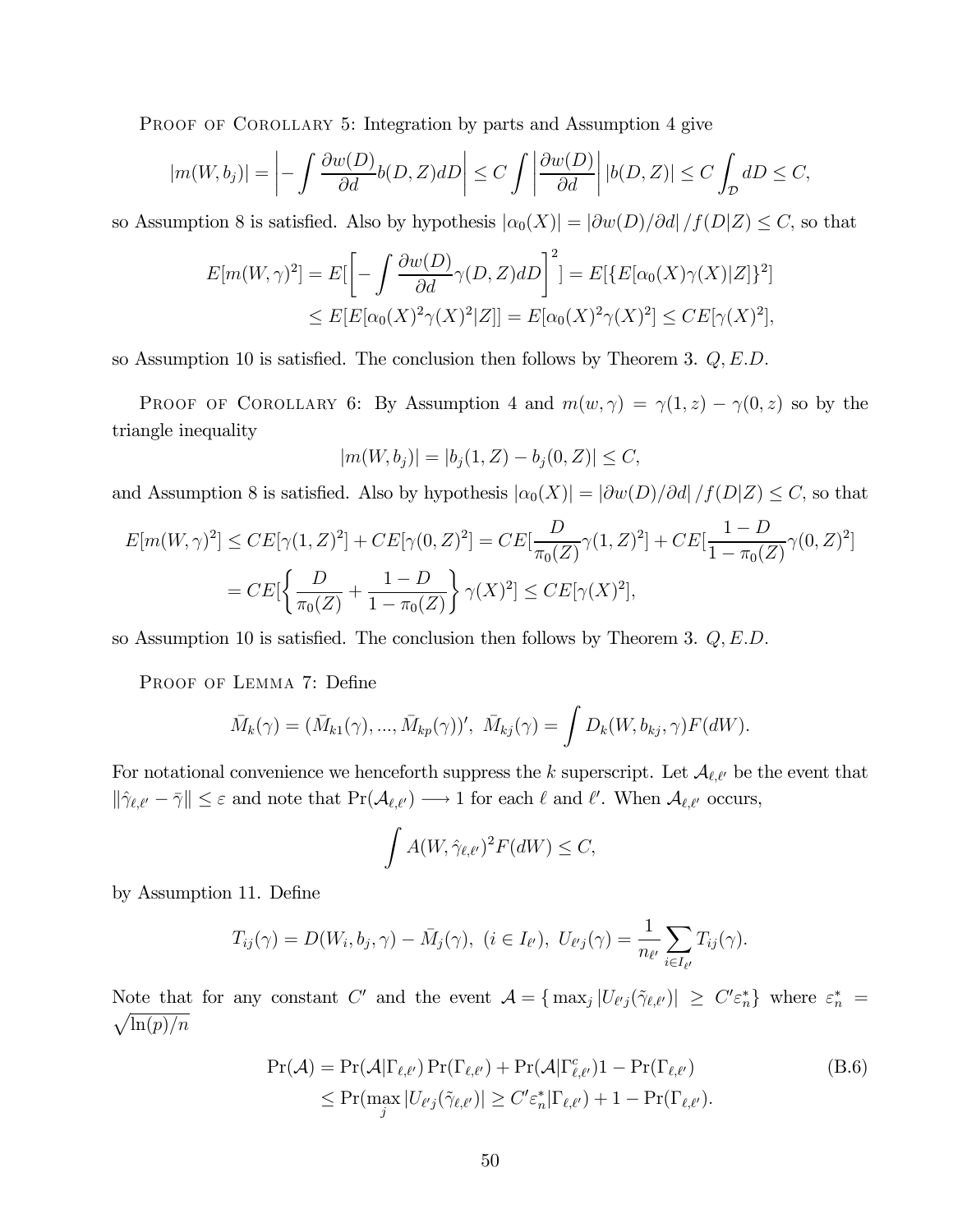Proof of Corollary 5: Integration by parts and Assumption 4 give

$$|m(W,b_j)| = \left| -\int \frac{\partial w(D)}{\partial d} b(D,Z)dD \right| \leq C \int \left| \frac{\partial w(D)}{\partial d} \right| |b(D,Z)| \leq C \int_{\mathcal{D}} dD \leq C,$$

so Assumption 8 is satisfied. Also by hypothesis $|\alpha_0(X)| = |\partial w(D)/\partial d| / f(D|Z) \leq C$, so that

$$\begin{aligned} E[m(W,\gamma)^2] &= E[\left[ -\int \frac{\partial w(D)}{\partial d} \gamma(D,Z)dD \right]^2] = E[\{E[\alpha_0(X)\gamma(X)|Z]\}^2] \\ &\leq E[E[\alpha_0(X)^2\gamma(X)^2|Z]] = E[\alpha_0(X)^2\gamma(X)^2] \leq CE[\gamma(X)^2], \end{aligned}$$

so Assumption 10 is satisfied. The conclusion then follows by Theorem 3. $Q, E.D.$

Proof of Corollary 6: By Assumption 4 and $m(w,\gamma) = \gamma(1,z) - \gamma(0,z)$ so by the triangle inequality

$$|m(W,b_j)| = |b_j(1,Z) - b_j(0,Z)| \leq C,$$

and Assumption 8 is satisfied. Also by hypothesis $|\alpha_0(X)| = |\partial w(D)/\partial d| / f(D|Z) \leq C$, so that

$$\begin{aligned} E[m(W,\gamma)^2] &\leq CE[\gamma(1,Z)^2] + CE[\gamma(0,Z)^2] = CE[\frac{D}{\pi_0(Z)}\gamma(1,Z)^2] + CE[\frac{1-D}{1-\pi_0(Z)}\gamma(0,Z)^2] \\ &= CE[\left\{ \frac{D}{\pi_0(Z)} + \frac{1-D}{1-\pi_0(Z)} \right\} \gamma(X)^2] \leq CE[\gamma(X)^2], \end{aligned}$$

so Assumption 10 is satisfied. The conclusion then follows by Theorem 3. $Q, E.D.$

Proof of Lemma 7: Define

$$\bar{M}_k(\gamma) = (\bar{M}_{k1}(\gamma), ..., \bar{M}_{kp}(\gamma))', \ \bar{M}_{kj}(\gamma) = \int D_k(W, b_{kj}, \gamma)F(dW).$$

For notational convenience we henceforth suppress the $k$ superscript. Let $\mathcal{A}_{\ell,\ell'}$ be the event that $\|\hat{\gamma}_{\ell,\ell'} - \bar{\gamma}\| \leq \varepsilon$ and note that $\Pr(\mathcal{A}_{\ell,\ell'}) \longrightarrow 1$ for each $\ell$ and $\ell'$. When $\mathcal{A}_{\ell,\ell'}$ occurs,

$$\int A(W, \hat{\gamma}_{\ell,\ell'})^2 F(dW) \leq C,$$

by Assumption 11. Define

$$T_{ij}(\gamma) = D(W_i, b_j, \gamma) - \bar{M}_j(\gamma), \ (i \in I_{\ell'}), \ U_{\ell' j}(\gamma) = \frac{1}{n_{\ell'}} \sum_{i \in I_{\ell'}} T_{ij}(\gamma).$$

Note that for any constant $C'$ and the event $\mathcal{A} = \{ \max_j |U_{\ell' j}(\tilde{\gamma}_{\ell,\ell'})| \geq C'\varepsilon_n^* \}$ where $\varepsilon_n^* = \sqrt{\ln(p)/n}$

$$\begin{aligned} \Pr(\mathcal{A}) &= \Pr(\mathcal{A}|\Gamma_{\ell,\ell'}) \Pr(\Gamma_{\ell,\ell'}) + \Pr(\mathcal{A}|\Gamma_{\ell,\ell'}^c) 1 - \Pr(\Gamma_{\ell,\ell'}) \\ &\leq \Pr(\max_j |U_{\ell' j}(\tilde{\gamma}_{\ell,\ell'})| \geq C'\varepsilon_n^* |\Gamma_{\ell,\ell'}) + 1 - \Pr(\Gamma_{\ell,\ell'}). \end{aligned} \tag{B.6}$$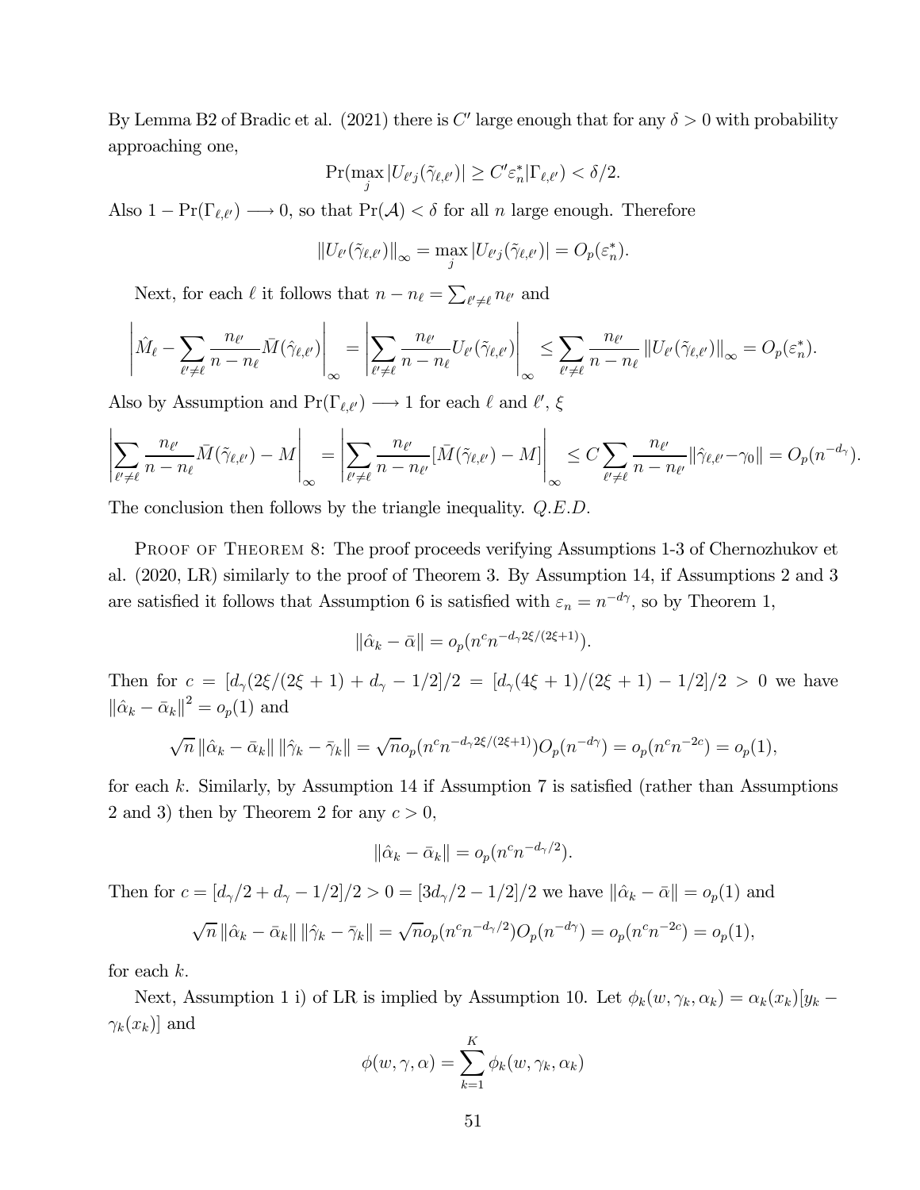By Lemma B2 of Bradic et al. (2021) there is $C'$ large enough that for any $\delta > 0$ with probability approaching one,

$$\Pr(\max_j |U_{\ell' j}(\tilde{\gamma}_{\ell,\ell'})| \geq C'\varepsilon_n^* | \Gamma_{\ell,\ell'}) < \delta/2.$$

Also $1 - \Pr(\Gamma_{\ell,\ell'}) \longrightarrow 0$, so that $\Pr(\mathcal{A}) < \delta$ for all $n$ large enough. Therefore

$$\|U_{\ell'}(\tilde{\gamma}_{\ell,\ell'})\|_\infty = \max_j |U_{\ell' j}(\tilde{\gamma}_{\ell,\ell'})| = O_p(\varepsilon_n^*).$$

Next, for each $\ell$ it follows that $n - n_\ell = \sum_{\ell' \neq \ell} n_{\ell'}$ and

$$\left|\hat{M}_\ell - \sum_{\ell' \neq \ell} \frac{n_{\ell'}}{n - n_\ell} \bar{M}(\hat{\gamma}_{\ell,\ell'})\right|_\infty = \left|\sum_{\ell' \neq \ell} \frac{n_{\ell'}}{n - n_\ell} U_{\ell'}(\tilde{\gamma}_{\ell,\ell'})\right|_\infty \leq \sum_{\ell' \neq \ell} \frac{n_{\ell'}}{n - n_\ell} \|U_{\ell'}(\tilde{\gamma}_{\ell,\ell'})\|_\infty = O_p(\varepsilon_n^*).$$

Also by Assumption and $\Pr(\Gamma_{\ell,\ell'}) \longrightarrow 1$ for each $\ell$ and $\ell'$, $\xi$

$$\left|\sum_{\ell' \neq \ell} \frac{n_{\ell'}}{n - n_\ell} \bar{M}(\tilde{\gamma}_{\ell,\ell'}) - M\right|_\infty = \left|\sum_{\ell' \neq \ell} \frac{n_{\ell'}}{n - n_{\ell'}} [\bar{M}(\tilde{\gamma}_{\ell,\ell'}) - M]\right|_\infty \leq C \sum_{\ell' \neq \ell} \frac{n_{\ell'}}{n - n_{\ell'}} \|\hat{\gamma}_{\ell,\ell'} - \gamma_0\| = O_p(n^{-d_\gamma}).$$

The conclusion then follows by the triangle inequality. *Q.E.D.*

Proof of Theorem 8: The proof proceeds verifying Assumptions 1-3 of Chernozhukov et al. (2020, LR) similarly to the proof of Theorem 3. By Assumption 14, if Assumptions 2 and 3 are satisfied it follows that Assumption 6 is satisfied with $\varepsilon_n = n^{-d_\gamma}$, so by Theorem 1,

$$\|\hat{\alpha}_k - \bar{\alpha}\| = o_p(n^c n^{-d_\gamma 2\xi/(2\xi+1)}).$$

Then for $c = [d_\gamma(2\xi/(2\xi + 1) + d_\gamma - 1/2]/2 = [d_\gamma(4\xi + 1)/(2\xi + 1) - 1/2]/2 > 0$ we have $\|\hat{\alpha}_k - \bar{\alpha}_k\|^2 = o_p(1)$ and

$$\sqrt{n}\,\|\hat{\alpha}_k - \bar{\alpha}_k\|\,\|\hat{\gamma}_k - \bar{\gamma}_k\| = \sqrt{n} o_p(n^c n^{-d_\gamma 2\xi/(2\xi+1)}) O_p(n^{-d_\gamma}) = o_p(n^c n^{-2c}) = o_p(1),$$

for each $k$. Similarly, by Assumption 14 if Assumption 7 is satisfied (rather than Assumptions 2 and 3) then by Theorem 2 for any $c > 0$,

$$\|\hat{\alpha}_k - \bar{\alpha}_k\| = o_p(n^c n^{-d_\gamma/2}).$$

Then for $c = [d_\gamma/2 + d_\gamma - 1/2]/2 > 0 = [3d_\gamma/2 - 1/2]/2$ we have $\|\hat{\alpha}_k - \bar{\alpha}\| = o_p(1)$ and

$$\sqrt{n}\,\|\hat{\alpha}_k - \bar{\alpha}_k\|\,\|\hat{\gamma}_k - \bar{\gamma}_k\| = \sqrt{n} o_p(n^c n^{-d_\gamma/2}) O_p(n^{-d_\gamma}) = o_p(n^c n^{-2c}) = o_p(1),$$

for each $k$.

Next, Assumption 1 i) of LR is implied by Assumption 10. Let $\phi_k(w, \gamma_k, \alpha_k) = \alpha_k(x_k)[y_k - \gamma_k(x_k)]$ and

$$\phi(w, \gamma, \alpha) = \sum_{k=1}^{K} \phi_k(w, \gamma_k, \alpha_k)$$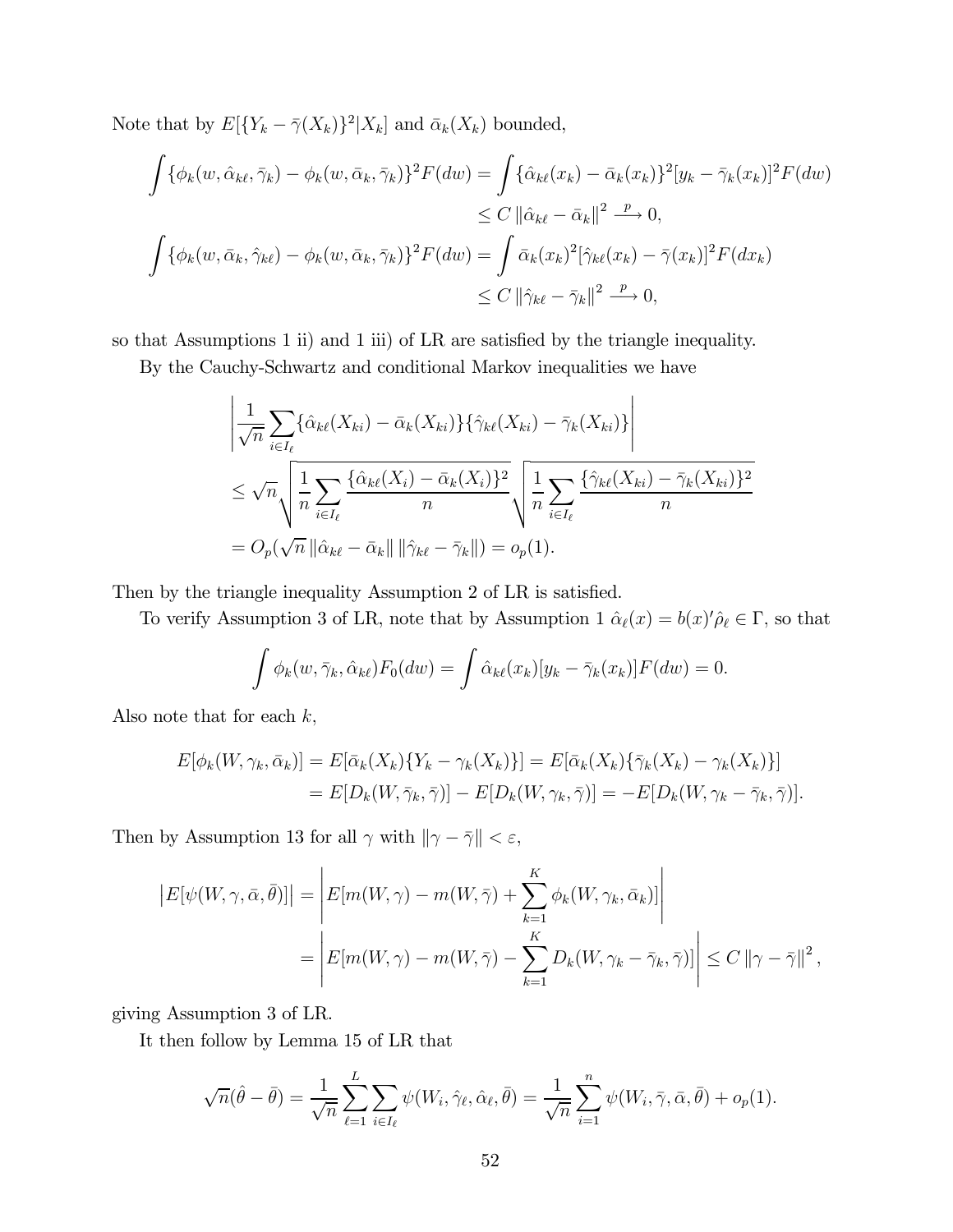Note that by $E[\{Y_k - \bar{\gamma}(X_k)\}^2|X_k]$ and $\bar{\alpha}_k(X_k)$ bounded,

$$
\begin{aligned}
\int \{\phi_k(w, \hat{\alpha}_{k\ell}, \bar{\gamma}_k) - \phi_k(w, \bar{\alpha}_k, \bar{\gamma}_k)\}^2 F(dw) &= \int \{\hat{\alpha}_{k\ell}(x_k) - \bar{\alpha}_k(x_k)\}^2 [y_k - \bar{\gamma}_k(x_k)]^2 F(dw) \\
&\leq C \left\| \hat{\alpha}_{k\ell} - \bar{\alpha}_k \right\|^2 \xrightarrow{p} 0, \\
\int \{\phi_k(w, \bar{\alpha}_k, \hat{\gamma}_{k\ell}) - \phi_k(w, \bar{\alpha}_k, \bar{\gamma}_k)\}^2 F(dw) &= \int \bar{\alpha}_k(x_k)^2 [\hat{\gamma}_{k\ell}(x_k) - \bar{\gamma}(x_k)]^2 F(dx_k) \\
&\leq C \left\| \hat{\gamma}_{k\ell} - \bar{\gamma}_k \right\|^2 \xrightarrow{p} 0,
\end{aligned}
$$

so that Assumptions 1 ii) and 1 iii) of LR are satisfied by the triangle inequality.

By the Cauchy-Schwartz and conditional Markov inequalities we have

$$
\begin{aligned}
&\left| \frac{1}{\sqrt{n}} \sum_{i \in I_\ell} \{\hat{\alpha}_{k\ell}(X_{ki}) - \bar{\alpha}_k(X_{ki})\}\{\hat{\gamma}_{k\ell}(X_{ki}) - \bar{\gamma}_k(X_{ki})\} \right| \\
&\leq \sqrt{n} \sqrt{\frac{1}{n} \sum_{i \in I_\ell} \frac{\{\hat{\alpha}_{k\ell}(X_i) - \bar{\alpha}_k(X_i)\}^2}{n}} \sqrt{\frac{1}{n} \sum_{i \in I_\ell} \frac{\{\hat{\gamma}_{k\ell}(X_{ki}) - \bar{\gamma}_k(X_{ki})\}^2}{n}} \\
&= O_p(\sqrt{n} \left\| \hat{\alpha}_{k\ell} - \bar{\alpha}_k \right\| \left\| \hat{\gamma}_{k\ell} - \bar{\gamma}_k \right\|) = o_p(1).
\end{aligned}
$$

Then by the triangle inequality Assumption 2 of LR is satisfied.

To verify Assumption 3 of LR, note that by Assumption 1 $\hat{\alpha}_\ell(x) = b(x)'\hat{\rho}_\ell \in \Gamma$, so that

$$
\int \phi_k(w, \bar{\gamma}_k, \hat{\alpha}_{k\ell}) F_0(dw) = \int \hat{\alpha}_{k\ell}(x_k)[y_k - \bar{\gamma}_k(x_k)] F(dw) = 0.
$$

Also note that for each $k$,

$$
\begin{aligned}
E[\phi_k(W, \gamma_k, \bar{\alpha}_k)] &= E[\bar{\alpha}_k(X_k)\{Y_k - \gamma_k(X_k)\}] = E[\bar{\alpha}_k(X_k)\{\bar{\gamma}_k(X_k) - \gamma_k(X_k)\}] \\
&= E[D_k(W, \bar{\gamma}_k, \bar{\gamma})] - E[D_k(W, \gamma_k, \bar{\gamma})] = -E[D_k(W, \gamma_k - \bar{\gamma}_k, \bar{\gamma})].
\end{aligned}
$$

Then by Assumption 13 for all $\gamma$ with $\|\gamma - \bar{\gamma}\| < \varepsilon$,

$$
\begin{aligned}
\left| E[\psi(W, \gamma, \bar{\alpha}, \bar{\theta})] \right| &= \left| E[m(W, \gamma) - m(W, \bar{\gamma}) + \sum_{k=1}^{K} \phi_k(W, \gamma_k, \bar{\alpha}_k)] \right| \\
&= \left| E[m(W, \gamma) - m(W, \bar{\gamma}) - \sum_{k=1}^{K} D_k(W, \gamma_k - \bar{\gamma}_k, \bar{\gamma})] \right| \leq C \left\| \gamma - \bar{\gamma} \right\|^2,
\end{aligned}
$$

giving Assumption 3 of LR.

It then follow by Lemma 15 of LR that

$$
\sqrt{n}(\hat{\theta} - \bar{\theta}) = \frac{1}{\sqrt{n}} \sum_{\ell=1}^{L} \sum_{i \in I_\ell} \psi(W_i, \hat{\gamma}_\ell, \hat{\alpha}_\ell, \bar{\theta}) = \frac{1}{\sqrt{n}} \sum_{i=1}^{n} \psi(W_i, \bar{\gamma}, \bar{\alpha}, \bar{\theta}) + o_p(1).
$$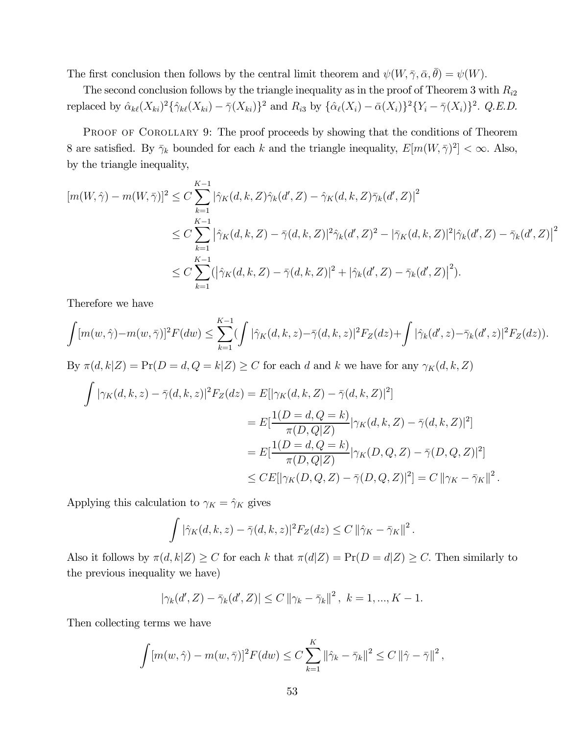The first conclusion then follows by the central limit theorem and $\psi(W, \bar{\gamma}, \bar{\alpha}, \bar{\theta}) = \psi(W)$.

The second conclusion follows by the triangle inequality as in the proof of Theorem 3 with $R_{i2}$ replaced by $\hat{\alpha}_{k\ell}(X_{ki})^2\{\hat{\gamma}_{k\ell}(X_{ki}) - \bar{\gamma}(X_{ki})\}^2$ and $R_{i3}$ by $\{\hat{\alpha}_{\ell}(X_i) - \bar{\alpha}(X_i)\}^2\{Y_i - \bar{\gamma}(X_i)\}^2$. *Q.E.D.*

Proof of Corollary 9: The proof proceeds by showing that the conditions of Theorem 8 are satisfied. By $\bar{\gamma}_k$ bounded for each $k$ and the triangle inequality, $E[m(W, \bar{\gamma})^2] < \infty$. Also, by the triangle inequality,

$$
\begin{aligned}
[m(W, \hat{\gamma}) - m(W, \bar{\gamma})]^2 &\leq C \sum_{k=1}^{K-1} \left|\hat{\gamma}_K(d, k, Z)\hat{\gamma}_k(d', Z) - \hat{\gamma}_K(d, k, Z)\bar{\gamma}_k(d', Z)\right|^2 \\
&\leq C \sum_{k=1}^{K-1} \left|\hat{\gamma}_K(d, k, Z) - \bar{\gamma}(d, k, Z)|^2 \hat{\gamma}_k(d', Z)^2 - |\bar{\gamma}_K(d, k, Z)|^2 |\hat{\gamma}_k(d', Z) - \bar{\gamma}_k(d', Z)\right|^2 \\
&\leq C \sum_{k=1}^{K-1} (\left|\hat{\gamma}_K(d, k, Z) - \bar{\gamma}(d, k, Z)\right|^2 + \left|\hat{\gamma}_k(d', Z) - \bar{\gamma}_k(d', Z)\right|^2).
\end{aligned}
$$

Therefore we have

$$
\int [m(w, \hat{\gamma}) - m(w, \bar{\gamma})]^2 F(dw) \leq \sum_{k=1}^{K-1} (\int |\hat{\gamma}_K(d, k, z) - \bar{\gamma}(d, k, z)|^2 F_Z(dz) + \int |\hat{\gamma}_k(d', z) - \bar{\gamma}_k(d', z)|^2 F_Z(dz)).
$$

By $\pi(d, k|Z) = \Pr(D = d, Q = k|Z) \geq C$ for each $d$ and $k$ we have for any $\gamma_K(d, k, Z)$

$$
\begin{aligned}
\int |\gamma_K(d, k, z) - \bar{\gamma}(d, k, z)|^2 F_Z(dz) &= E[|\gamma_K(d, k, Z) - \bar{\gamma}(d, k, Z)|^2] \\
&= E[\frac{1(D = d, Q = k)}{\pi(D, Q|Z)} |\gamma_K(d, k, Z) - \bar{\gamma}(d, k, Z)|^2] \\
&= E[\frac{1(D = d, Q = k)}{\pi(D, Q|Z)} |\gamma_K(D, Q, Z) - \bar{\gamma}(D, Q, Z)|^2] \\
&\leq CE[|\gamma_K(D, Q, Z) - \bar{\gamma}(D, Q, Z)|^2] = C \left\|\gamma_K - \bar{\gamma}_K\right\|^2.
\end{aligned}
$$

Applying this calculation to $\gamma_K = \hat{\gamma}_K$ gives

$$
\int |\hat{\gamma}_K(d, k, z) - \bar{\gamma}(d, k, z)|^2 F_Z(dz) \leq C \left\|\hat{\gamma}_K - \bar{\gamma}_K\right\|^2.
$$

Also it follows by $\pi(d, k|Z) \geq C$ for each $k$ that $\pi(d|Z) = \Pr(D = d|Z) \geq C$. Then similarly to the previous inequality we have)

$$
|\gamma_k(d', Z) - \bar{\gamma}_k(d', Z)| \leq C \left\|\gamma_k - \bar{\gamma}_k\right\|^2, \ k = 1, ..., K - 1.
$$

Then collecting terms we have

$$
\int [m(w, \hat{\gamma}) - m(w, \bar{\gamma})]^2 F(dw) \leq C \sum_{k=1}^{K} \left\|\hat{\gamma}_k - \bar{\gamma}_k\right\|^2 \leq C \left\|\hat{\gamma} - \bar{\gamma}\right\|^2,
$$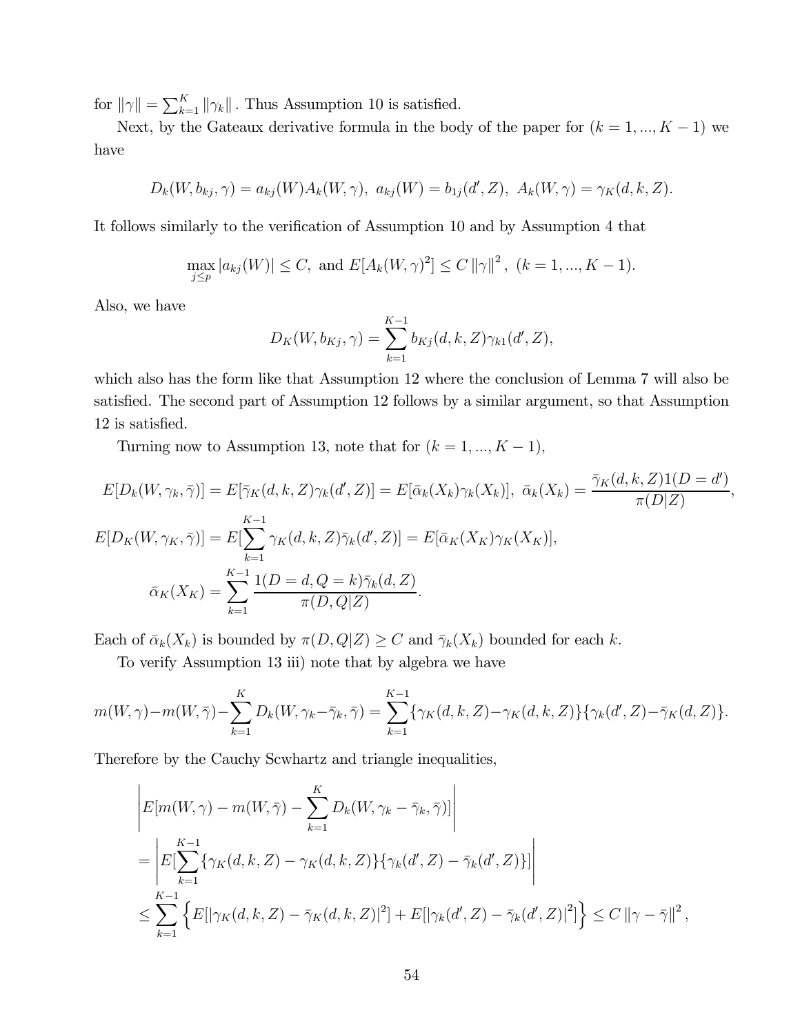for $\|\gamma\| = \sum_{k=1}^{K} \|\gamma_k\|$ . Thus Assumption 10 is satisfied.

Next, by the Gateaux derivative formula in the body of the paper for $(k = 1, ..., K-1)$ we have

$$D_k(W, b_{kj}, \gamma) = a_{kj}(W) A_k(W, \gamma), \ a_{kj}(W) = b_{1j}(d', Z), \ A_k(W, \gamma) = \gamma_K(d, k, Z).$$

It follows similarly to the verification of Assumption 10 and by Assumption 4 that

$$\max_{j \leq p} |a_{kj}(W)| \leq C, \text{ and } E[A_k(W, \gamma)^2] \leq C \|\gamma\|^2, \ (k = 1, ..., K-1).$$

Also, we have

$$D_K(W, b_{Kj}, \gamma) = \sum_{k=1}^{K-1} b_{Kj}(d, k, Z) \gamma_{k1}(d', Z),$$

which also has the form like that Assumption 12 where the conclusion of Lemma 7 will also be satisfied. The second part of Assumption 12 follows by a similar argument, so that Assumption 12 is satisfied.

Turning now to Assumption 13, note that for $(k = 1, ..., K-1)$,

$$E[D_k(W, \gamma_k, \bar{\gamma})] = E[\bar{\gamma}_K(d, k, Z)\gamma_k(d', Z)] = E[\bar{\alpha}_k(X_k)\gamma_k(X_k)], \ \bar{\alpha}_k(X_k) = \frac{\bar{\gamma}_K(d, k, Z) 1(D = d')}{\pi(D|Z)},$$

$$E[D_K(W, \gamma_K, \bar{\gamma})] = E[\sum_{k=1}^{K-1} \gamma_K(d, k, Z)\bar{\gamma}_k(d', Z)] = E[\bar{\alpha}_K(X_K)\gamma_K(X_K)],$$

$$\bar{\alpha}_K(X_K) = \sum_{k=1}^{K-1} \frac{1(D = d, Q = k)\bar{\gamma}_k(d, Z)}{\pi(D, Q|Z)}.$$

Each of $\bar{\alpha}_k(X_k)$ is bounded by $\pi(D, Q|Z) \geq C$ and $\bar{\gamma}_k(X_k)$ bounded for each $k$.

To verify Assumption 13 iii) note that by algebra we have

$$m(W, \gamma) - m(W, \bar{\gamma}) - \sum_{k=1}^{K} D_k(W, \gamma_k - \bar{\gamma}_k, \bar{\gamma}) = \sum_{k=1}^{K-1} \{\gamma_K(d, k, Z) - \gamma_K(d, k, Z)\}\{\gamma_k(d', Z) - \bar{\gamma}_K(d, Z)\}.$$

Therefore by the Cauchy Scwhartz and triangle inequalities,

$$\begin{aligned}
&\left| E[m(W, \gamma) - m(W, \bar{\gamma}) - \sum_{k=1}^{K} D_k(W, \gamma_k - \bar{\gamma}_k, \bar{\gamma})] \right| \\
&= \left| E[\sum_{k=1}^{K-1} \{\gamma_K(d, k, Z) - \gamma_K(d, k, Z)\}\{\gamma_k(d', Z) - \bar{\gamma}_k(d', Z)\}] \right| \\
&\leq \sum_{k=1}^{K-1} \left\{ E[|\gamma_K(d, k, Z) - \bar{\gamma}_K(d, k, Z)|^2] + E[|\gamma_k(d', Z) - \bar{\gamma}_k(d', Z)|^2] \right\} \leq C \|\gamma - \bar{\gamma}\|^2,
\end{aligned}$$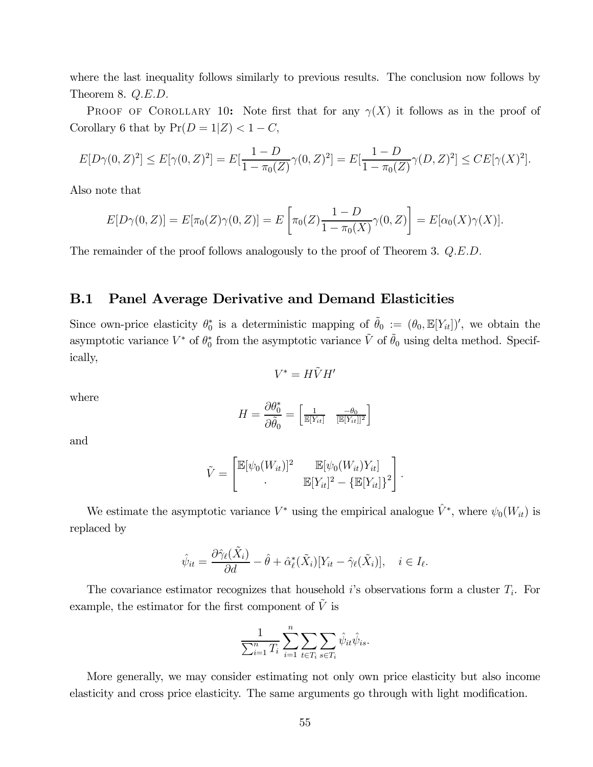where the last inequality follows similarly to previous results. The conclusion now follows by Theorem 8. $Q.E.D.$

PROOF OF COROLLARY 10: Note first that for any $\gamma(X)$ it follows as in the proof of Corollary 6 that by $\Pr(D=1|Z) < 1-C$,

$$E[D\gamma(0,Z)^2] \leq E[\gamma(0,Z)^2] = E[\frac{1-D}{1-\pi_0(Z)}\gamma(0,Z)^2] = E[\frac{1-D}{1-\pi_0(Z)}\gamma(D,Z)^2] \leq CE[\gamma(X)^2].$$

Also note that

$$E[D\gamma(0,Z)] = E[\pi_0(Z)\gamma(0,Z)] = E\left[\pi_0(Z)\frac{1-D}{1-\pi_0(X)}\gamma(0,Z)\right] = E[\alpha_0(X)\gamma(X)].$$

The remainder of the proof follows analogously to the proof of Theorem 3. $Q.E.D.$

## B.1 Panel Average Derivative and Demand Elasticities

Since own-price elasticity $\theta_0^*$ is a deterministic mapping of $\tilde{\theta}_0 := (\theta_0, \mathbb{E}[Y_{it}])'$, we obtain the asymptotic variance $V^*$ of $\theta_0^*$ from the asymptotic variance $\tilde{V}$ of $\tilde{\theta}_0$ using delta method. Specifically,

$$V^* = H\tilde{V}H'$$

where

$$H = \frac{\partial \theta_0^*}{\partial \tilde{\theta}_0} = \begin{bmatrix} \frac{1}{\mathbb{E}[Y_{it}]} & \frac{-\theta_0}{[\mathbb{E}[Y_{it}]]^2} \end{bmatrix}$$

and

$$\tilde{V} = \begin{bmatrix} \mathbb{E}[\psi_0(W_{it})]^2 & \mathbb{E}[\psi_0(W_{it})Y_{it}] \\ \cdot & \mathbb{E}[Y_{it}]^2 - \{\mathbb{E}[Y_{it}]\}^2 \end{bmatrix}.$$

We estimate the asymptotic variance $V^*$ using the empirical analogue $\hat{V}^*$, where $\psi_0(W_{it})$ is replaced by

$$\hat{\psi}_{it} = \frac{\partial \hat{\gamma}_\ell(\tilde{X}_i)}{\partial d} - \hat{\theta} + \hat{\alpha}^*_\ell(\tilde{X}_i)[Y_{it} - \hat{\gamma}_\ell(\tilde{X}_i)], \quad i \in I_\ell.$$

The covariance estimator recognizes that household $i$'s observations form a cluster $T_i$. For example, the estimator for the first component of $\tilde{V}$ is

$$\frac{1}{\sum_{i=1}^n T_i}\sum_{i=1}^n \sum_{t\in T_i}\sum_{s\in T_i}\hat{\psi}_{it}\hat{\psi}_{is}.$$

More generally, we may consider estimating not only own price elasticity but also income elasticity and cross price elasticity. The same arguments go through with light modification.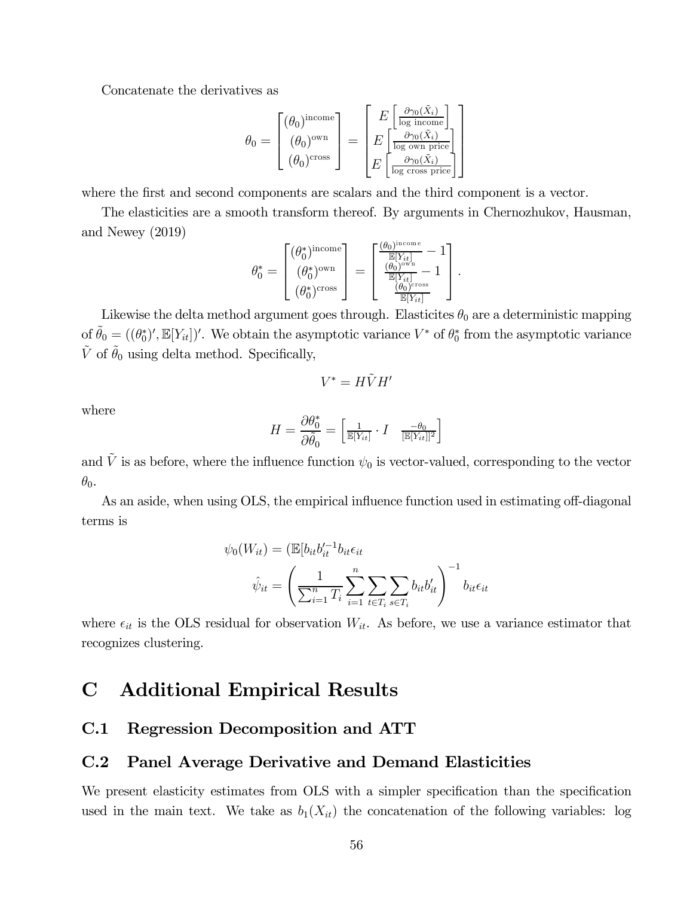Concatenate the derivatives as

$$\theta_0 = \begin{bmatrix} (\theta_0)^{\text{income}} \\ (\theta_0)^{\text{own}} \\ (\theta_0)^{\text{cross}} \end{bmatrix} = \begin{bmatrix} E\left[\frac{\partial \gamma_0(\tilde{X}_i)}{\text{log income}}\right] \\ E\left[\frac{\partial \gamma_0(\tilde{X}_i)}{\text{log own price}}\right] \\ E\left[\frac{\partial \gamma_0(\tilde{X}_i)}{\text{log cross price}}\right] \end{bmatrix}$$

where the first and second components are scalars and the third component is a vector.

The elasticities are a smooth transform thereof. By arguments in Chernozhukov, Hausman, and Newey (2019)

$$\theta_0^* = \begin{bmatrix} (\theta_0^*)^{\text{income}} \\ (\theta_0^*)^{\text{own}} \\ (\theta_0^*)^{\text{cross}} \end{bmatrix} = \begin{bmatrix} \frac{(\theta_0)^{\text{income}}}{\mathbb{E}[Y_{it}]} - 1 \\ \frac{(\theta_0)^{\text{own}}}{\mathbb{E}[Y_{it}]} - 1 \\ \frac{(\theta_0)^{\text{cross}}}{\mathbb{E}[Y_{it}]} \end{bmatrix}.$$

Likewise the delta method argument goes through. Elasticites $\theta_0$ are a deterministic mapping of $\tilde{\theta}_0 = ((\theta_0^*)', \mathbb{E}[Y_{it}])'$. We obtain the asymptotic variance $V^*$ of $\theta_0^*$ from the asymptotic variance $\tilde{V}$ of $\tilde{\theta}_0$ using delta method. Specifically,

$$V^* = H\tilde{V}H'$$

where

$$H = \frac{\partial \theta_0^*}{\partial \tilde{\theta}_0} = \begin{bmatrix} \frac{1}{\mathbb{E}[Y_{it}]} \cdot I & \frac{-\theta_0}{[\mathbb{E}[Y_{it}]]^2} \end{bmatrix}$$

and $\tilde{V}$ is as before, where the influence function $\psi_0$ is vector-valued, corresponding to the vector $\theta_0$.

As an aside, when using OLS, the empirical influence function used in estimating off-diagonal terms is

$$\psi_0(W_{it}) = (\mathbb{E}[b_{it}b_{it}'^{-1}b_{it}\epsilon_{it}$$

$$\hat{\psi}_{it} = \left(\frac{1}{\sum_{i=1}^n T_i}\sum_{i=1}^n \sum_{t \in T_i} \sum_{s \in T_i} b_{it}b_{it}'\right)^{-1} b_{it}\epsilon_{it}$$

where $\epsilon_{it}$ is the OLS residual for observation $W_{it}$. As before, we use a variance estimator that recognizes clustering.

# C Additional Empirical Results

## C.1 Regression Decomposition and ATT

## C.2 Panel Average Derivative and Demand Elasticities

We present elasticity estimates from OLS with a simpler specification than the specification used in the main text. We take as $b_1(X_{it})$ the concatenation of the following variables: log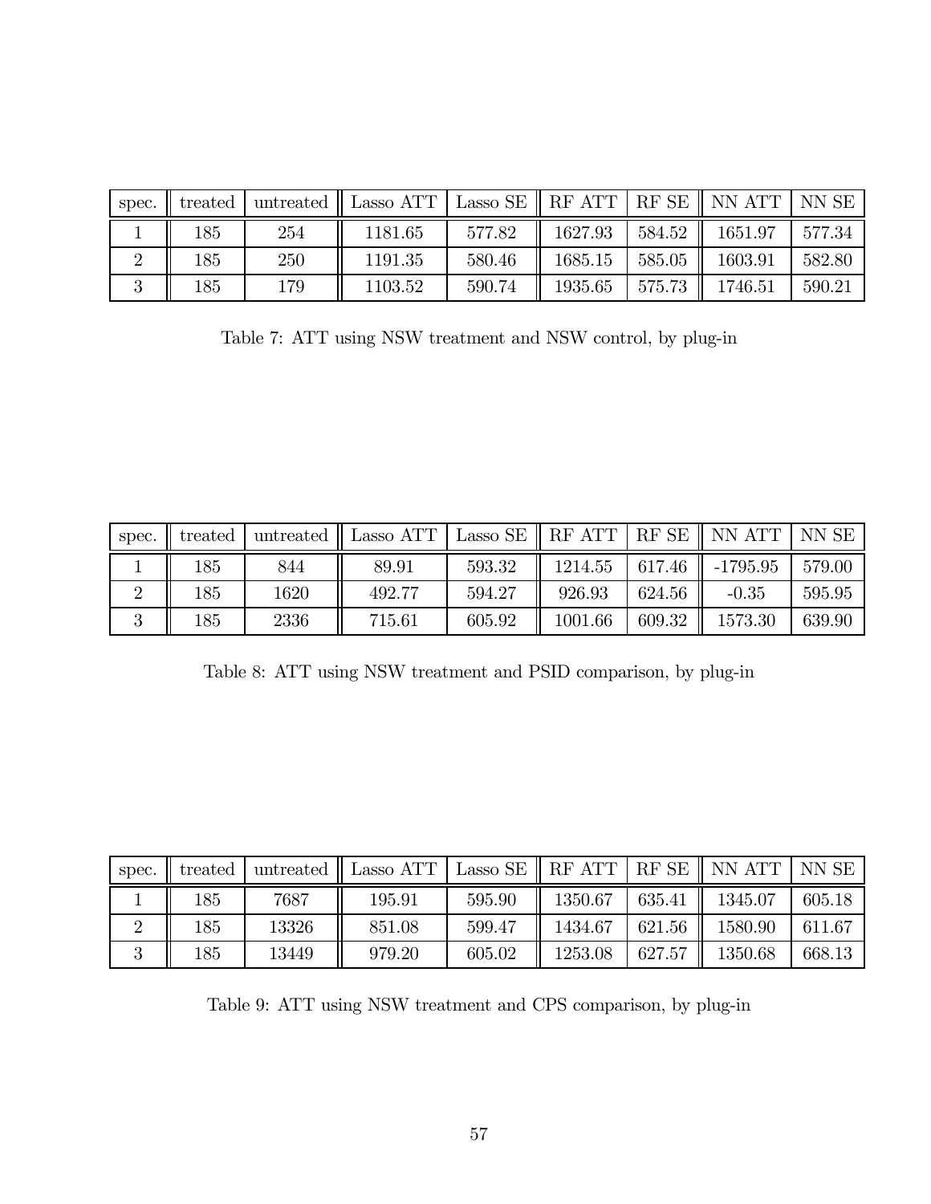| spec. | treated | untreated | Lasso ATT | Lasso SE | RF ATT | RF SE | NN ATT | NN SE |
|---|---|---|---|---|---|---|---|---|
| 1 | 185 | 254 | 1181.65 | 577.82 | 1627.93 | 584.52 | 1651.97 | 577.34 |
| 2 | 185 | 250 | 1191.35 | 580.46 | 1685.15 | 585.05 | 1603.91 | 582.80 |
| 3 | 185 | 179 | 1103.52 | 590.74 | 1935.65 | 575.73 | 1746.51 | 590.21 |

Table 7: ATT using NSW treatment and NSW control, by plug-in

| spec. | treated | untreated | Lasso ATT | Lasso SE | RF ATT | RF SE | NN ATT | NN SE |
|---|---|---|---|---|---|---|---|---|
| 1 | 185 | 844 | 89.91 | 593.32 | 1214.55 | 617.46 | -1795.95 | 579.00 |
| 2 | 185 | 1620 | 492.77 | 594.27 | 926.93 | 624.56 | -0.35 | 595.95 |
| 3 | 185 | 2336 | 715.61 | 605.92 | 1001.66 | 609.32 | 1573.30 | 639.90 |

Table 8: ATT using NSW treatment and PSID comparison, by plug-in

| spec. | treated | untreated | Lasso ATT | Lasso SE | RF ATT | RF SE | NN ATT | NN SE |
|---|---|---|---|---|---|---|---|---|
| 1 | 185 | 7687 | 195.91 | 595.90 | 1350.67 | 635.41 | 1345.07 | 605.18 |
| 2 | 185 | 13326 | 851.08 | 599.47 | 1434.67 | 621.56 | 1580.90 | 611.67 |
| 3 | 185 | 13449 | 979.20 | 605.02 | 1253.08 | 627.57 | 1350.68 | 668.13 |

Table 9: ATT using NSW treatment and CPS comparison, by plug-in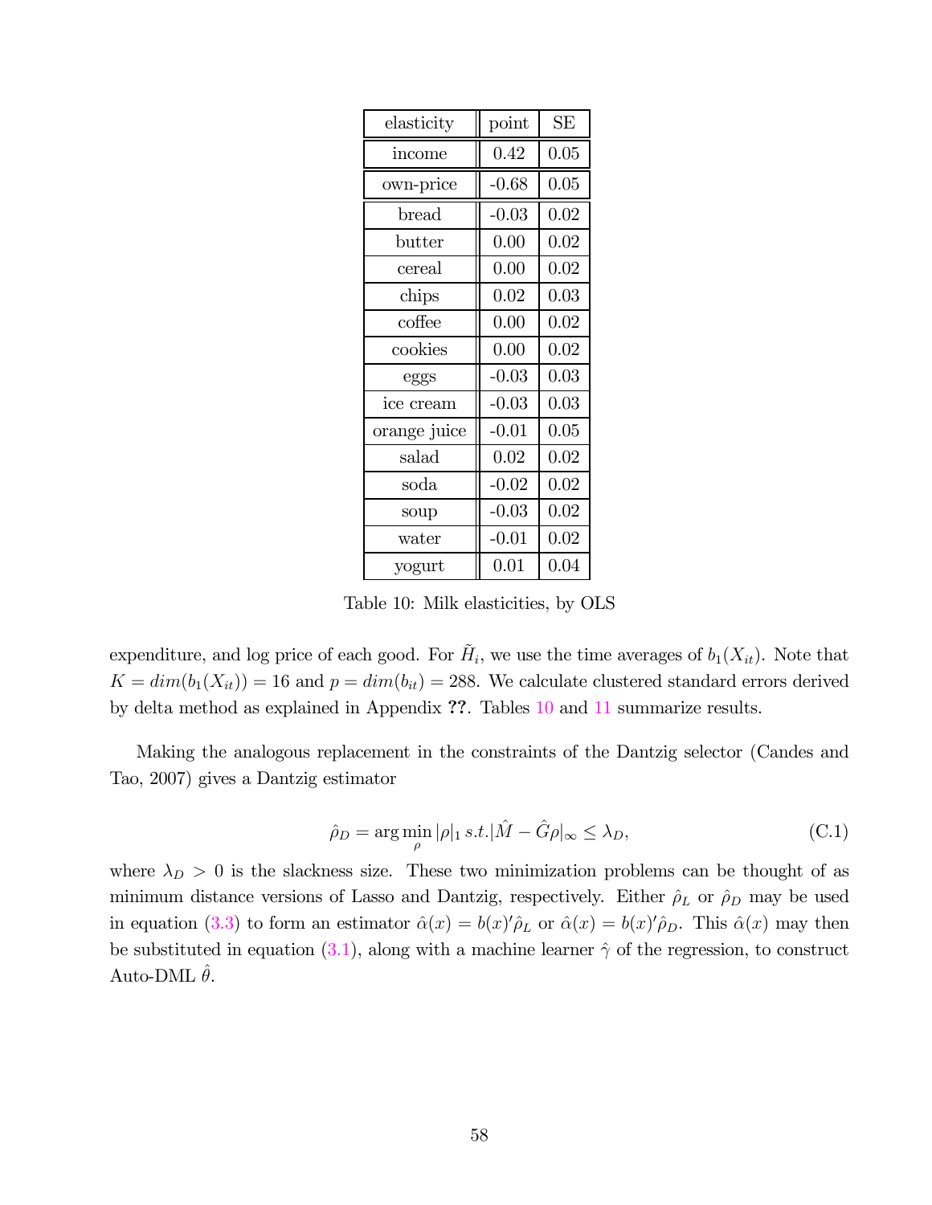| elasticity | point | SE |
|---|---|---|
| income | 0.42 | 0.05 |
| own-price | -0.68 | 0.05 |
| bread | -0.03 | 0.02 |
| butter | 0.00 | 0.02 |
| cereal | 0.00 | 0.02 |
| chips | 0.02 | 0.03 |
| coffee | 0.00 | 0.02 |
| cookies | 0.00 | 0.02 |
| eggs | -0.03 | 0.03 |
| ice cream | -0.03 | 0.03 |
| orange juice | -0.01 | 0.05 |
| salad | 0.02 | 0.02 |
| soda | -0.02 | 0.02 |
| soup | -0.03 | 0.02 |
| water | -0.01 | 0.02 |
| yogurt | 0.01 | 0.04 |

Table 10: Milk elasticities, by OLS

expenditure, and log price of each good. For $\tilde{H}_i$, we use the time averages of $b_1(X_{it})$. Note that $K = dim(b_1(X_{it})) = 16$ and $p = dim(b_{it}) = 288$. We calculate clustered standard errors derived by delta method as explained in Appendix **??**. Tables 10 and 11 summarize results.

Making the analogous replacement in the constraints of the Dantzig selector (Candes and Tao, 2007) gives a Dantzig estimator

$$\hat{\rho}_D = \arg\min_{\rho} |\rho|_1 \, s.t. |\hat{M} - \hat{G}\rho|_\infty \le \lambda_D, \tag{C.1}$$

where $\lambda_D > 0$ is the slackness size. These two minimization problems can be thought of as minimum distance versions of Lasso and Dantzig, respectively. Either $\hat{\rho}_L$ or $\hat{\rho}_D$ may be used in equation (3.3) to form an estimator $\hat{\alpha}(x) = b(x)'\hat{\rho}_L$ or $\hat{\alpha}(x) = b(x)'\hat{\rho}_D$. This $\hat{\alpha}(x)$ may then be substituted in equation (3.1), along with a machine learner $\hat{\gamma}$ of the regression, to construct Auto-DML $\hat{\theta}$.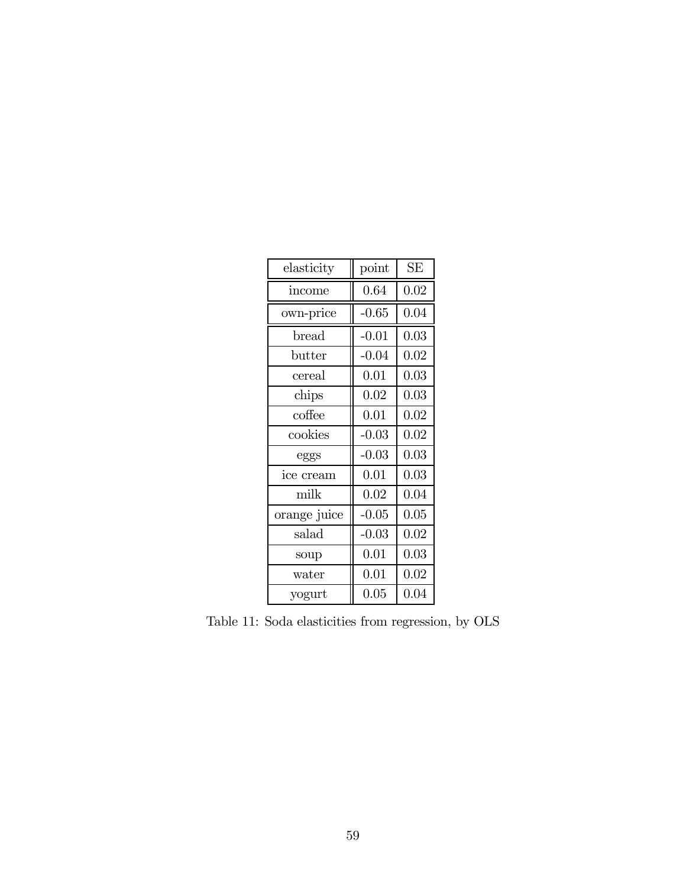| elasticity | point | SE |
|---|---|---|
| income | 0.64 | 0.02 |
| own-price | -0.65 | 0.04 |
| bread | -0.01 | 0.03 |
| butter | -0.04 | 0.02 |
| cereal | 0.01 | 0.03 |
| chips | 0.02 | 0.03 |
| coffee | 0.01 | 0.02 |
| cookies | -0.03 | 0.02 |
| eggs | -0.03 | 0.03 |
| ice cream | 0.01 | 0.03 |
| milk | 0.02 | 0.04 |
| orange juice | -0.05 | 0.05 |
| salad | -0.03 | 0.02 |
| soup | 0.01 | 0.03 |
| water | 0.01 | 0.02 |
| yogurt | 0.05 | 0.04 |

Table 11: Soda elasticities from regression, by OLS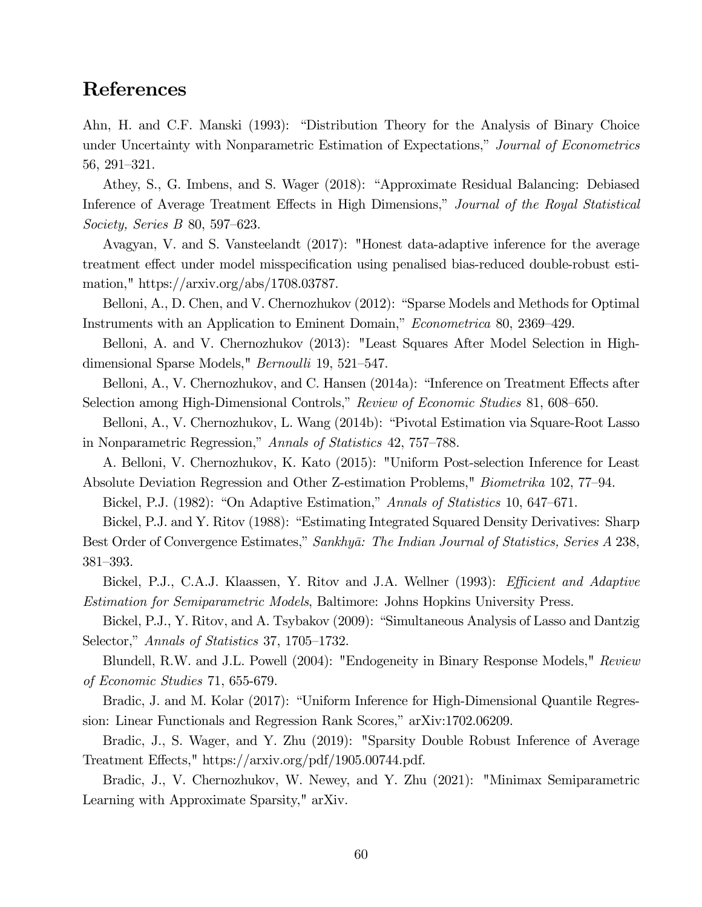## References

Ahn, H. and C.F. Manski (1993): "Distribution Theory for the Analysis of Binary Choice under Uncertainty with Nonparametric Estimation of Expectations," *Journal of Econometrics* 56, 291–321.

Athey, S., G. Imbens, and S. Wager (2018): "Approximate Residual Balancing: Debiased Inference of Average Treatment Effects in High Dimensions," *Journal of the Royal Statistical Society, Series B* 80, 597–623.

Avagyan, V. and S. Vansteelandt (2017): "Honest data-adaptive inference for the average treatment effect under model misspecification using penalised bias-reduced double-robust estimation," https://arxiv.org/abs/1708.03787.

Belloni, A., D. Chen, and V. Chernozhukov (2012): "Sparse Models and Methods for Optimal Instruments with an Application to Eminent Domain," *Econometrica* 80, 2369–429.

Belloni, A. and V. Chernozhukov (2013): "Least Squares After Model Selection in High-dimensional Sparse Models," *Bernoulli* 19, 521–547.

Belloni, A., V. Chernozhukov, and C. Hansen (2014a): "Inference on Treatment Effects after Selection among High-Dimensional Controls," *Review of Economic Studies* 81, 608–650.

Belloni, A., V. Chernozhukov, L. Wang (2014b): "Pivotal Estimation via Square-Root Lasso in Nonparametric Regression," *Annals of Statistics* 42, 757–788.

A. Belloni, V. Chernozhukov, K. Kato (2015): "Uniform Post-selection Inference for Least Absolute Deviation Regression and Other Z-estimation Problems," *Biometrika* 102, 77–94.

Bickel, P.J. (1982): "On Adaptive Estimation," *Annals of Statistics* 10, 647–671.

Bickel, P.J. and Y. Ritov (1988): "Estimating Integrated Squared Density Derivatives: Sharp Best Order of Convergence Estimates," *Sankhyā: The Indian Journal of Statistics, Series A* 238, 381–393.

Bickel, P.J., C.A.J. Klaassen, Y. Ritov and J.A. Wellner (1993): *Efficient and Adaptive Estimation for Semiparametric Models*, Baltimore: Johns Hopkins University Press.

Bickel, P.J., Y. Ritov, and A. Tsybakov (2009): "Simultaneous Analysis of Lasso and Dantzig Selector," *Annals of Statistics* 37, 1705–1732.

Blundell, R.W. and J.L. Powell (2004): "Endogeneity in Binary Response Models," *Review of Economic Studies* 71, 655-679.

Bradic, J. and M. Kolar (2017): "Uniform Inference for High-Dimensional Quantile Regression: Linear Functionals and Regression Rank Scores," arXiv:1702.06209.

Bradic, J., S. Wager, and Y. Zhu (2019): "Sparsity Double Robust Inference of Average Treatment Effects," https://arxiv.org/pdf/1905.00744.pdf.

Bradic, J., V. Chernozhukov, W. Newey, and Y. Zhu (2021): "Minimax Semiparametric Learning with Approximate Sparsity," arXiv.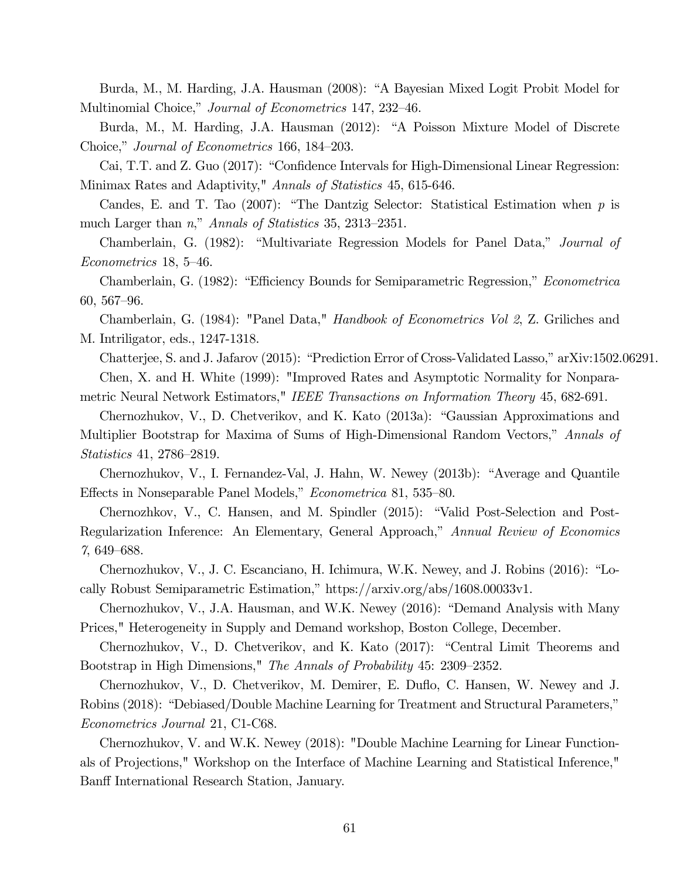Burda, M., M. Harding, J.A. Hausman (2008): "A Bayesian Mixed Logit Probit Model for Multinomial Choice," *Journal of Econometrics* 147, 232–46.

Burda, M., M. Harding, J.A. Hausman (2012): "A Poisson Mixture Model of Discrete Choice," *Journal of Econometrics* 166, 184–203.

Cai, T.T. and Z. Guo (2017): "Confidence Intervals for High-Dimensional Linear Regression: Minimax Rates and Adaptivity," *Annals of Statistics* 45, 615-646.

Candes, E. and T. Tao (2007): "The Dantzig Selector: Statistical Estimation when $p$ is much Larger than $n$," *Annals of Statistics* 35, 2313–2351.

Chamberlain, G. (1982): "Multivariate Regression Models for Panel Data," *Journal of Econometrics* 18, 5–46.

Chamberlain, G. (1982): "Efficiency Bounds for Semiparametric Regression," *Econometrica* 60, 567–96.

Chamberlain, G. (1984): "Panel Data," *Handbook of Econometrics Vol 2*, Z. Griliches and M. Intriligator, eds., 1247-1318.

Chatterjee, S. and J. Jafarov (2015): "Prediction Error of Cross-Validated Lasso," arXiv:1502.06291.

Chen, X. and H. White (1999): "Improved Rates and Asymptotic Normality for Nonparametric Neural Network Estimators," *IEEE Transactions on Information Theory* 45, 682-691.

Chernozhukov, V., D. Chetverikov, and K. Kato (2013a): "Gaussian Approximations and Multiplier Bootstrap for Maxima of Sums of High-Dimensional Random Vectors," *Annals of Statistics* 41, 2786–2819.

Chernozhukov, V., I. Fernandez-Val, J. Hahn, W. Newey (2013b): "Average and Quantile Effects in Nonseparable Panel Models," *Econometrica* 81, 535–80.

Chernozhkov, V., C. Hansen, and M. Spindler (2015): "Valid Post-Selection and Post-Regularization Inference: An Elementary, General Approach," *Annual Review of Economics* 7, 649–688.

Chernozhukov, V., J. C. Escanciano, H. Ichimura, W.K. Newey, and J. Robins (2016): "Locally Robust Semiparametric Estimation," https://arxiv.org/abs/1608.00033v1.

Chernozhukov, V., J.A. Hausman, and W.K. Newey (2016): "Demand Analysis with Many Prices," Heterogeneity in Supply and Demand workshop, Boston College, December.

Chernozhukov, V., D. Chetverikov, and K. Kato (2017): "Central Limit Theorems and Bootstrap in High Dimensions," *The Annals of Probability* 45: 2309–2352.

Chernozhukov, V., D. Chetverikov, M. Demirer, E. Duflo, C. Hansen, W. Newey and J. Robins (2018): "Debiased/Double Machine Learning for Treatment and Structural Parameters," *Econometrics Journal* 21, C1-C68.

Chernozhukov, V. and W.K. Newey (2018): "Double Machine Learning for Linear Functionals of Projections," Workshop on the Interface of Machine Learning and Statistical Inference," Banff International Research Station, January.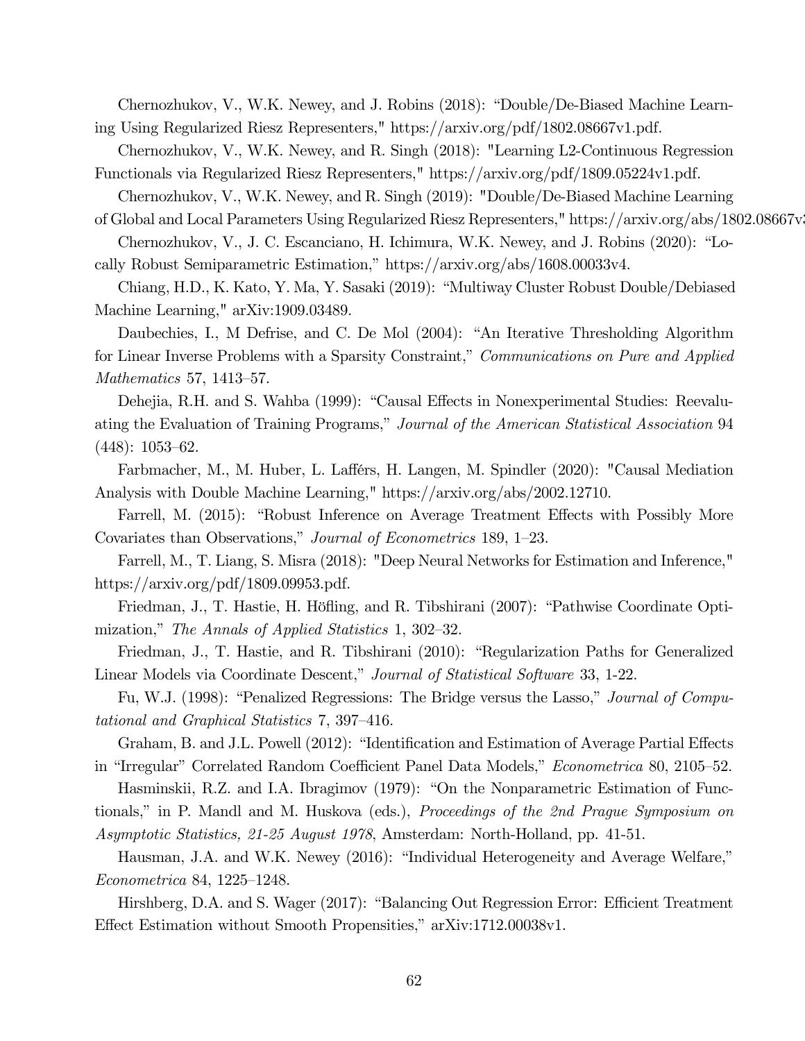Chernozhukov, V., W.K. Newey, and J. Robins (2018): "Double/De-Biased Machine Learning Using Regularized Riesz Representers," https://arxiv.org/pdf/1802.08667v1.pdf.

Chernozhukov, V., W.K. Newey, and R. Singh (2018): "Learning L2-Continuous Regression Functionals via Regularized Riesz Representers," https://arxiv.org/pdf/1809.05224v1.pdf.

Chernozhukov, V., W.K. Newey, and R. Singh (2019): "Double/De-Biased Machine Learning of Global and Local Parameters Using Regularized Riesz Representers," https://arxiv.org/abs/1802.08667v3

Chernozhukov, V., J. C. Escanciano, H. Ichimura, W.K. Newey, and J. Robins (2020): "Locally Robust Semiparametric Estimation," https://arxiv.org/abs/1608.00033v4.

Chiang, H.D., K. Kato, Y. Ma, Y. Sasaki (2019): "Multiway Cluster Robust Double/Debiased Machine Learning," arXiv:1909.03489.

Daubechies, I., M Defrise, and C. De Mol (2004): "An Iterative Thresholding Algorithm for Linear Inverse Problems with a Sparsity Constraint," *Communications on Pure and Applied Mathematics* 57, 1413–57.

Dehejia, R.H. and S. Wahba (1999): "Causal Effects in Nonexperimental Studies: Reevaluating the Evaluation of Training Programs," *Journal of the American Statistical Association* 94 (448): 1053–62.

Farbmacher, M., M. Huber, L. Lafférs, H. Langen, M. Spindler (2020): "Causal Mediation Analysis with Double Machine Learning," https://arxiv.org/abs/2002.12710.

Farrell, M. (2015): "Robust Inference on Average Treatment Effects with Possibly More Covariates than Observations," *Journal of Econometrics* 189, 1–23.

Farrell, M., T. Liang, S. Misra (2018): "Deep Neural Networks for Estimation and Inference," https://arxiv.org/pdf/1809.09953.pdf.

Friedman, J., T. Hastie, H. Höfling, and R. Tibshirani (2007): "Pathwise Coordinate Optimization," *The Annals of Applied Statistics* 1, 302–32.

Friedman, J., T. Hastie, and R. Tibshirani (2010): "Regularization Paths for Generalized Linear Models via Coordinate Descent," *Journal of Statistical Software* 33, 1-22.

Fu, W.J. (1998): "Penalized Regressions: The Bridge versus the Lasso," *Journal of Computational and Graphical Statistics* 7, 397–416.

Graham, B. and J.L. Powell (2012): "Identification and Estimation of Average Partial Effects in "Irregular" Correlated Random Coefficient Panel Data Models," *Econometrica* 80, 2105–52.

Hasminskii, R.Z. and I.A. Ibragimov (1979): "On the Nonparametric Estimation of Functionals," in P. Mandl and M. Huskova (eds.), *Proceedings of the 2nd Prague Symposium on Asymptotic Statistics, 21-25 August 1978*, Amsterdam: North-Holland, pp. 41-51.

Hausman, J.A. and W.K. Newey (2016): "Individual Heterogeneity and Average Welfare," *Econometrica* 84, 1225–1248.

Hirshberg, D.A. and S. Wager (2017): "Balancing Out Regression Error: Efficient Treatment Effect Estimation without Smooth Propensities," arXiv:1712.00038v1.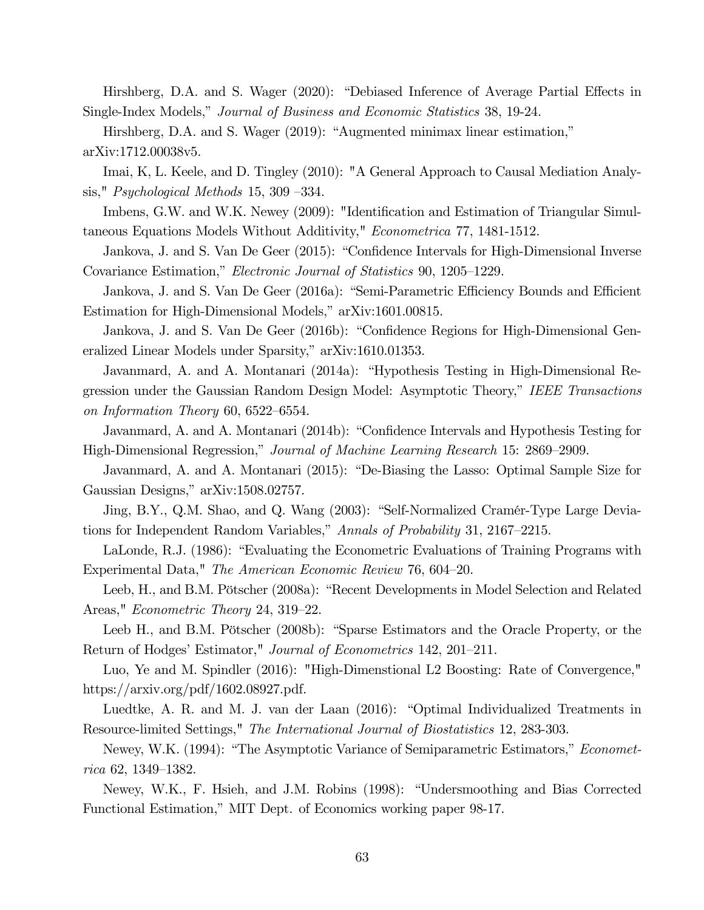Hirshberg, D.A. and S. Wager (2020): "Debiased Inference of Average Partial Effects in Single-Index Models," *Journal of Business and Economic Statistics* 38, 19-24.

Hirshberg, D.A. and S. Wager (2019): "Augmented minimax linear estimation," arXiv:1712.00038v5.

Imai, K, L. Keele, and D. Tingley (2010): "A General Approach to Causal Mediation Analysis," *Psychological Methods* 15, 309 –334.

Imbens, G.W. and W.K. Newey (2009): "Identification and Estimation of Triangular Simultaneous Equations Models Without Additivity," *Econometrica* 77, 1481-1512.

Jankova, J. and S. Van De Geer (2015): "Confidence Intervals for High-Dimensional Inverse Covariance Estimation," *Electronic Journal of Statistics* 90, 1205–1229.

Jankova, J. and S. Van De Geer (2016a): "Semi-Parametric Efficiency Bounds and Efficient Estimation for High-Dimensional Models," arXiv:1601.00815.

Jankova, J. and S. Van De Geer (2016b): "Confidence Regions for High-Dimensional Generalized Linear Models under Sparsity," arXiv:1610.01353.

Javanmard, A. and A. Montanari (2014a): "Hypothesis Testing in High-Dimensional Regression under the Gaussian Random Design Model: Asymptotic Theory," *IEEE Transactions on Information Theory* 60, 6522–6554.

Javanmard, A. and A. Montanari (2014b): "Confidence Intervals and Hypothesis Testing for High-Dimensional Regression," *Journal of Machine Learning Research* 15: 2869–2909.

Javanmard, A. and A. Montanari (2015): "De-Biasing the Lasso: Optimal Sample Size for Gaussian Designs," arXiv:1508.02757.

Jing, B.Y., Q.M. Shao, and Q. Wang (2003): "Self-Normalized Cramér-Type Large Deviations for Independent Random Variables," *Annals of Probability* 31, 2167–2215.

LaLonde, R.J. (1986): "Evaluating the Econometric Evaluations of Training Programs with Experimental Data," *The American Economic Review* 76, 604–20.

Leeb, H., and B.M. Pötscher (2008a): "Recent Developments in Model Selection and Related Areas," *Econometric Theory* 24, 319–22.

Leeb H., and B.M. Pötscher (2008b): "Sparse Estimators and the Oracle Property, or the Return of Hodges' Estimator," *Journal of Econometrics* 142, 201–211.

Luo, Ye and M. Spindler (2016): "High-Dimenstional L2 Boosting: Rate of Convergence," https://arxiv.org/pdf/1602.08927.pdf.

Luedtke, A. R. and M. J. van der Laan (2016): "Optimal Individualized Treatments in Resource-limited Settings," *The International Journal of Biostatistics* 12, 283-303.

Newey, W.K. (1994): "The Asymptotic Variance of Semiparametric Estimators," *Econometrica* 62, 1349–1382.

Newey, W.K., F. Hsieh, and J.M. Robins (1998): "Undersmoothing and Bias Corrected Functional Estimation," MIT Dept. of Economics working paper 98-17.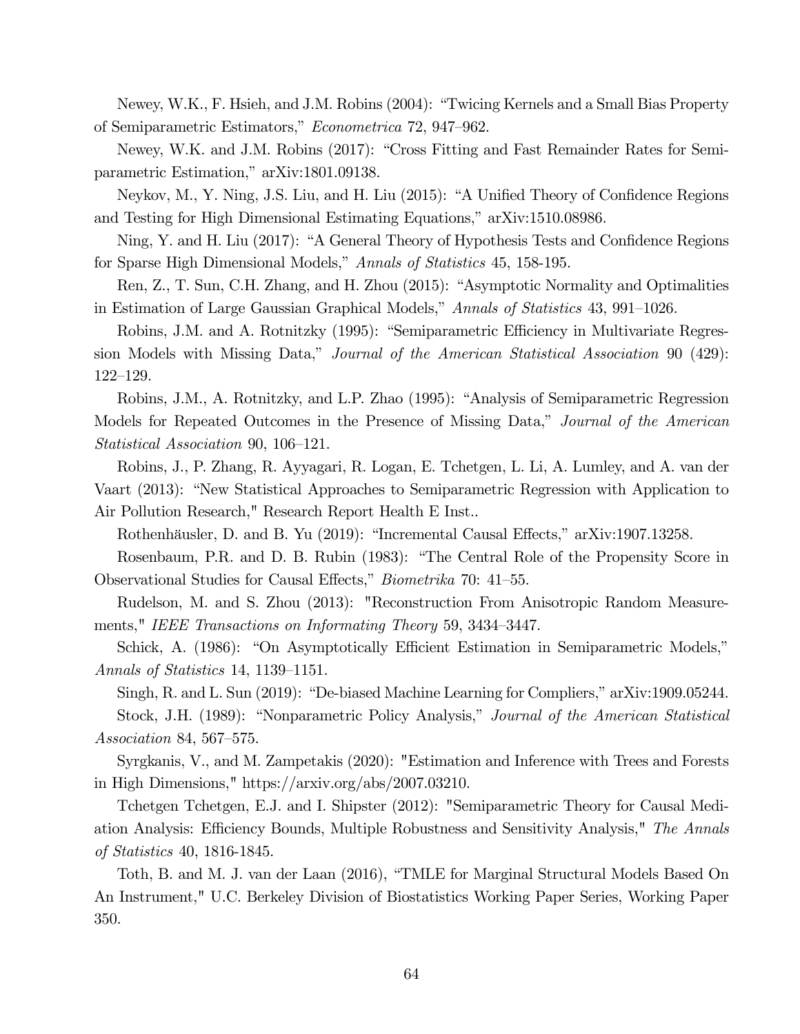Newey, W.K., F. Hsieh, and J.M. Robins (2004): "Twicing Kernels and a Small Bias Property of Semiparametric Estimators," *Econometrica* 72, 947–962.

Newey, W.K. and J.M. Robins (2017): "Cross Fitting and Fast Remainder Rates for Semiparametric Estimation," arXiv:1801.09138.

Neykov, M., Y. Ning, J.S. Liu, and H. Liu (2015): "A Unified Theory of Confidence Regions and Testing for High Dimensional Estimating Equations," arXiv:1510.08986.

Ning, Y. and H. Liu (2017): "A General Theory of Hypothesis Tests and Confidence Regions for Sparse High Dimensional Models," *Annals of Statistics* 45, 158-195.

Ren, Z., T. Sun, C.H. Zhang, and H. Zhou (2015): "Asymptotic Normality and Optimalities in Estimation of Large Gaussian Graphical Models," *Annals of Statistics* 43, 991–1026.

Robins, J.M. and A. Rotnitzky (1995): "Semiparametric Efficiency in Multivariate Regression Models with Missing Data," *Journal of the American Statistical Association* 90 (429): 122–129.

Robins, J.M., A. Rotnitzky, and L.P. Zhao (1995): "Analysis of Semiparametric Regression Models for Repeated Outcomes in the Presence of Missing Data," *Journal of the American Statistical Association* 90, 106–121.

Robins, J., P. Zhang, R. Ayyagari, R. Logan, E. Tchetgen, L. Li, A. Lumley, and A. van der Vaart (2013): "New Statistical Approaches to Semiparametric Regression with Application to Air Pollution Research," Research Report Health E Inst..

Rothenhäusler, D. and B. Yu (2019): "Incremental Causal Effects," arXiv:1907.13258.

Rosenbaum, P.R. and D. B. Rubin (1983): "The Central Role of the Propensity Score in Observational Studies for Causal Effects," *Biometrika* 70: 41–55.

Rudelson, M. and S. Zhou (2013): "Reconstruction From Anisotropic Random Measurements," *IEEE Transactions on Informating Theory* 59, 3434–3447.

Schick, A. (1986): "On Asymptotically Efficient Estimation in Semiparametric Models," *Annals of Statistics* 14, 1139–1151.

Singh, R. and L. Sun (2019): "De-biased Machine Learning for Compliers," arXiv:1909.05244.

Stock, J.H. (1989): "Nonparametric Policy Analysis," *Journal of the American Statistical Association* 84, 567–575.

Syrgkanis, V., and M. Zampetakis (2020): "Estimation and Inference with Trees and Forests in High Dimensions," https://arxiv.org/abs/2007.03210.

Tchetgen Tchetgen, E.J. and I. Shipster (2012): "Semiparametric Theory for Causal Mediation Analysis: Efficiency Bounds, Multiple Robustness and Sensitivity Analysis," *The Annals of Statistics* 40, 1816-1845.

Toth, B. and M. J. van der Laan (2016), "TMLE for Marginal Structural Models Based On An Instrument," U.C. Berkeley Division of Biostatistics Working Paper Series, Working Paper 350.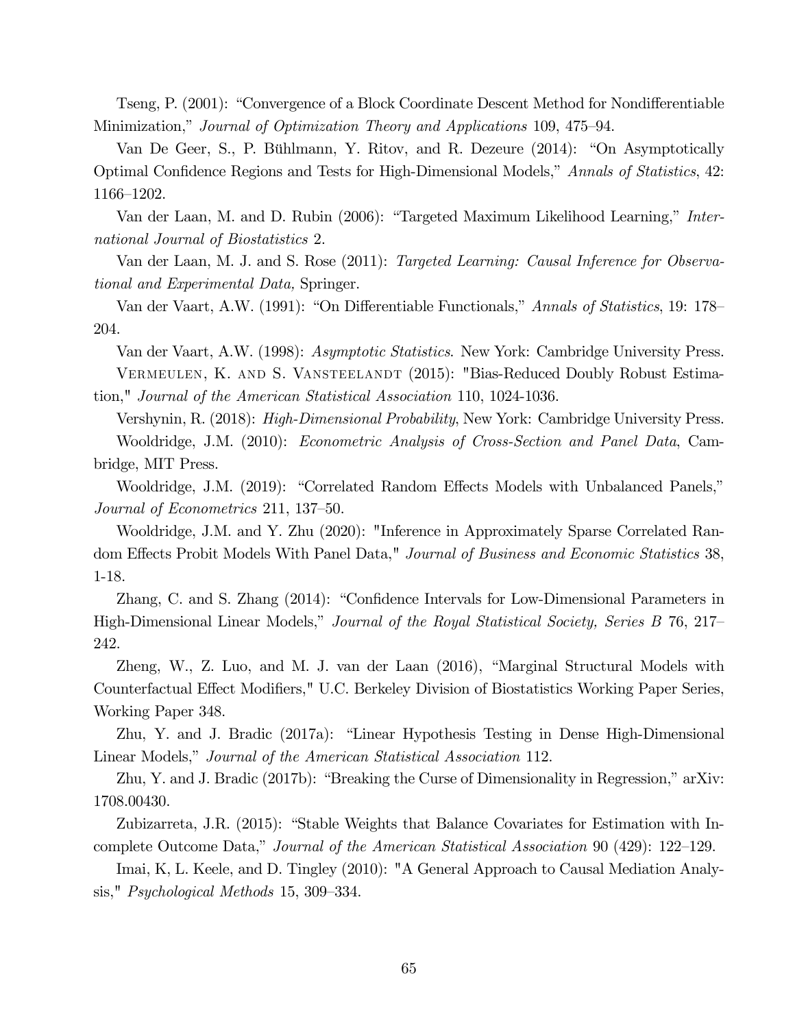Tseng, P. (2001): "Convergence of a Block Coordinate Descent Method for Nondifferentiable Minimization," *Journal of Optimization Theory and Applications* 109, 475–94.

Van De Geer, S., P. Bühlmann, Y. Ritov, and R. Dezeure (2014): "On Asymptotically Optimal Confidence Regions and Tests for High-Dimensional Models," *Annals of Statistics*, 42: 1166–1202.

Van der Laan, M. and D. Rubin (2006): "Targeted Maximum Likelihood Learning," *International Journal of Biostatistics* 2.

Van der Laan, M. J. and S. Rose (2011): *Targeted Learning: Causal Inference for Observational and Experimental Data,* Springer.

Van der Vaart, A.W. (1991): "On Differentiable Functionals," *Annals of Statistics*, 19: 178–204.

Van der Vaart, A.W. (1998): *Asymptotic Statistics*. New York: Cambridge University Press.

Vermeulen, K. and S. Vansteelandt (2015): "Bias-Reduced Doubly Robust Estimation," *Journal of the American Statistical Association* 110, 1024-1036.

Vershynin, R. (2018): *High-Dimensional Probability*, New York: Cambridge University Press.

Wooldridge, J.M. (2010): *Econometric Analysis of Cross-Section and Panel Data*, Cambridge, MIT Press.

Wooldridge, J.M. (2019): "Correlated Random Effects Models with Unbalanced Panels," *Journal of Econometrics* 211, 137–50.

Wooldridge, J.M. and Y. Zhu (2020): "Inference in Approximately Sparse Correlated Random Effects Probit Models With Panel Data," *Journal of Business and Economic Statistics* 38, 1-18.

Zhang, C. and S. Zhang (2014): "Confidence Intervals for Low-Dimensional Parameters in High-Dimensional Linear Models," *Journal of the Royal Statistical Society, Series B* 76, 217–242.

Zheng, W., Z. Luo, and M. J. van der Laan (2016), "Marginal Structural Models with Counterfactual Effect Modifiers," U.C. Berkeley Division of Biostatistics Working Paper Series, Working Paper 348.

Zhu, Y. and J. Bradic (2017a): "Linear Hypothesis Testing in Dense High-Dimensional Linear Models," *Journal of the American Statistical Association* 112.

Zhu, Y. and J. Bradic (2017b): "Breaking the Curse of Dimensionality in Regression," arXiv: 1708.00430.

Zubizarreta, J.R. (2015): "Stable Weights that Balance Covariates for Estimation with Incomplete Outcome Data," *Journal of the American Statistical Association* 90 (429): 122–129.

Imai, K, L. Keele, and D. Tingley (2010): "A General Approach to Causal Mediation Analysis," *Psychological Methods* 15, 309–334.